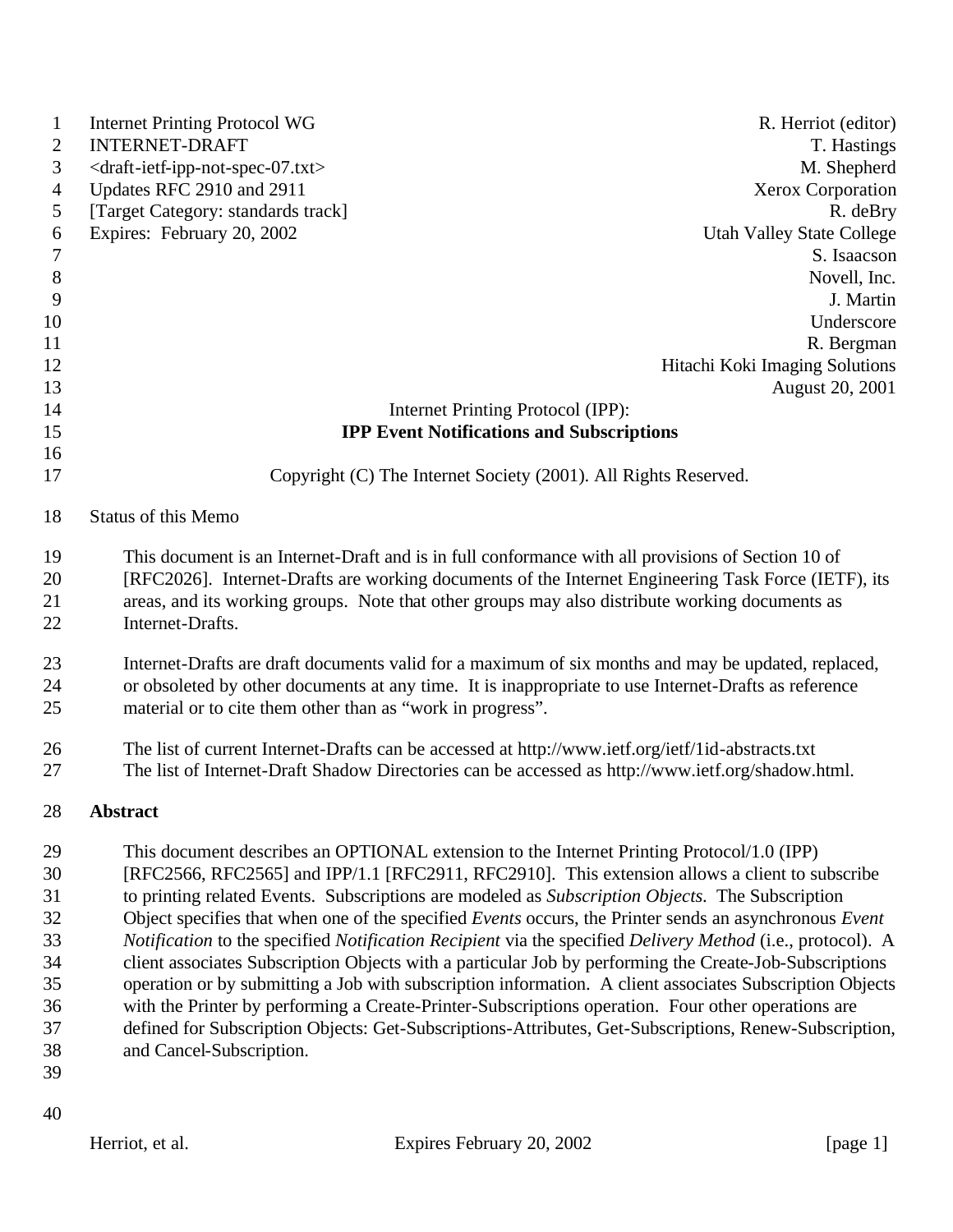Internet Printing Protocol WG  
INTERNET-DRAFT  
<draft-ietf-ipp-not-spec-07.txt>  
Updates RFC 2910 and 2911  
[Target Category: standards track]  
Expires: February 20, 2002

R. Herriot (editor)  
T. Hastings  
M. Shepherd  
Xerox Corporation  
R. deBry  
Utah Valley State College  
S. Isaacson  
Novell, Inc.  
J. Martin  
Underscore  
R. Bergman  
Hitachi Koki Imaging Solutions  
August 20, 2001

# Internet Printing Protocol (IPP): **IPP Event Notifications and Subscriptions**

Copyright (C) The Internet Society (2001). All Rights Reserved.

Status of this Memo

This document is an Internet-Draft and is in full conformance with all provisions of Section 10 of [RFC2026]. Internet-Drafts are working documents of the Internet Engineering Task Force (IETF), its areas, and its working groups. Note that other groups may also distribute working documents as Internet-Drafts.

Internet-Drafts are draft documents valid for a maximum of six months and may be updated, replaced, or obsoleted by other documents at any time. It is inappropriate to use Internet-Drafts as reference material or to cite them other than as "work in progress".

The list of current Internet-Drafts can be accessed at http://www.ietf.org/ietf/1id-abstracts.txt  
The list of Internet-Draft Shadow Directories can be accessed as http://www.ietf.org/shadow.html.

## Abstract

This document describes an OPTIONAL extension to the Internet Printing Protocol/1.0 (IPP) [RFC2566, RFC2565] and IPP/1.1 [RFC2911, RFC2910]. This extension allows a client to subscribe to printing related Events. Subscriptions are modeled as *Subscription Objects*. The Subscription Object specifies that when one of the specified *Events* occurs, the Printer sends an asynchronous *Event Notification* to the specified *Notification Recipient* via the specified *Delivery Method* (i.e., protocol). A client associates Subscription Objects with a particular Job by performing the Create-Job-Subscriptions operation or by submitting a Job with subscription information. A client associates Subscription Objects with the Printer by performing a Create-Printer-Subscriptions operation. Four other operations are defined for Subscription Objects: Get-Subscriptions-Attributes, Get-Subscriptions, Renew-Subscription, and Cancel-Subscription.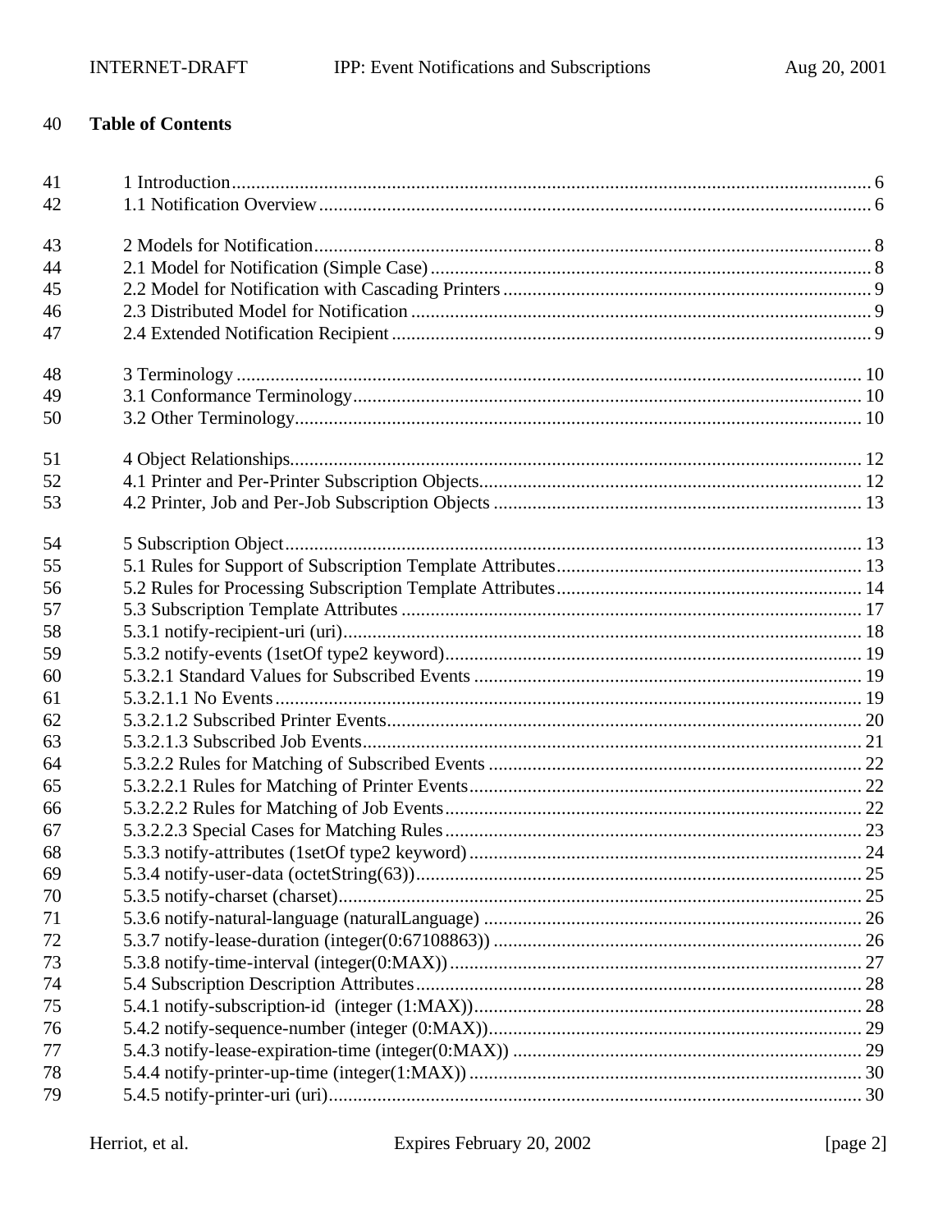40 **Table of Contents**

41 1 Introduction .......... 6
42 1.1 Notification Overview .......... 6

43 2 Models for Notification .......... 8
44 2.1 Model for Notification (Simple Case) .......... 8
45 2.2 Model for Notification with Cascading Printers .......... 9
46 2.3 Distributed Model for Notification .......... 9
47 2.4 Extended Notification Recipient .......... 9

48 3 Terminology .......... 10
49 3.1 Conformance Terminology .......... 10
50 3.2 Other Terminology .......... 10

51 4 Object Relationships .......... 12
52 4.1 Printer and Per-Printer Subscription Objects .......... 12
53 4.2 Printer, Job and Per-Job Subscription Objects .......... 13

54 5 Subscription Object .......... 13
55 5.1 Rules for Support of Subscription Template Attributes .......... 13
56 5.2 Rules for Processing Subscription Template Attributes .......... 14
57 5.3 Subscription Template Attributes .......... 17
58 5.3.1 notify-recipient-uri (uri) .......... 18
59 5.3.2 notify-events (1setOf type2 keyword) .......... 19
60 5.3.2.1 Standard Values for Subscribed Events .......... 19
61 5.3.2.1.1 No Events .......... 19
62 5.3.2.1.2 Subscribed Printer Events .......... 20
63 5.3.2.1.3 Subscribed Job Events .......... 21
64 5.3.2.2 Rules for Matching of Subscribed Events .......... 22
65 5.3.2.2.1 Rules for Matching of Printer Events .......... 22
66 5.3.2.2.2 Rules for Matching of Job Events .......... 22
67 5.3.2.2.3 Special Cases for Matching Rules .......... 23
68 5.3.3 notify-attributes (1setOf type2 keyword) .......... 24
69 5.3.4 notify-user-data (octetString(63)) .......... 25
70 5.3.5 notify-charset (charset) .......... 25
71 5.3.6 notify-natural-language (naturalLanguage) .......... 26
72 5.3.7 notify-lease-duration (integer(0:67108863)) .......... 26
73 5.3.8 notify-time-interval (integer(0:MAX)) .......... 27
74 5.4 Subscription Description Attributes .......... 28
75 5.4.1 notify-subscription-id (integer (1:MAX)) .......... 28
76 5.4.2 notify-sequence-number (integer (0:MAX)) .......... 29
77 5.4.3 notify-lease-expiration-time (integer(0:MAX)) .......... 29
78 5.4.4 notify-printer-up-time (integer(1:MAX)) .......... 30
79 5.4.5 notify-printer-uri (uri) .......... 30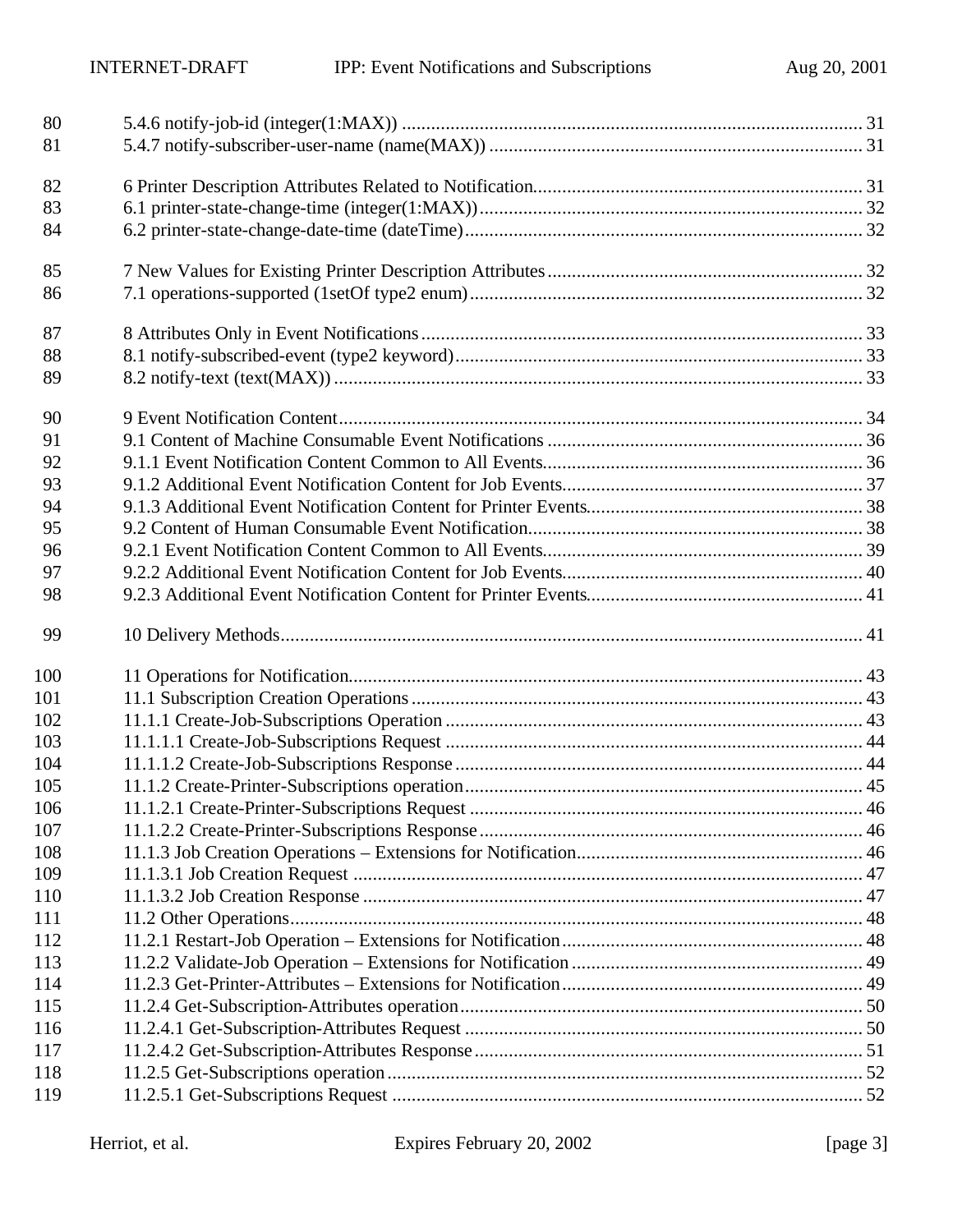80 5.4.6 notify-job-id (integer(1:MAX)) .......... 31
81 5.4.7 notify-subscriber-user-name (name(MAX)) .......... 31

82 6 Printer Description Attributes Related to Notification.......... 31
83 6.1 printer-state-change-time (integer(1:MAX)).......... 32
84 6.2 printer-state-change-date-time (dateTime).......... 32

85 7 New Values for Existing Printer Description Attributes.......... 32
86 7.1 operations-supported (1setOf type2 enum).......... 32

87 8 Attributes Only in Event Notifications.......... 33
88 8.1 notify-subscribed-event (type2 keyword).......... 33
89 8.2 notify-text (text(MAX)).......... 33

90 9 Event Notification Content.......... 34
91 9.1 Content of Machine Consumable Event Notifications .......... 36
92 9.1.1 Event Notification Content Common to All Events.......... 36
93 9.1.2 Additional Event Notification Content for Job Events.......... 37
94 9.1.3 Additional Event Notification Content for Printer Events.......... 38
95 9.2 Content of Human Consumable Event Notification.......... 38
96 9.2.1 Event Notification Content Common to All Events.......... 39
97 9.2.2 Additional Event Notification Content for Job Events.......... 40
98 9.2.3 Additional Event Notification Content for Printer Events.......... 41

99 10 Delivery Methods.......... 41

100 11 Operations for Notification.......... 43
101 11.1 Subscription Creation Operations.......... 43
102 11.1.1 Create-Job-Subscriptions Operation .......... 43
103 11.1.1.1 Create-Job-Subscriptions Request .......... 44
104 11.1.1.2 Create-Job-Subscriptions Response .......... 44
105 11.1.2 Create-Printer-Subscriptions operation.......... 45
106 11.1.2.1 Create-Printer-Subscriptions Request .......... 46
107 11.1.2.2 Create-Printer-Subscriptions Response.......... 46
108 11.1.3 Job Creation Operations – Extensions for Notification.......... 46
109 11.1.3.1 Job Creation Request .......... 47
110 11.1.3.2 Job Creation Response .......... 47
111 11.2 Other Operations.......... 48
112 11.2.1 Restart-Job Operation – Extensions for Notification.......... 48
113 11.2.2 Validate-Job Operation – Extensions for Notification .......... 49
114 11.2.3 Get-Printer-Attributes – Extensions for Notification.......... 49
115 11.2.4 Get-Subscription-Attributes operation.......... 50
116 11.2.4.1 Get-Subscription-Attributes Request .......... 50
117 11.2.4.2 Get-Subscription-Attributes Response.......... 51
118 11.2.5 Get-Subscriptions operation.......... 52
119 11.2.5.1 Get-Subscriptions Request .......... 52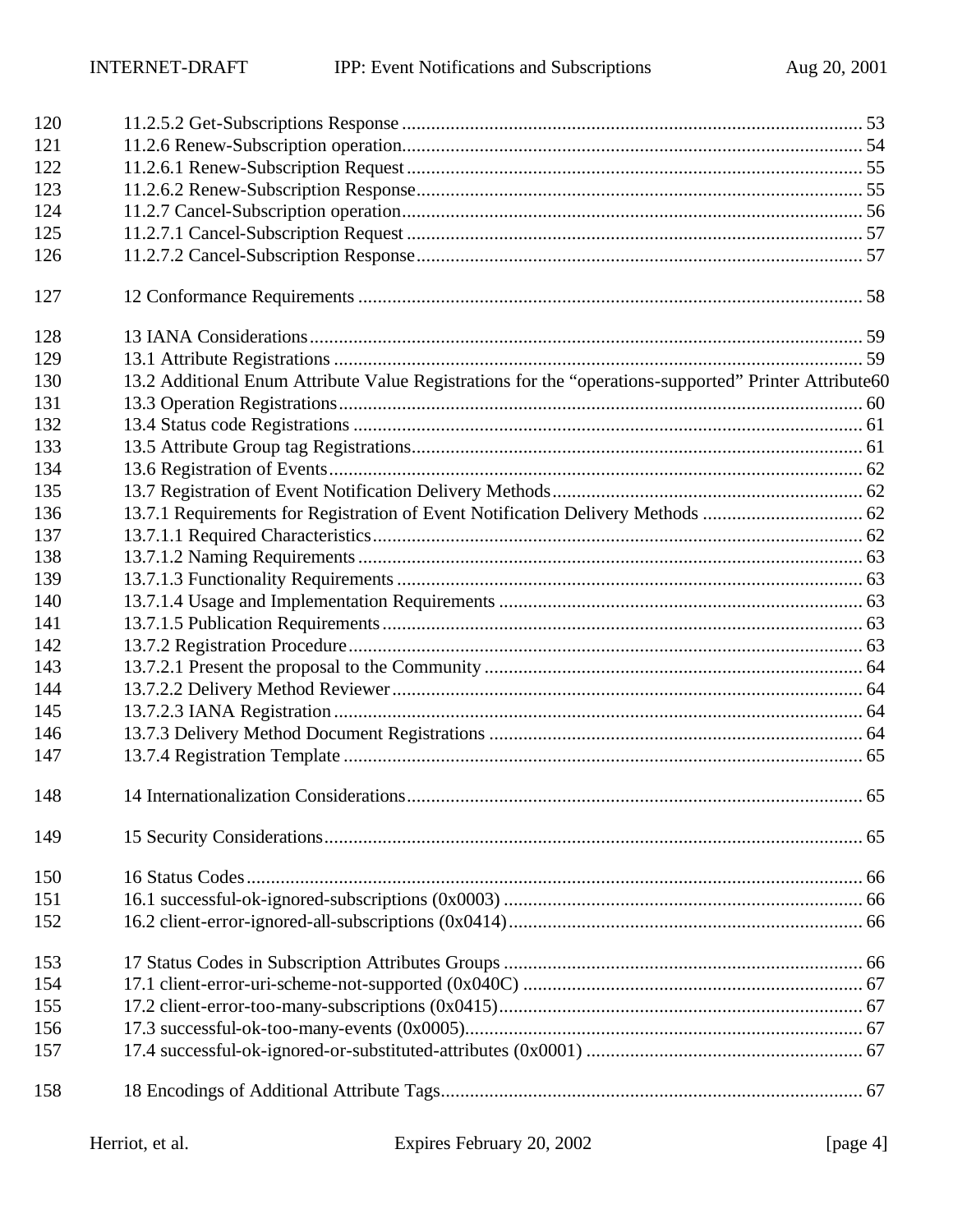120 11.2.5.2 Get-Subscriptions Response ............................................................................................ 53
121 11.2.6 Renew-Subscription operation............................................................................................ 54
122 11.2.6.1 Renew-Subscription Request ........................................................................................... 55
123 11.2.6.2 Renew-Subscription Response......................................................................................... 55
124 11.2.7 Cancel-Subscription operation............................................................................................ 56
125 11.2.7.1 Cancel-Subscription Request ........................................................................................... 57
126 11.2.7.2 Cancel-Subscription Response......................................................................................... 57

127 12 Conformance Requirements ...................................................................................................... 58

128 13 IANA Considerations................................................................................................................ 59
129 13.1 Attribute Registrations ........................................................................................................... 59
130 13.2 Additional Enum Attribute Value Registrations for the "operations-supported" Printer Attribute60
131 13.3 Operation Registrations.......................................................................................................... 60
132 13.4 Status code Registrations ....................................................................................................... 61
133 13.5 Attribute Group tag Registrations........................................................................................... 61
134 13.6 Registration of Events............................................................................................................ 62
135 13.7 Registration of Event Notification Delivery Methods............................................................... 62
136 13.7.1 Requirements for Registration of Event Notification Delivery Methods ................................ 62
137 13.7.1.1 Required Characteristics................................................................................................... 62
138 13.7.1.2 Naming Requirements ...................................................................................................... 63
139 13.7.1.3 Functionality Requirements .............................................................................................. 63
140 13.7.1.4 Usage and Implementation Requirements .......................................................................... 63
141 13.7.1.5 Publication Requirements.................................................................................................. 63
142 13.7.2 Registration Procedure......................................................................................................... 63
143 13.7.2.1 Present the proposal to the Community ............................................................................. 64
144 13.7.2.2 Delivery Method Reviewer ................................................................................................ 64
145 13.7.2.3 IANA Registration ............................................................................................................ 64
146 13.7.3 Delivery Method Document Registrations ............................................................................ 64
147 13.7.4 Registration Template .......................................................................................................... 65

148 14 Internationalization Considerations............................................................................................ 65

149 15 Security Considerations............................................................................................................. 65

150 16 Status Codes............................................................................................................................. 66
151 16.1 successful-ok-ignored-subscriptions (0x0003) ......................................................................... 66
152 16.2 client-error-ignored-all-subscriptions (0x0414)........................................................................ 66

153 17 Status Codes in Subscription Attributes Groups ......................................................................... 66
154 17.1 client-error-uri-scheme-not-supported (0x040C) ..................................................................... 67
155 17.2 client-error-too-many-subscriptions (0x0415).......................................................................... 67
156 17.3 successful-ok-too-many-events (0x0005)................................................................................. 67
157 17.4 successful-ok-ignored-or-substituted-attributes (0x0001) ......................................................... 67

158 18 Encodings of Additional Attribute Tags..................................................................................... 67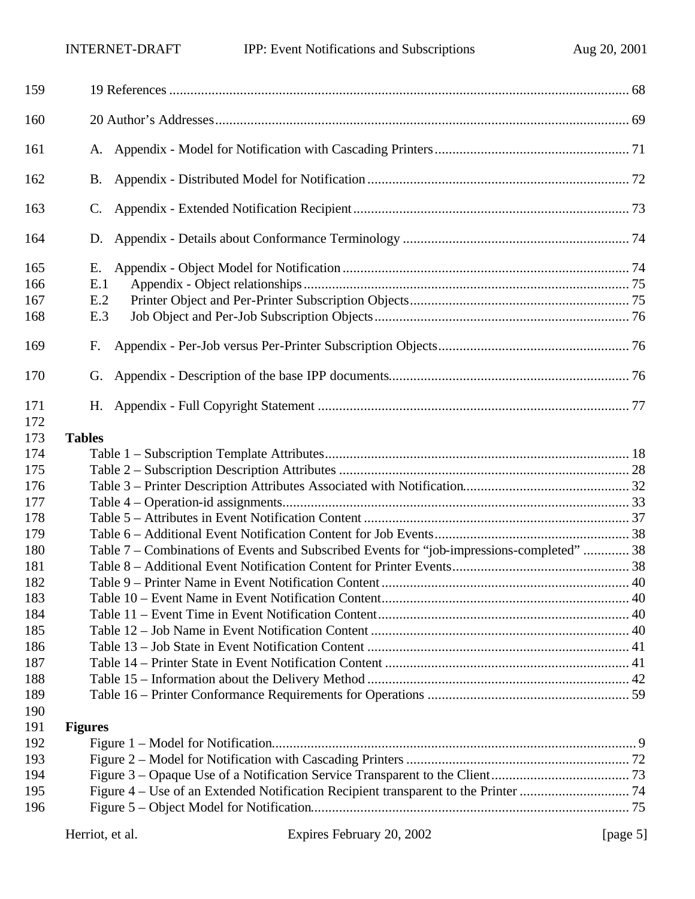19 References ..................................................................................................................... 68

20 Author's Addresses........................................................................................................ 69

A. Appendix - Model for Notification with Cascading Printers...................................................... 71

B. Appendix - Distributed Model for Notification......................................................................... 72

C. Appendix - Extended Notification Recipient............................................................................ 73

D. Appendix - Details about Conformance Terminology ............................................................... 74

E. Appendix - Object Model for Notification ................................................................................ 74
E.1 Appendix - Object relationships............................................................................................ 75
E.2 Printer Object and Per-Printer Subscription Objects............................................................. 75
E.3 Job Object and Per-Job Subscription Objects....................................................................... 76

F. Appendix - Per-Job versus Per-Printer Subscription Objects..................................................... 76

G. Appendix - Description of the base IPP documents.................................................................. 76

H. Appendix - Full Copyright Statement ...................................................................................... 77

**Tables**

Table 1 – Subscription Template Attributes..................................................................................... 18
Table 2 – Subscription Description Attributes ................................................................................. 28
Table 3 – Printer Description Attributes Associated with Notification............................................... 32
Table 4 – Operation-id assignments................................................................................................. 33
Table 5 – Attributes in Event Notification Content .......................................................................... 37
Table 6 – Additional Event Notification Content for Job Events...................................................... 38
Table 7 – Combinations of Events and Subscribed Events for "job-impressions-completed" ............. 38
Table 8 – Additional Event Notification Content for Printer Events.................................................. 38
Table 9 – Printer Name in Event Notification Content ..................................................................... 40
Table 10 – Event Name in Event Notification Content..................................................................... 40
Table 11 – Event Time in Event Notification Content...................................................................... 40
Table 12 – Job Name in Event Notification Content ........................................................................ 40
Table 13 – Job State in Event Notification Content ......................................................................... 41
Table 14 – Printer State in Event Notification Content .................................................................... 41
Table 15 – Information about the Delivery Method ......................................................................... 42
Table 16 – Printer Conformance Requirements for Operations ........................................................ 59

**Figures**

Figure 1 – Model for Notification....................................................................................................... 9
Figure 2 – Model for Notification with Cascading Printers ............................................................... 72
Figure 3 – Opaque Use of a Notification Service Transparent to the Client....................................... 73
Figure 4 – Use of an Extended Notification Recipient transparent to the Printer ............................... 74
Figure 5 – Object Model for Notification.......................................................................................... 75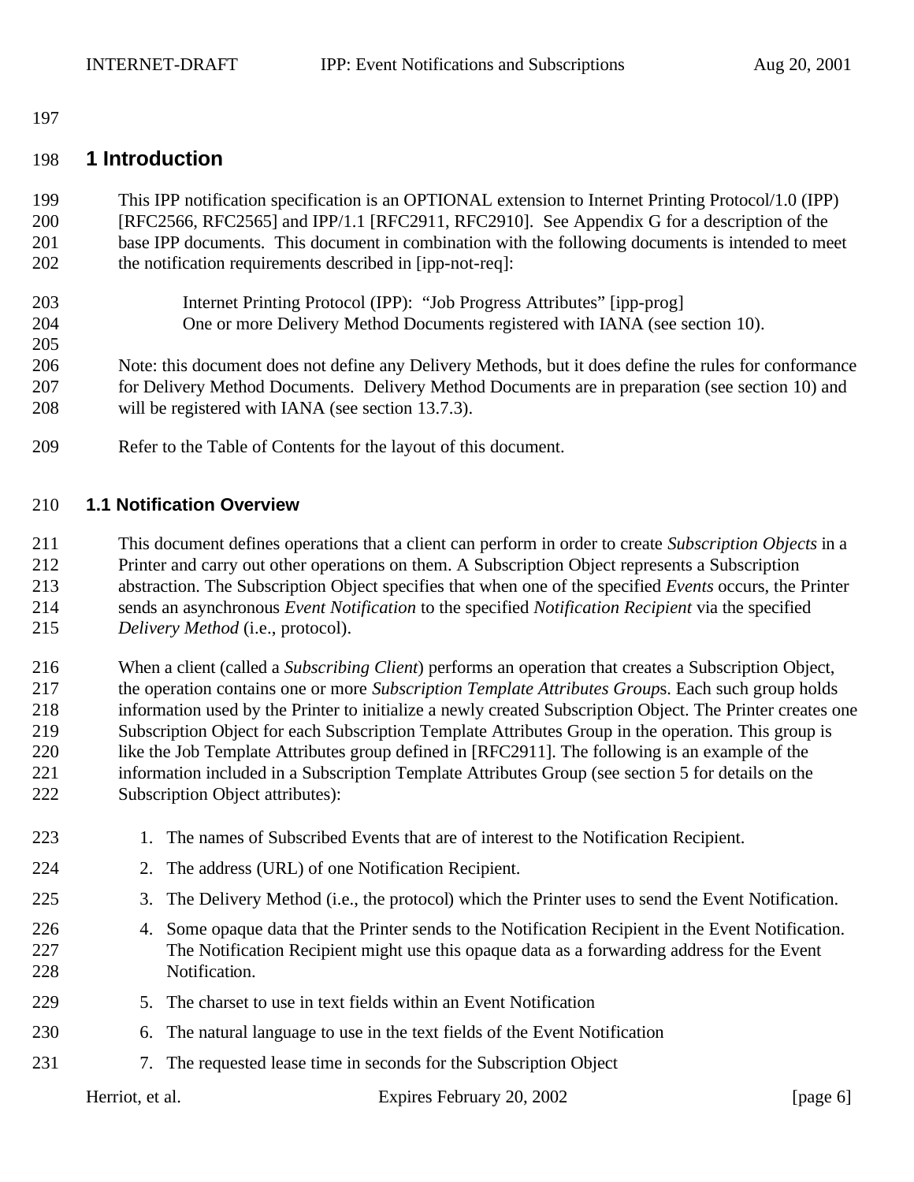# 1 Introduction

This IPP notification specification is an OPTIONAL extension to Internet Printing Protocol/1.0 (IPP) [RFC2566, RFC2565] and IPP/1.1 [RFC2911, RFC2910]. See Appendix G for a description of the base IPP documents. This document in combination with the following documents is intended to meet the notification requirements described in [ipp-not-req]:

> Internet Printing Protocol (IPP): "Job Progress Attributes" [ipp-prog]
> One or more Delivery Method Documents registered with IANA (see section 10).

Note: this document does not define any Delivery Methods, but it does define the rules for conformance for Delivery Method Documents. Delivery Method Documents are in preparation (see section 10) and will be registered with IANA (see section 13.7.3).

Refer to the Table of Contents for the layout of this document.

## 1.1 Notification Overview

This document defines operations that a client can perform in order to create *Subscription Objects* in a Printer and carry out other operations on them. A Subscription Object represents a Subscription abstraction. The Subscription Object specifies that when one of the specified *Events* occurs, the Printer sends an asynchronous *Event Notification* to the specified *Notification Recipient* via the specified *Delivery Method* (i.e., protocol).

When a client (called a *Subscribing Client*) performs an operation that creates a Subscription Object, the operation contains one or more *Subscription Template Attributes Group*s. Each such group holds information used by the Printer to initialize a newly created Subscription Object. The Printer creates one Subscription Object for each Subscription Template Attributes Group in the operation. This group is like the Job Template Attributes group defined in [RFC2911]. The following is an example of the information included in a Subscription Template Attributes Group (see section 5 for details on the Subscription Object attributes):

1. The names of Subscribed Events that are of interest to the Notification Recipient.
2. The address (URL) of one Notification Recipient.
3. The Delivery Method (i.e., the protocol) which the Printer uses to send the Event Notification.
4. Some opaque data that the Printer sends to the Notification Recipient in the Event Notification. The Notification Recipient might use this opaque data as a forwarding address for the Event Notification.
5. The charset to use in text fields within an Event Notification
6. The natural language to use in the text fields of the Event Notification
7. The requested lease time in seconds for the Subscription Object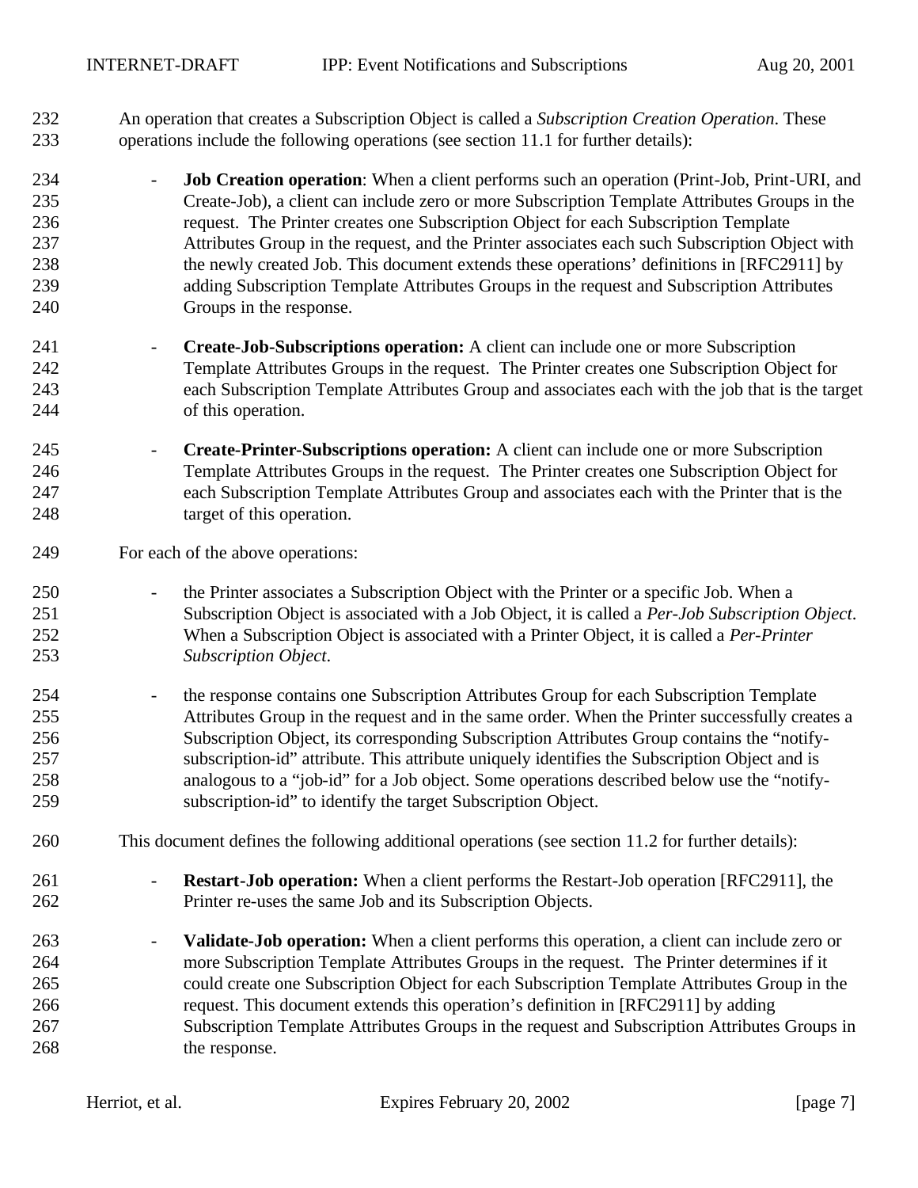An operation that creates a Subscription Object is called a *Subscription Creation Operation*. These operations include the following operations (see section 11.1 for further details):

- **Job Creation operation**: When a client performs such an operation (Print-Job, Print-URI, and Create-Job), a client can include zero or more Subscription Template Attributes Groups in the request. The Printer creates one Subscription Object for each Subscription Template Attributes Group in the request, and the Printer associates each such Subscription Object with the newly created Job. This document extends these operations' definitions in [RFC2911] by adding Subscription Template Attributes Groups in the request and Subscription Attributes Groups in the response.

- **Create-Job-Subscriptions operation:** A client can include one or more Subscription Template Attributes Groups in the request. The Printer creates one Subscription Object for each Subscription Template Attributes Group and associates each with the job that is the target of this operation.

- **Create-Printer-Subscriptions operation:** A client can include one or more Subscription Template Attributes Groups in the request. The Printer creates one Subscription Object for each Subscription Template Attributes Group and associates each with the Printer that is the target of this operation.

For each of the above operations:

- the Printer associates a Subscription Object with the Printer or a specific Job. When a Subscription Object is associated with a Job Object, it is called a *Per-Job Subscription Object*. When a Subscription Object is associated with a Printer Object, it is called a *Per-Printer Subscription Object*.

- the response contains one Subscription Attributes Group for each Subscription Template Attributes Group in the request and in the same order. When the Printer successfully creates a Subscription Object, its corresponding Subscription Attributes Group contains the "notify-subscription-id" attribute. This attribute uniquely identifies the Subscription Object and is analogous to a "job-id" for a Job object. Some operations described below use the "notify-subscription-id" to identify the target Subscription Object.

This document defines the following additional operations (see section 11.2 for further details):

- **Restart-Job operation:** When a client performs the Restart-Job operation [RFC2911], the Printer re-uses the same Job and its Subscription Objects.

- **Validate-Job operation:** When a client performs this operation, a client can include zero or more Subscription Template Attributes Groups in the request. The Printer determines if it could create one Subscription Object for each Subscription Template Attributes Group in the request. This document extends this operation's definition in [RFC2911] by adding Subscription Template Attributes Groups in the request and Subscription Attributes Groups in the response.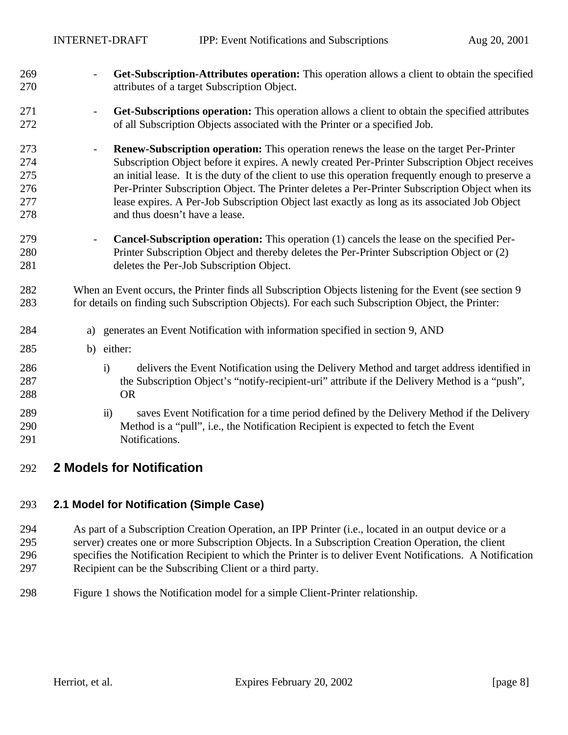- **Get-Subscription-Attributes operation:** This operation allows a client to obtain the specified attributes of a target Subscription Object.

- **Get-Subscriptions operation:** This operation allows a client to obtain the specified attributes of all Subscription Objects associated with the Printer or a specified Job.

- **Renew-Subscription operation:** This operation renews the lease on the target Per-Printer Subscription Object before it expires. A newly created Per-Printer Subscription Object receives an initial lease. It is the duty of the client to use this operation frequently enough to preserve a Per-Printer Subscription Object. The Printer deletes a Per-Printer Subscription Object when its lease expires. A Per-Job Subscription Object last exactly as long as its associated Job Object and thus doesn't have a lease.

- **Cancel-Subscription operation:** This operation (1) cancels the lease on the specified Per-Printer Subscription Object and thereby deletes the Per-Printer Subscription Object or (2) deletes the Per-Job Subscription Object.

When an Event occurs, the Printer finds all Subscription Objects listening for the Event (see section 9 for details on finding such Subscription Objects). For each such Subscription Object, the Printer:

a) generates an Event Notification with information specified in section 9, AND

b) either:

   i) delivers the Event Notification using the Delivery Method and target address identified in the Subscription Object's "notify-recipient-uri" attribute if the Delivery Method is a "push", OR

   ii) saves Event Notification for a time period defined by the Delivery Method if the Delivery Method is a "pull", i.e., the Notification Recipient is expected to fetch the Event Notifications.

# 2 Models for Notification

## 2.1 Model for Notification (Simple Case)

As part of a Subscription Creation Operation, an IPP Printer (i.e., located in an output device or a server) creates one or more Subscription Objects. In a Subscription Creation Operation, the client specifies the Notification Recipient to which the Printer is to deliver Event Notifications. A Notification Recipient can be the Subscribing Client or a third party.

Figure 1 shows the Notification model for a simple Client-Printer relationship.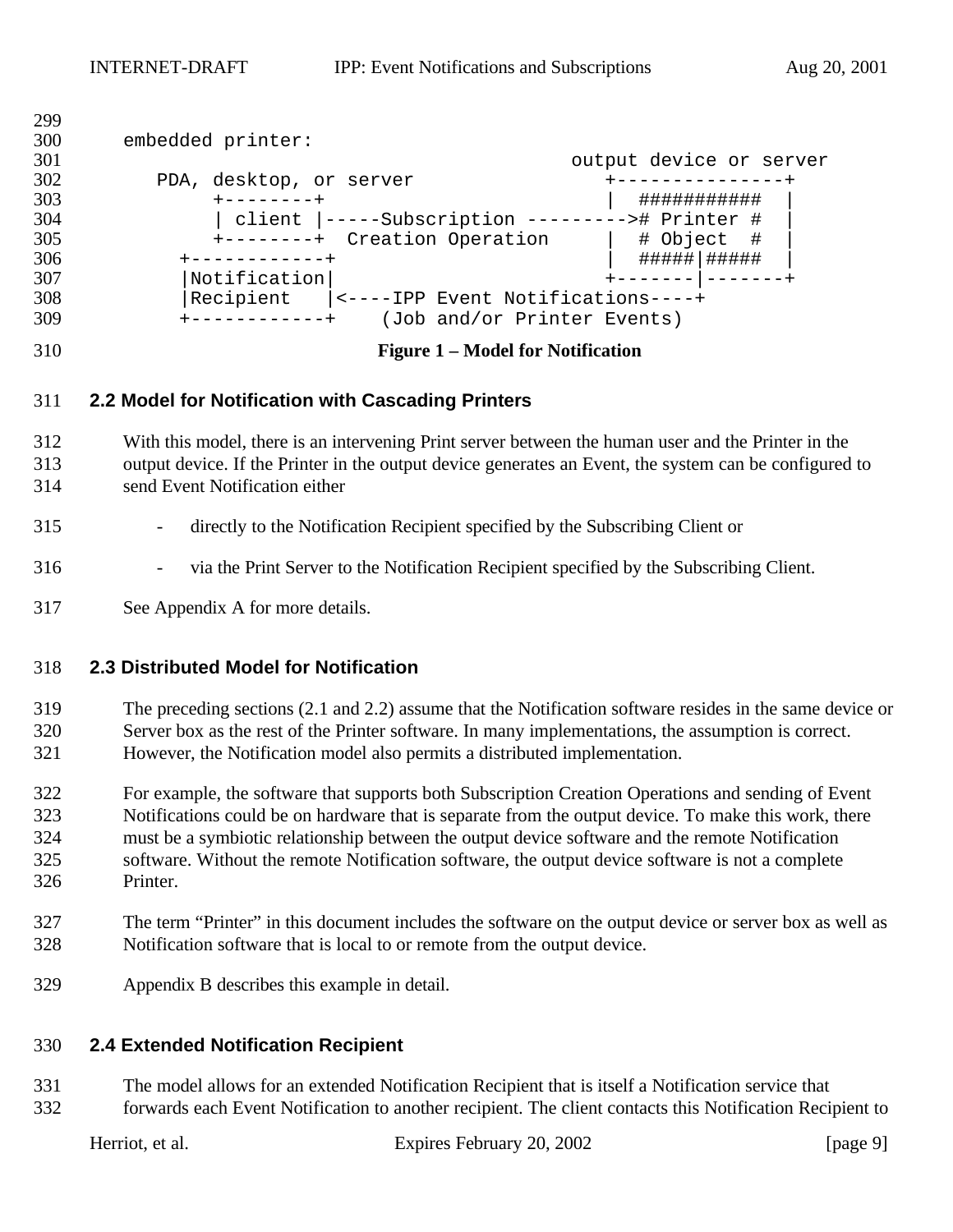```
embedded printer:
                                                    output device or server
      PDA, desktop, or server                          +---------------+
          +--------+                                   |  ###########  |
          | client |-----Subscription --------->  # Printer #  |
          +--------+  Creation Operation               |  # Object  #  |
        +------------+                                 |  #####|#####  |
        |Notification|                                 +-------|-------+
        |Recipient   |<----IPP Event Notifications----+
        +------------+    (Job and/or Printer Events)
```

**Figure 1 – Model for Notification**

### 2.2 Model for Notification with Cascading Printers

With this model, there is an intervening Print server between the human user and the Printer in the output device. If the Printer in the output device generates an Event, the system can be configured to send Event Notification either

- directly to the Notification Recipient specified by the Subscribing Client or
- via the Print Server to the Notification Recipient specified by the Subscribing Client.

See Appendix A for more details.

### 2.3 Distributed Model for Notification

The preceding sections (2.1 and 2.2) assume that the Notification software resides in the same device or Server box as the rest of the Printer software. In many implementations, the assumption is correct. However, the Notification model also permits a distributed implementation.

For example, the software that supports both Subscription Creation Operations and sending of Event Notifications could be on hardware that is separate from the output device. To make this work, there must be a symbiotic relationship between the output device software and the remote Notification software. Without the remote Notification software, the output device software is not a complete Printer.

The term "Printer" in this document includes the software on the output device or server box as well as Notification software that is local to or remote from the output device.

Appendix B describes this example in detail.

### 2.4 Extended Notification Recipient

The model allows for an extended Notification Recipient that is itself a Notification service that forwards each Event Notification to another recipient. The client contacts this Notification Recipient to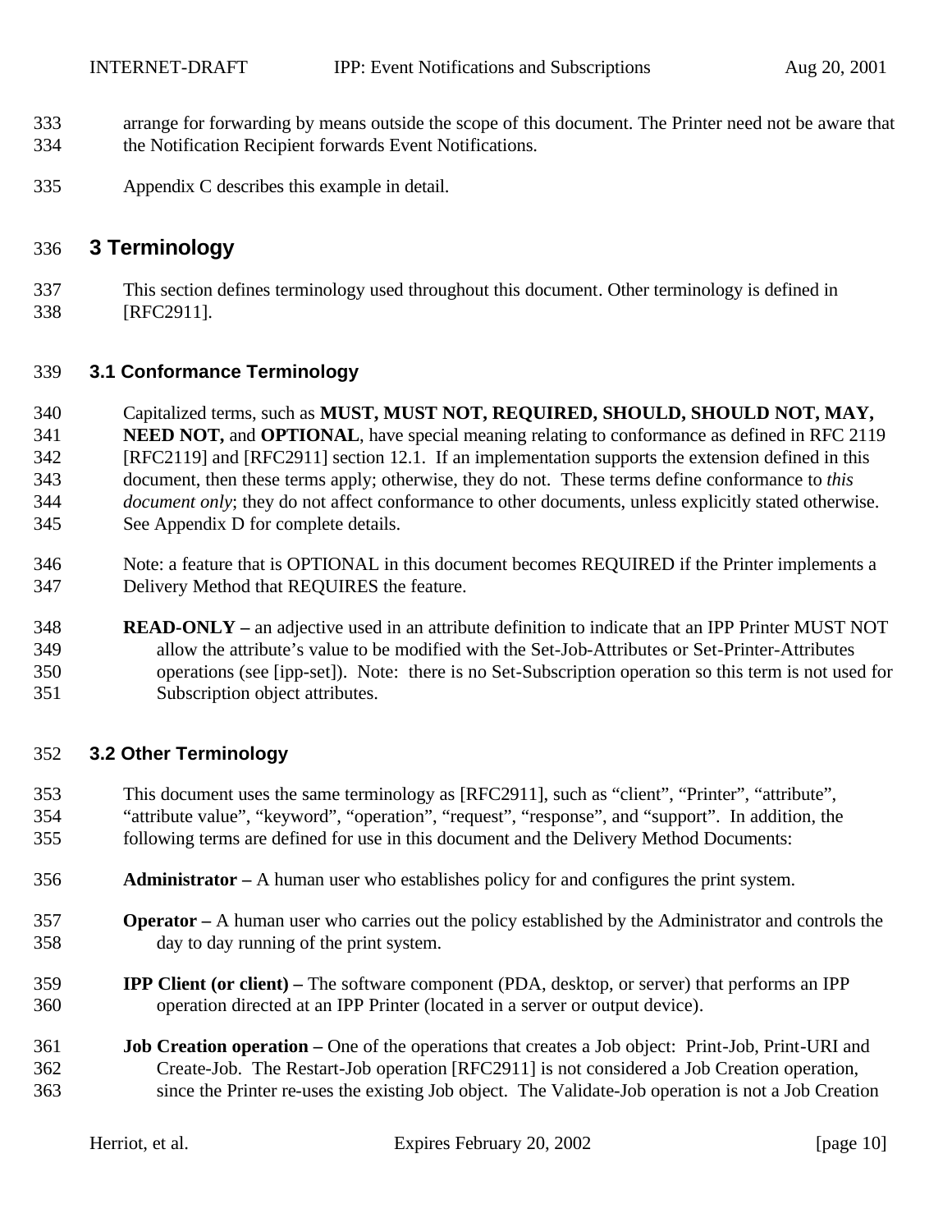arrange for forwarding by means outside the scope of this document. The Printer need not be aware that the Notification Recipient forwards Event Notifications.

Appendix C describes this example in detail.

# 3 Terminology

This section defines terminology used throughout this document. Other terminology is defined in [RFC2911].

## 3.1 Conformance Terminology

Capitalized terms, such as **MUST, MUST NOT, REQUIRED, SHOULD, SHOULD NOT, MAY, NEED NOT,** and **OPTIONAL**, have special meaning relating to conformance as defined in RFC 2119 [RFC2119] and [RFC2911] section 12.1. If an implementation supports the extension defined in this document, then these terms apply; otherwise, they do not. These terms define conformance to *this document only*; they do not affect conformance to other documents, unless explicitly stated otherwise. See Appendix D for complete details.

Note: a feature that is OPTIONAL in this document becomes REQUIRED if the Printer implements a Delivery Method that REQUIRES the feature.

**READ-ONLY –** an adjective used in an attribute definition to indicate that an IPP Printer MUST NOT allow the attribute's value to be modified with the Set-Job-Attributes or Set-Printer-Attributes operations (see [ipp-set]). Note: there is no Set-Subscription operation so this term is not used for Subscription object attributes.

## 3.2 Other Terminology

This document uses the same terminology as [RFC2911], such as "client", "Printer", "attribute", "attribute value", "keyword", "operation", "request", "response", and "support". In addition, the following terms are defined for use in this document and the Delivery Method Documents:

**Administrator –** A human user who establishes policy for and configures the print system.

**Operator –** A human user who carries out the policy established by the Administrator and controls the day to day running of the print system.

**IPP Client (or client) –** The software component (PDA, desktop, or server) that performs an IPP operation directed at an IPP Printer (located in a server or output device).

**Job Creation operation –** One of the operations that creates a Job object: Print-Job, Print-URI and Create-Job. The Restart-Job operation [RFC2911] is not considered a Job Creation operation, since the Printer re-uses the existing Job object. The Validate-Job operation is not a Job Creation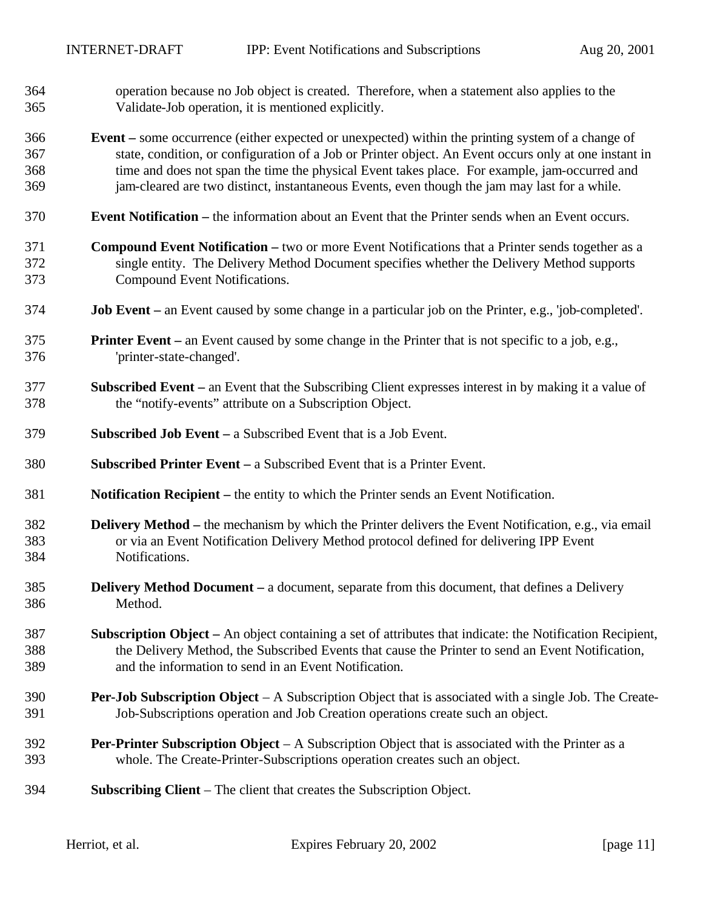operation because no Job object is created. Therefore, when a statement also applies to the Validate-Job operation, it is mentioned explicitly.

**Event –** some occurrence (either expected or unexpected) within the printing system of a change of state, condition, or configuration of a Job or Printer object. An Event occurs only at one instant in time and does not span the time the physical Event takes place. For example, jam-occurred and jam-cleared are two distinct, instantaneous Events, even though the jam may last for a while.

**Event Notification –** the information about an Event that the Printer sends when an Event occurs.

**Compound Event Notification –** two or more Event Notifications that a Printer sends together as a single entity. The Delivery Method Document specifies whether the Delivery Method supports Compound Event Notifications.

**Job Event –** an Event caused by some change in a particular job on the Printer, e.g., 'job-completed'.

**Printer Event –** an Event caused by some change in the Printer that is not specific to a job, e.g., 'printer-state-changed'.

**Subscribed Event –** an Event that the Subscribing Client expresses interest in by making it a value of the "notify-events" attribute on a Subscription Object.

**Subscribed Job Event –** a Subscribed Event that is a Job Event.

**Subscribed Printer Event –** a Subscribed Event that is a Printer Event.

**Notification Recipient –** the entity to which the Printer sends an Event Notification.

**Delivery Method –** the mechanism by which the Printer delivers the Event Notification, e.g., via email or via an Event Notification Delivery Method protocol defined for delivering IPP Event Notifications.

**Delivery Method Document –** a document, separate from this document, that defines a Delivery Method.

**Subscription Object –** An object containing a set of attributes that indicate: the Notification Recipient, the Delivery Method, the Subscribed Events that cause the Printer to send an Event Notification, and the information to send in an Event Notification.

**Per-Job Subscription Object** – A Subscription Object that is associated with a single Job. The Create-Job-Subscriptions operation and Job Creation operations create such an object.

**Per-Printer Subscription Object** – A Subscription Object that is associated with the Printer as a whole. The Create-Printer-Subscriptions operation creates such an object.

**Subscribing Client** – The client that creates the Subscription Object.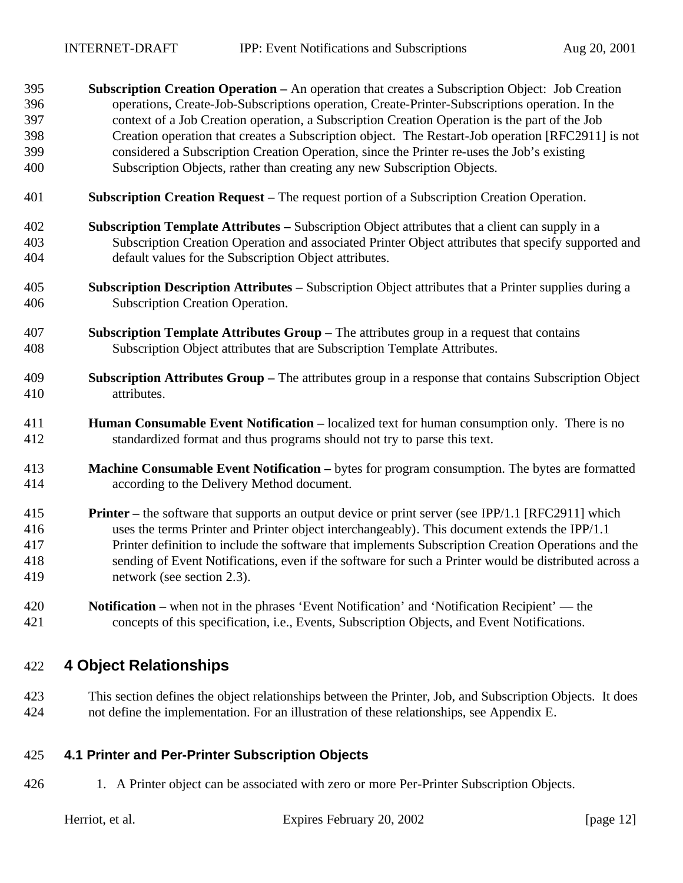**Subscription Creation Operation –** An operation that creates a Subscription Object: Job Creation operations, Create-Job-Subscriptions operation, Create-Printer-Subscriptions operation. In the context of a Job Creation operation, a Subscription Creation Operation is the part of the Job Creation operation that creates a Subscription object. The Restart-Job operation [RFC2911] is not considered a Subscription Creation Operation, since the Printer re-uses the Job's existing Subscription Objects, rather than creating any new Subscription Objects.

**Subscription Creation Request –** The request portion of a Subscription Creation Operation.

**Subscription Template Attributes –** Subscription Object attributes that a client can supply in a Subscription Creation Operation and associated Printer Object attributes that specify supported and default values for the Subscription Object attributes.

**Subscription Description Attributes –** Subscription Object attributes that a Printer supplies during a Subscription Creation Operation.

**Subscription Template Attributes Group** – The attributes group in a request that contains Subscription Object attributes that are Subscription Template Attributes.

**Subscription Attributes Group –** The attributes group in a response that contains Subscription Object attributes.

**Human Consumable Event Notification –** localized text for human consumption only. There is no standardized format and thus programs should not try to parse this text.

**Machine Consumable Event Notification –** bytes for program consumption. The bytes are formatted according to the Delivery Method document.

**Printer –** the software that supports an output device or print server (see IPP/1.1 [RFC2911] which uses the terms Printer and Printer object interchangeably). This document extends the IPP/1.1 Printer definition to include the software that implements Subscription Creation Operations and the sending of Event Notifications, even if the software for such a Printer would be distributed across a network (see section 2.3).

**Notification –** when not in the phrases 'Event Notification' and 'Notification Recipient' — the concepts of this specification, i.e., Events, Subscription Objects, and Event Notifications.

# 4 Object Relationships

This section defines the object relationships between the Printer, Job, and Subscription Objects. It does not define the implementation. For an illustration of these relationships, see Appendix E.

## 4.1 Printer and Per-Printer Subscription Objects

1. A Printer object can be associated with zero or more Per-Printer Subscription Objects.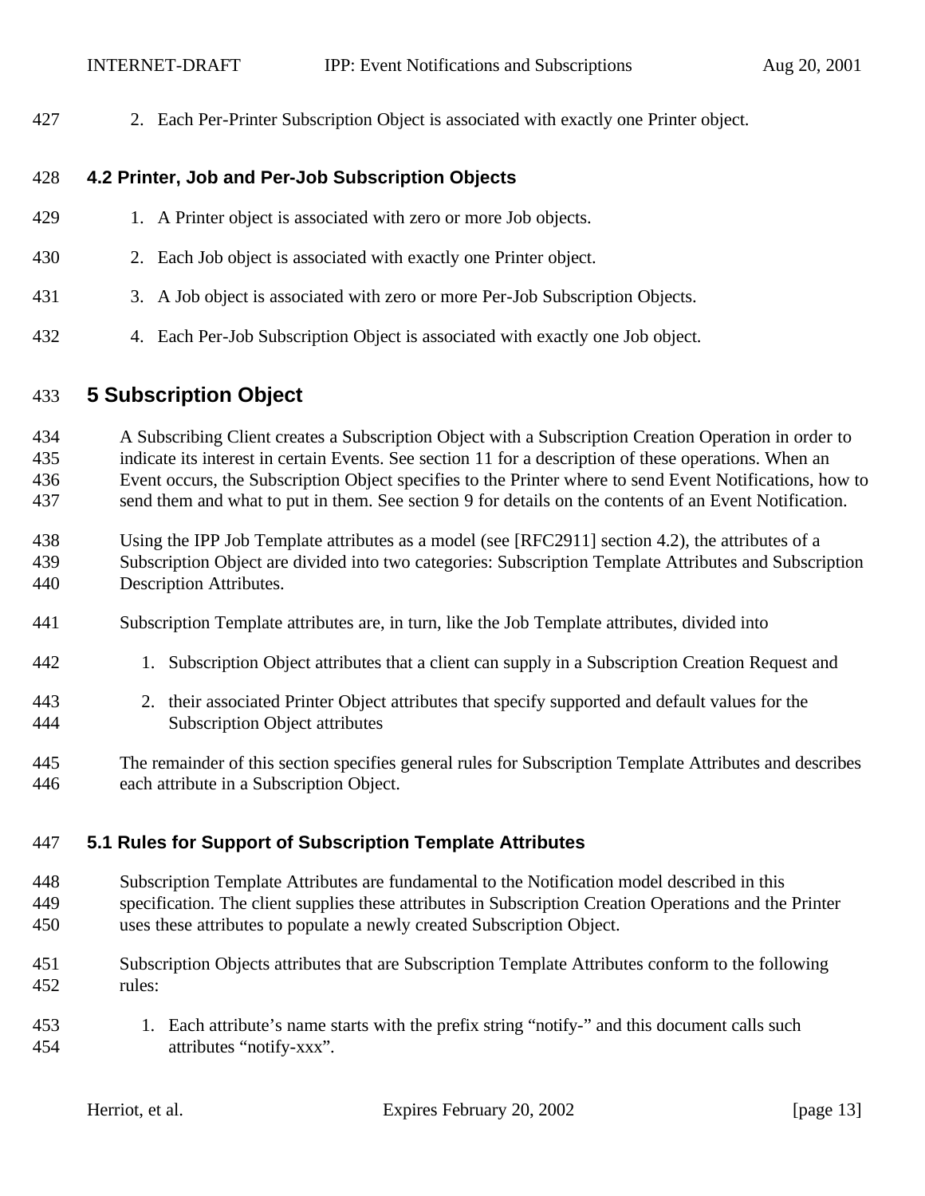2. Each Per-Printer Subscription Object is associated with exactly one Printer object.

### 4.2 Printer, Job and Per-Job Subscription Objects

1. A Printer object is associated with zero or more Job objects.

2. Each Job object is associated with exactly one Printer object.

3. A Job object is associated with zero or more Per-Job Subscription Objects.

4. Each Per-Job Subscription Object is associated with exactly one Job object.

## 5 Subscription Object

A Subscribing Client creates a Subscription Object with a Subscription Creation Operation in order to indicate its interest in certain Events. See section 11 for a description of these operations. When an Event occurs, the Subscription Object specifies to the Printer where to send Event Notifications, how to send them and what to put in them. See section 9 for details on the contents of an Event Notification.

Using the IPP Job Template attributes as a model (see [RFC2911] section 4.2), the attributes of a Subscription Object are divided into two categories: Subscription Template Attributes and Subscription Description Attributes.

Subscription Template attributes are, in turn, like the Job Template attributes, divided into

1. Subscription Object attributes that a client can supply in a Subscription Creation Request and

2. their associated Printer Object attributes that specify supported and default values for the Subscription Object attributes

The remainder of this section specifies general rules for Subscription Template Attributes and describes each attribute in a Subscription Object.

### 5.1 Rules for Support of Subscription Template Attributes

Subscription Template Attributes are fundamental to the Notification model described in this specification. The client supplies these attributes in Subscription Creation Operations and the Printer uses these attributes to populate a newly created Subscription Object.

Subscription Objects attributes that are Subscription Template Attributes conform to the following rules:

1. Each attribute's name starts with the prefix string "notify-" and this document calls such attributes "notify-xxx".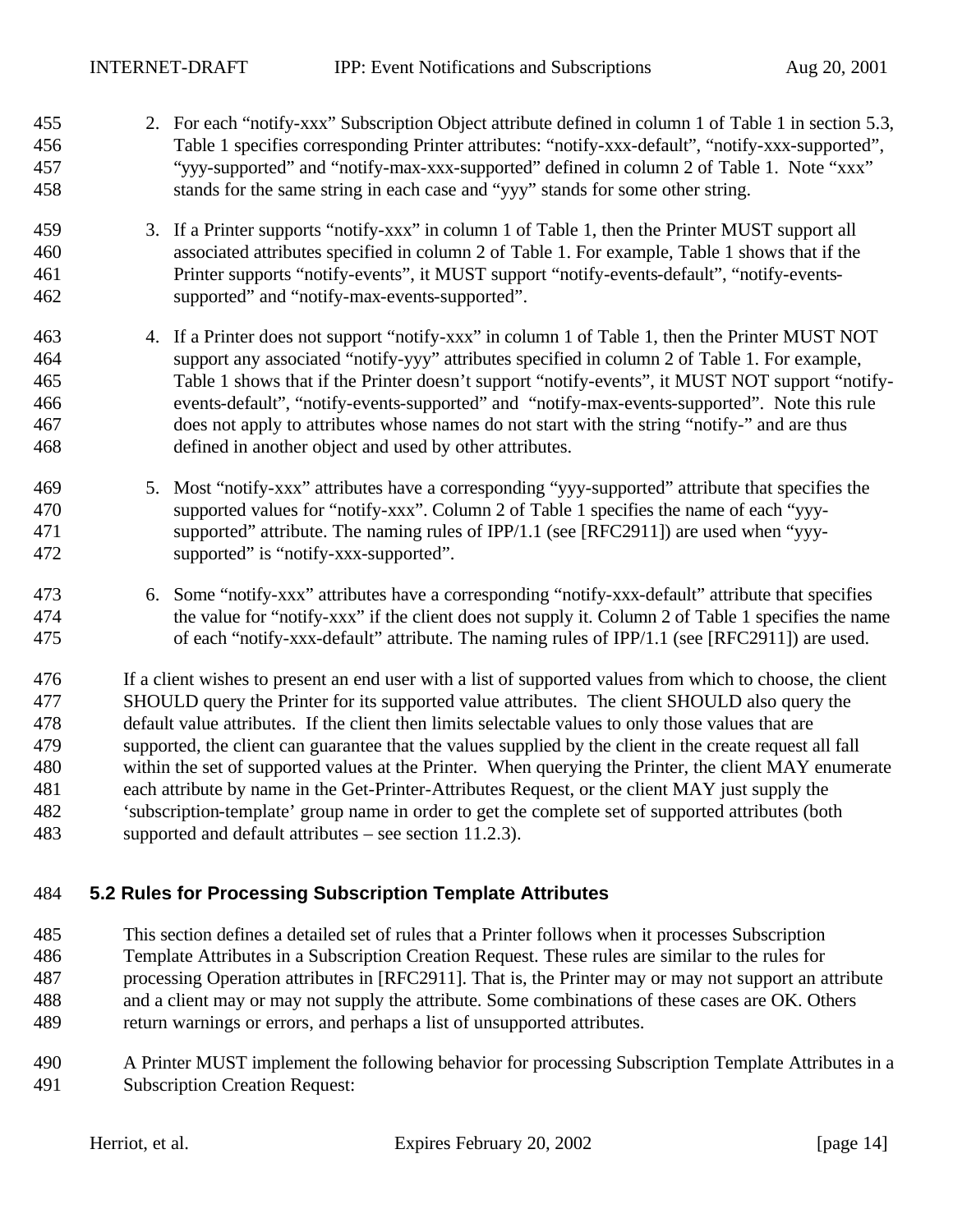2. For each “notify-xxx” Subscription Object attribute defined in column 1 of Table 1 in section 5.3, Table 1 specifies corresponding Printer attributes: “notify-xxx-default”, “notify-xxx-supported”, “yyy-supported” and “notify-max-xxx-supported” defined in column 2 of Table 1. Note “xxx” stands for the same string in each case and “yyy” stands for some other string.

3. If a Printer supports “notify-xxx” in column 1 of Table 1, then the Printer MUST support all associated attributes specified in column 2 of Table 1. For example, Table 1 shows that if the Printer supports “notify-events”, it MUST support “notify-events-default”, “notify-events-supported” and “notify-max-events-supported”.

4. If a Printer does not support “notify-xxx” in column 1 of Table 1, then the Printer MUST NOT support any associated “notify-yyy” attributes specified in column 2 of Table 1. For example, Table 1 shows that if the Printer doesn’t support “notify-events”, it MUST NOT support “notify-events-default”, “notify-events-supported” and “notify-max-events-supported”. Note this rule does not apply to attributes whose names do not start with the string “notify-” and are thus defined in another object and used by other attributes.

5. Most “notify-xxx” attributes have a corresponding “yyy-supported” attribute that specifies the supported values for “notify-xxx”. Column 2 of Table 1 specifies the name of each “yyy-supported” attribute. The naming rules of IPP/1.1 (see [RFC2911]) are used when “yyy-supported” is “notify-xxx-supported”.

6. Some “notify-xxx” attributes have a corresponding “notify-xxx-default” attribute that specifies the value for “notify-xxx” if the client does not supply it. Column 2 of Table 1 specifies the name of each “notify-xxx-default” attribute. The naming rules of IPP/1.1 (see [RFC2911]) are used.

If a client wishes to present an end user with a list of supported values from which to choose, the client SHOULD query the Printer for its supported value attributes. The client SHOULD also query the default value attributes. If the client then limits selectable values to only those values that are supported, the client can guarantee that the values supplied by the client in the create request all fall within the set of supported values at the Printer. When querying the Printer, the client MAY enumerate each attribute by name in the Get-Printer-Attributes Request, or the client MAY just supply the ‘subscription-template’ group name in order to get the complete set of supported attributes (both supported and default attributes – see section 11.2.3).

## 5.2 Rules for Processing Subscription Template Attributes

This section defines a detailed set of rules that a Printer follows when it processes Subscription Template Attributes in a Subscription Creation Request. These rules are similar to the rules for processing Operation attributes in [RFC2911]. That is, the Printer may or may not support an attribute and a client may or may not supply the attribute. Some combinations of these cases are OK. Others return warnings or errors, and perhaps a list of unsupported attributes.

A Printer MUST implement the following behavior for processing Subscription Template Attributes in a Subscription Creation Request: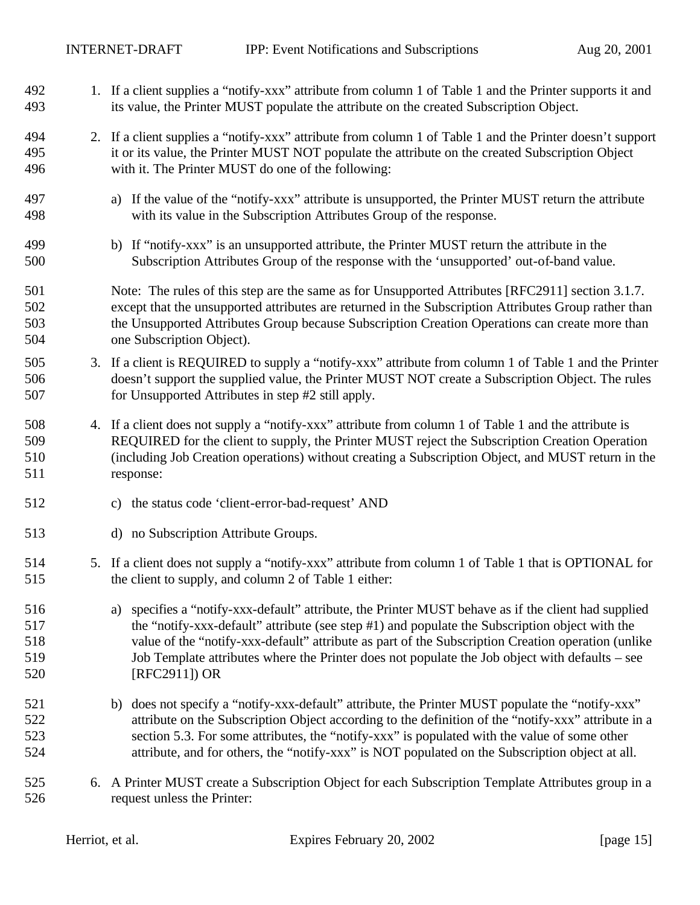1. If a client supplies a “notify-xxx” attribute from column 1 of Table 1 and the Printer supports it and its value, the Printer MUST populate the attribute on the created Subscription Object.

2. If a client supplies a “notify-xxx” attribute from column 1 of Table 1 and the Printer doesn’t support it or its value, the Printer MUST NOT populate the attribute on the created Subscription Object with it. The Printer MUST do one of the following:

   a) If the value of the “notify-xxx” attribute is unsupported, the Printer MUST return the attribute with its value in the Subscription Attributes Group of the response.

   b) If “notify-xxx” is an unsupported attribute, the Printer MUST return the attribute in the Subscription Attributes Group of the response with the ‘unsupported’ out-of-band value.

   Note: The rules of this step are the same as for Unsupported Attributes [RFC2911] section 3.1.7. except that the unsupported attributes are returned in the Subscription Attributes Group rather than the Unsupported Attributes Group because Subscription Creation Operations can create more than one Subscription Object).

3. If a client is REQUIRED to supply a “notify-xxx” attribute from column 1 of Table 1 and the Printer doesn’t support the supplied value, the Printer MUST NOT create a Subscription Object. The rules for Unsupported Attributes in step #2 still apply.

4. If a client does not supply a “notify-xxx” attribute from column 1 of Table 1 and the attribute is REQUIRED for the client to supply, the Printer MUST reject the Subscription Creation Operation (including Job Creation operations) without creating a Subscription Object, and MUST return in the response:

   c) the status code ‘client-error-bad-request’ AND

   d) no Subscription Attribute Groups.

5. If a client does not supply a “notify-xxx” attribute from column 1 of Table 1 that is OPTIONAL for the client to supply, and column 2 of Table 1 either:

   a) specifies a “notify-xxx-default” attribute, the Printer MUST behave as if the client had supplied the “notify-xxx-default” attribute (see step #1) and populate the Subscription object with the value of the “notify-xxx-default” attribute as part of the Subscription Creation operation (unlike Job Template attributes where the Printer does not populate the Job object with defaults – see [RFC2911]) OR

   b) does not specify a “notify-xxx-default” attribute, the Printer MUST populate the “notify-xxx” attribute on the Subscription Object according to the definition of the “notify-xxx” attribute in a section 5.3. For some attributes, the “notify-xxx” is populated with the value of some other attribute, and for others, the “notify-xxx” is NOT populated on the Subscription object at all.

6. A Printer MUST create a Subscription Object for each Subscription Template Attributes group in a request unless the Printer: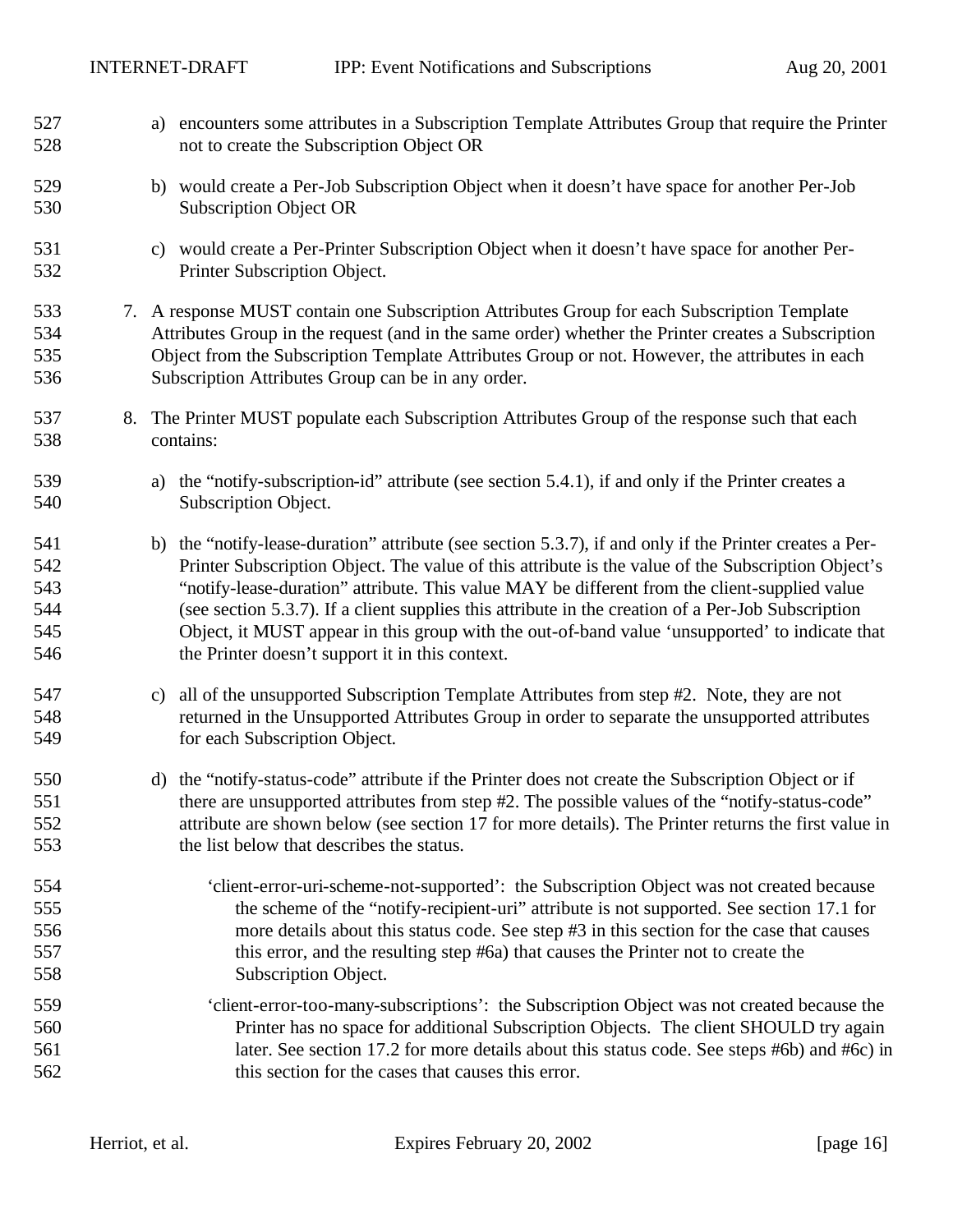a) encounters some attributes in a Subscription Template Attributes Group that require the Printer not to create the Subscription Object OR

b) would create a Per-Job Subscription Object when it doesn't have space for another Per-Job Subscription Object OR

c) would create a Per-Printer Subscription Object when it doesn't have space for another Per-Printer Subscription Object.

7. A response MUST contain one Subscription Attributes Group for each Subscription Template Attributes Group in the request (and in the same order) whether the Printer creates a Subscription Object from the Subscription Template Attributes Group or not. However, the attributes in each Subscription Attributes Group can be in any order.

8. The Printer MUST populate each Subscription Attributes Group of the response such that each contains:

   a) the "notify-subscription-id" attribute (see section 5.4.1), if and only if the Printer creates a Subscription Object.

   b) the "notify-lease-duration" attribute (see section 5.3.7), if and only if the Printer creates a Per-Printer Subscription Object. The value of this attribute is the value of the Subscription Object's "notify-lease-duration" attribute. This value MAY be different from the client-supplied value (see section 5.3.7). If a client supplies this attribute in the creation of a Per-Job Subscription Object, it MUST appear in this group with the out-of-band value 'unsupported' to indicate that the Printer doesn't support it in this context.

   c) all of the unsupported Subscription Template Attributes from step #2. Note, they are not returned in the Unsupported Attributes Group in order to separate the unsupported attributes for each Subscription Object.

   d) the "notify-status-code" attribute if the Printer does not create the Subscription Object or if there are unsupported attributes from step #2. The possible values of the "notify-status-code" attribute are shown below (see section 17 for more details). The Printer returns the first value in the list below that describes the status.

      'client-error-uri-scheme-not-supported': the Subscription Object was not created because the scheme of the "notify-recipient-uri" attribute is not supported. See section 17.1 for more details about this status code. See step #3 in this section for the case that causes this error, and the resulting step #6a) that causes the Printer not to create the Subscription Object.

      'client-error-too-many-subscriptions': the Subscription Object was not created because the Printer has no space for additional Subscription Objects. The client SHOULD try again later. See section 17.2 for more details about this status code. See steps #6b) and #6c) in this section for the cases that causes this error.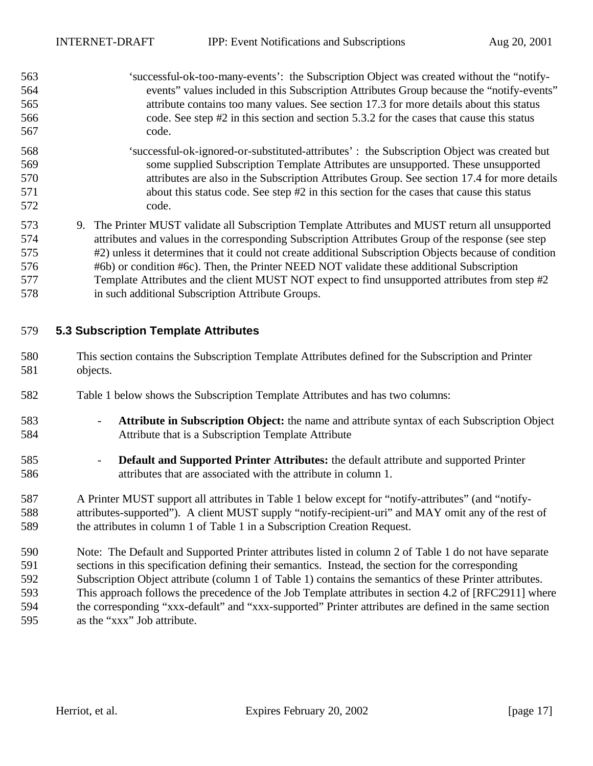'successful-ok-too-many-events': the Subscription Object was created without the "notify-events" values included in this Subscription Attributes Group because the "notify-events" attribute contains too many values. See section 17.3 for more details about this status code. See step #2 in this section and section 5.3.2 for the cases that cause this status code.

'successful-ok-ignored-or-substituted-attributes' : the Subscription Object was created but some supplied Subscription Template Attributes are unsupported. These unsupported attributes are also in the Subscription Attributes Group. See section 17.4 for more details about this status code. See step #2 in this section for the cases that cause this status code.

9. The Printer MUST validate all Subscription Template Attributes and MUST return all unsupported attributes and values in the corresponding Subscription Attributes Group of the response (see step #2) unless it determines that it could not create additional Subscription Objects because of condition #6b) or condition #6c). Then, the Printer NEED NOT validate these additional Subscription Template Attributes and the client MUST NOT expect to find unsupported attributes from step #2 in such additional Subscription Attribute Groups.

## 5.3 Subscription Template Attributes

This section contains the Subscription Template Attributes defined for the Subscription and Printer objects.

Table 1 below shows the Subscription Template Attributes and has two columns:

- **Attribute in Subscription Object:** the name and attribute syntax of each Subscription Object Attribute that is a Subscription Template Attribute
- **Default and Supported Printer Attributes:** the default attribute and supported Printer attributes that are associated with the attribute in column 1.

A Printer MUST support all attributes in Table 1 below except for "notify-attributes" (and "notify-attributes-supported"). A client MUST supply "notify-recipient-uri" and MAY omit any of the rest of the attributes in column 1 of Table 1 in a Subscription Creation Request.

Note: The Default and Supported Printer attributes listed in column 2 of Table 1 do not have separate sections in this specification defining their semantics. Instead, the section for the corresponding Subscription Object attribute (column 1 of Table 1) contains the semantics of these Printer attributes. This approach follows the precedence of the Job Template attributes in section 4.2 of [RFC2911] where the corresponding "xxx-default" and "xxx-supported" Printer attributes are defined in the same section as the "xxx" Job attribute.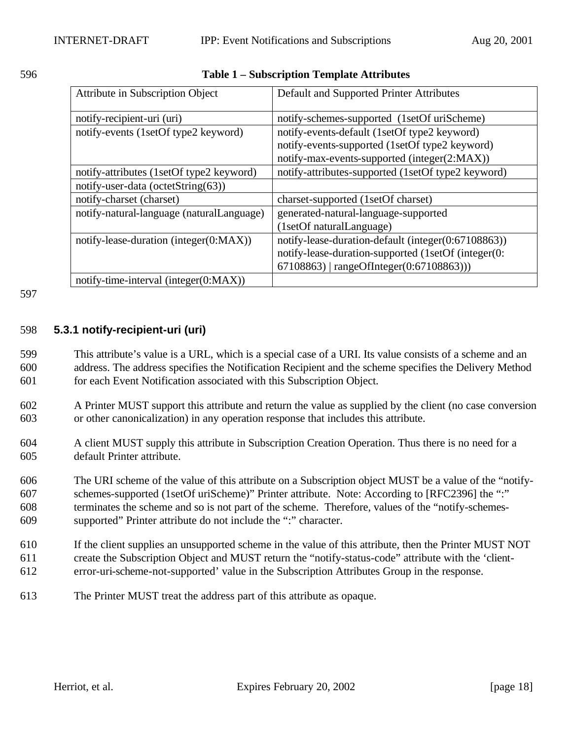**Table 1 – Subscription Template Attributes**

| Attribute in Subscription Object | Default and Supported Printer Attributes |
|---|---|
| notify-recipient-uri (uri) | notify-schemes-supported (1setOf uriScheme) |
| notify-events (1setOf type2 keyword) | notify-events-default (1setOf type2 keyword)<br>notify-events-supported (1setOf type2 keyword)<br>notify-max-events-supported (integer(2:MAX)) |
| notify-attributes (1setOf type2 keyword) | notify-attributes-supported (1setOf type2 keyword) |
| notify-user-data (octetString(63)) | |
| notify-charset (charset) | charset-supported (1setOf charset) |
| notify-natural-language (naturalLanguage) | generated-natural-language-supported (1setOf naturalLanguage) |
| notify-lease-duration (integer(0:MAX)) | notify-lease-duration-default (integer(0:67108863))<br>notify-lease-duration-supported (1setOf (integer(0: 67108863) \| rangeOfInteger(0:67108863))) |
| notify-time-interval (integer(0:MAX)) | |

### 5.3.1 notify-recipient-uri (uri)

This attribute's value is a URL, which is a special case of a URI. Its value consists of a scheme and an address. The address specifies the Notification Recipient and the scheme specifies the Delivery Method for each Event Notification associated with this Subscription Object.

A Printer MUST support this attribute and return the value as supplied by the client (no case conversion or other canonicalization) in any operation response that includes this attribute.

A client MUST supply this attribute in Subscription Creation Operation. Thus there is no need for a default Printer attribute.

The URI scheme of the value of this attribute on a Subscription object MUST be a value of the "notify-schemes-supported (1setOf uriScheme)" Printer attribute. Note: According to [RFC2396] the ":" terminates the scheme and so is not part of the scheme. Therefore, values of the "notify-schemes-supported" Printer attribute do not include the ":" character.

If the client supplies an unsupported scheme in the value of this attribute, then the Printer MUST NOT create the Subscription Object and MUST return the "notify-status-code" attribute with the 'client-error-uri-scheme-not-supported' value in the Subscription Attributes Group in the response.

The Printer MUST treat the address part of this attribute as opaque.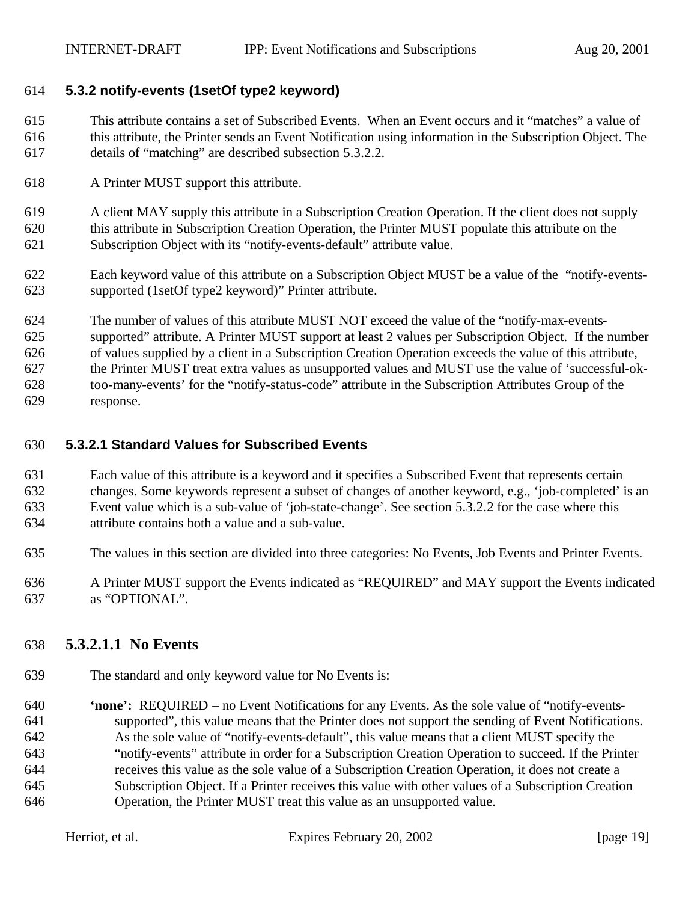### 5.3.2 notify-events (1setOf type2 keyword)

This attribute contains a set of Subscribed Events. When an Event occurs and it "matches" a value of this attribute, the Printer sends an Event Notification using information in the Subscription Object. The details of "matching" are described subsection 5.3.2.2.

A Printer MUST support this attribute.

A client MAY supply this attribute in a Subscription Creation Operation. If the client does not supply this attribute in Subscription Creation Operation, the Printer MUST populate this attribute on the Subscription Object with its "notify-events-default" attribute value.

Each keyword value of this attribute on a Subscription Object MUST be a value of the "notify-events-supported (1setOf type2 keyword)" Printer attribute.

The number of values of this attribute MUST NOT exceed the value of the "notify-max-events-supported" attribute. A Printer MUST support at least 2 values per Subscription Object. If the number of values supplied by a client in a Subscription Creation Operation exceeds the value of this attribute, the Printer MUST treat extra values as unsupported values and MUST use the value of 'successful-ok-too-many-events' for the "notify-status-code" attribute in the Subscription Attributes Group of the response.

#### 5.3.2.1 Standard Values for Subscribed Events

Each value of this attribute is a keyword and it specifies a Subscribed Event that represents certain changes. Some keywords represent a subset of changes of another keyword, e.g., 'job-completed' is an Event value which is a sub-value of 'job-state-change'. See section 5.3.2.2 for the case where this attribute contains both a value and a sub-value.

The values in this section are divided into three categories: No Events, Job Events and Printer Events.

A Printer MUST support the Events indicated as "REQUIRED" and MAY support the Events indicated as "OPTIONAL".

##### 5.3.2.1.1 No Events

The standard and only keyword value for No Events is:

**'none':** REQUIRED – no Event Notifications for any Events. As the sole value of "notify-events-supported", this value means that the Printer does not support the sending of Event Notifications. As the sole value of "notify-events-default", this value means that a client MUST specify the "notify-events" attribute in order for a Subscription Creation Operation to succeed. If the Printer receives this value as the sole value of a Subscription Creation Operation, it does not create a Subscription Object. If a Printer receives this value with other values of a Subscription Creation Operation, the Printer MUST treat this value as an unsupported value.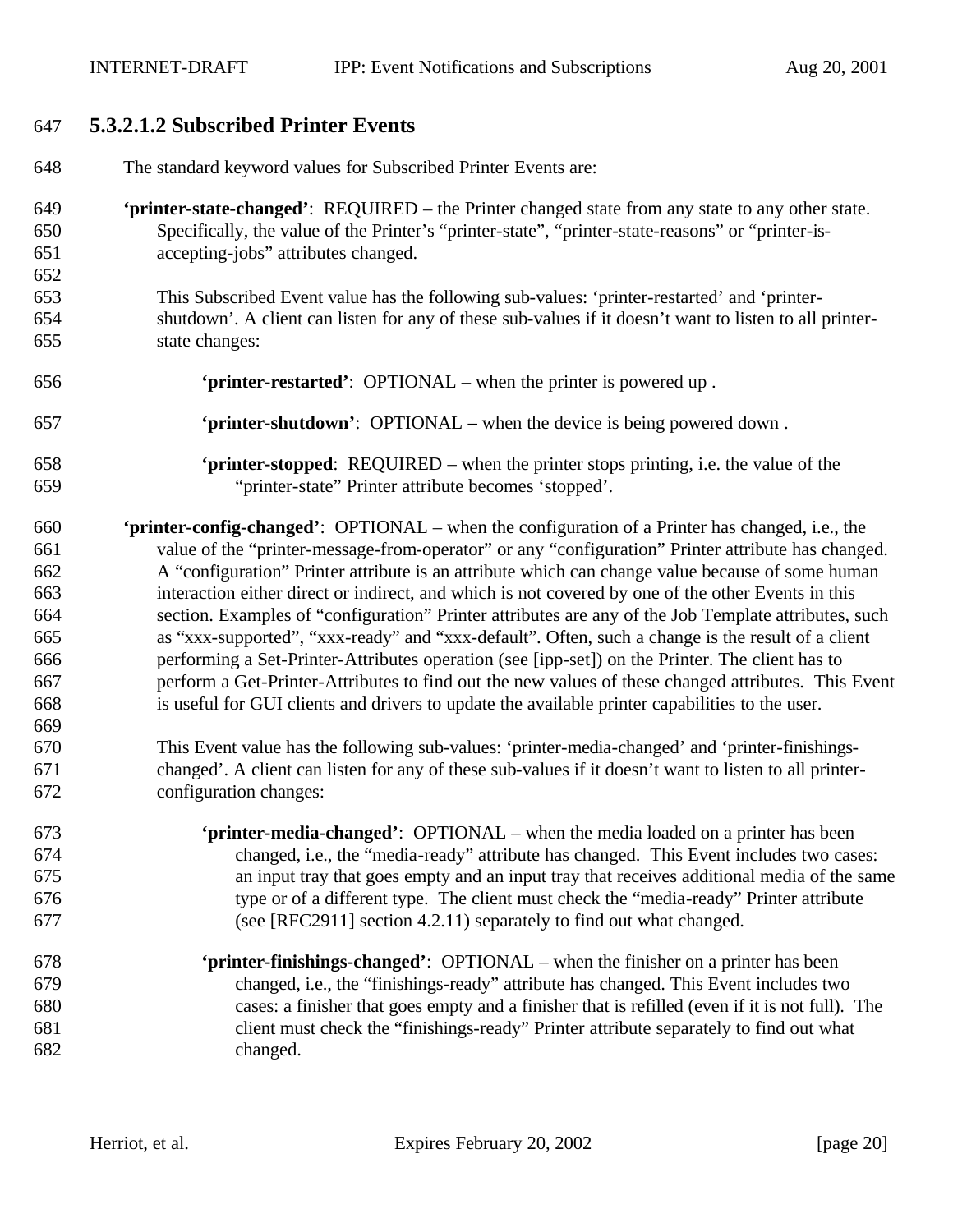#### 5.3.2.1.2 Subscribed Printer Events

The standard keyword values for Subscribed Printer Events are:

**'printer-state-changed'**: REQUIRED – the Printer changed state from any state to any other state. Specifically, the value of the Printer's "printer-state", "printer-state-reasons" or "printer-is-accepting-jobs" attributes changed.

This Subscribed Event value has the following sub-values: 'printer-restarted' and 'printer-shutdown'. A client can listen for any of these sub-values if it doesn't want to listen to all printer-state changes:

> **'printer-restarted'**: OPTIONAL – when the printer is powered up .
>
> **'printer-shutdown'**: OPTIONAL – when the device is being powered down .
>
> **'printer-stopped**: REQUIRED – when the printer stops printing, i.e. the value of the "printer-state" Printer attribute becomes 'stopped'.

**'printer-config-changed'**: OPTIONAL – when the configuration of a Printer has changed, i.e., the value of the "printer-message-from-operator" or any "configuration" Printer attribute has changed. A "configuration" Printer attribute is an attribute which can change value because of some human interaction either direct or indirect, and which is not covered by one of the other Events in this section. Examples of "configuration" Printer attributes are any of the Job Template attributes, such as "xxx-supported", "xxx-ready" and "xxx-default". Often, such a change is the result of a client performing a Set-Printer-Attributes operation (see [ipp-set]) on the Printer. The client has to perform a Get-Printer-Attributes to find out the new values of these changed attributes. This Event is useful for GUI clients and drivers to update the available printer capabilities to the user.

This Event value has the following sub-values: 'printer-media-changed' and 'printer-finishings-changed'. A client can listen for any of these sub-values if it doesn't want to listen to all printer-configuration changes:

> **'printer-media-changed'**: OPTIONAL – when the media loaded on a printer has been changed, i.e., the "media-ready" attribute has changed. This Event includes two cases: an input tray that goes empty and an input tray that receives additional media of the same type or of a different type. The client must check the "media-ready" Printer attribute (see [RFC2911] section 4.2.11) separately to find out what changed.
>
> **'printer-finishings-changed'**: OPTIONAL – when the finisher on a printer has been changed, i.e., the "finishings-ready" attribute has changed. This Event includes two cases: a finisher that goes empty and a finisher that is refilled (even if it is not full). The client must check the "finishings-ready" Printer attribute separately to find out what changed.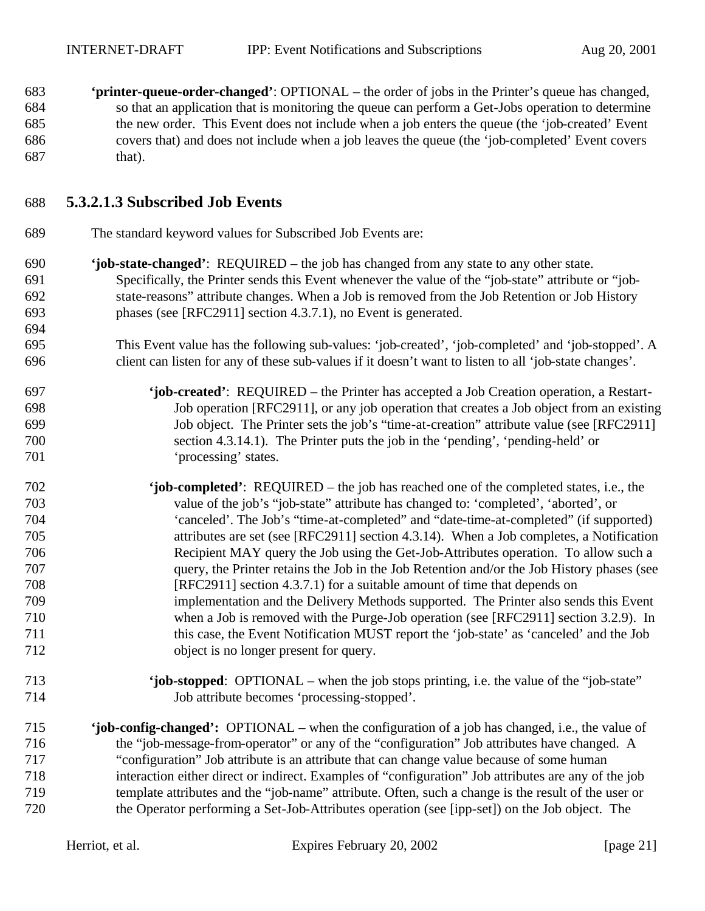**'printer-queue-order-changed'**: OPTIONAL – the order of jobs in the Printer's queue has changed, so that an application that is monitoring the queue can perform a Get-Jobs operation to determine the new order. This Event does not include when a job enters the queue (the 'job-created' Event covers that) and does not include when a job leaves the queue (the 'job-completed' Event covers that).

#### 5.3.2.1.3 Subscribed Job Events

The standard keyword values for Subscribed Job Events are:

**'job-state-changed'**: REQUIRED – the job has changed from any state to any other state. Specifically, the Printer sends this Event whenever the value of the "job-state" attribute or "job-state-reasons" attribute changes. When a Job is removed from the Job Retention or Job History phases (see [RFC2911] section 4.3.7.1), no Event is generated.

This Event value has the following sub-values: 'job-created', 'job-completed' and 'job-stopped'. A client can listen for any of these sub-values if it doesn't want to listen to all 'job-state changes'.

> **'job-created'**: REQUIRED – the Printer has accepted a Job Creation operation, a Restart-Job operation [RFC2911], or any job operation that creates a Job object from an existing Job object. The Printer sets the job's "time-at-creation" attribute value (see [RFC2911] section 4.3.14.1). The Printer puts the job in the 'pending', 'pending-held' or 'processing' states.
>
> **'job-completed'**: REQUIRED – the job has reached one of the completed states, i.e., the value of the job's "job-state" attribute has changed to: 'completed', 'aborted', or 'canceled'. The Job's "time-at-completed" and "date-time-at-completed" (if supported) attributes are set (see [RFC2911] section 4.3.14). When a Job completes, a Notification Recipient MAY query the Job using the Get-Job-Attributes operation. To allow such a query, the Printer retains the Job in the Job Retention and/or the Job History phases (see [RFC2911] section 4.3.7.1) for a suitable amount of time that depends on implementation and the Delivery Methods supported. The Printer also sends this Event when a Job is removed with the Purge-Job operation (see [RFC2911] section 3.2.9). In this case, the Event Notification MUST report the 'job-state' as 'canceled' and the Job object is no longer present for query.
>
> **'job-stopped**: OPTIONAL – when the job stops printing, i.e. the value of the "job-state" Job attribute becomes 'processing-stopped'.

**'job-config-changed':** OPTIONAL – when the configuration of a job has changed, i.e., the value of the "job-message-from-operator" or any of the "configuration" Job attributes have changed. A "configuration" Job attribute is an attribute that can change value because of some human interaction either direct or indirect. Examples of "configuration" Job attributes are any of the job template attributes and the "job-name" attribute. Often, such a change is the result of the user or the Operator performing a Set-Job-Attributes operation (see [ipp-set]) on the Job object. The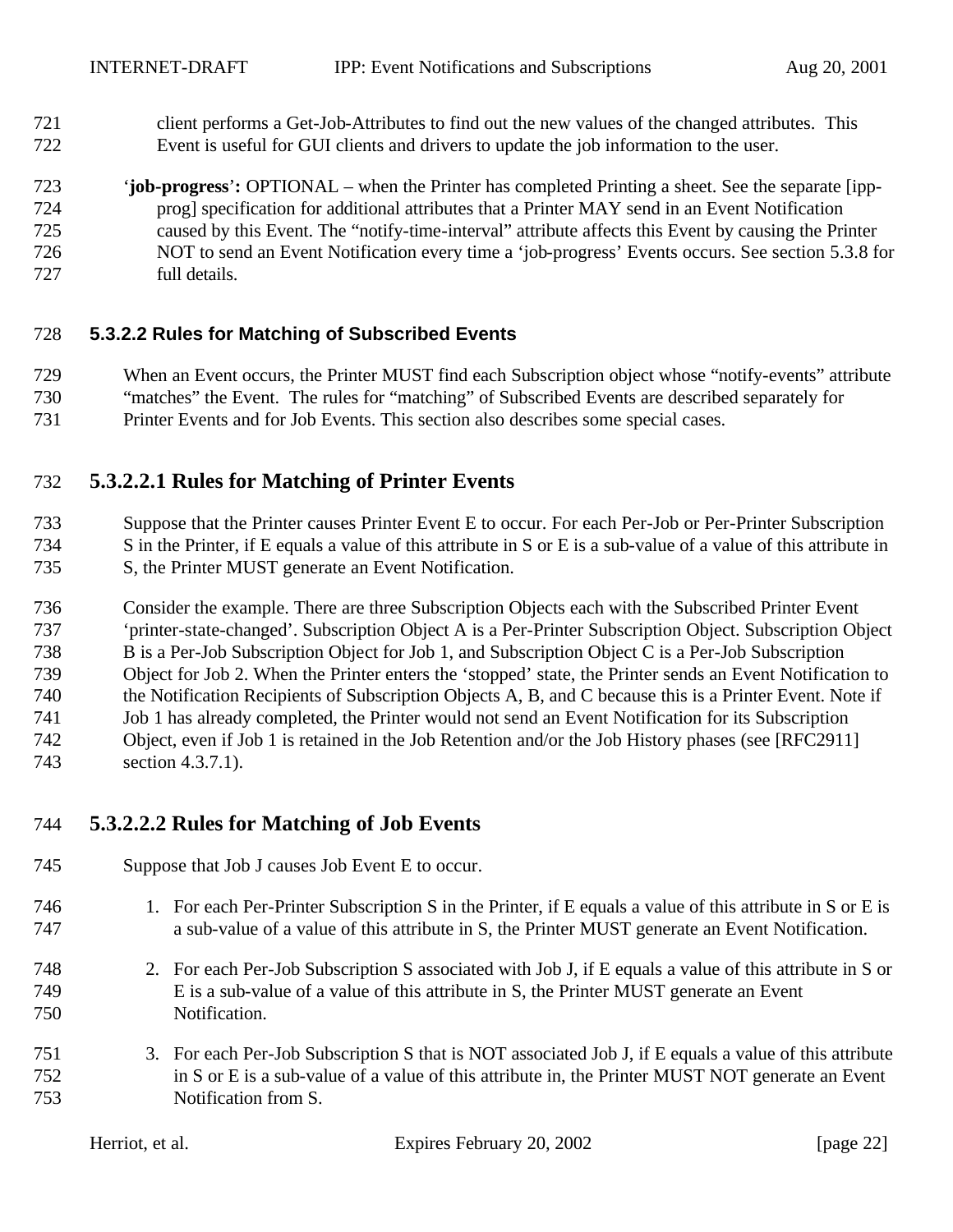client performs a Get-Job-Attributes to find out the new values of the changed attributes. This Event is useful for GUI clients and drivers to update the job information to the user.

'**job-progress**'**:** OPTIONAL – when the Printer has completed Printing a sheet. See the separate [ipp-prog] specification for additional attributes that a Printer MAY send in an Event Notification caused by this Event. The "notify-time-interval" attribute affects this Event by causing the Printer NOT to send an Event Notification every time a 'job-progress' Events occurs. See section 5.3.8 for full details.

#### 5.3.2.2 Rules for Matching of Subscribed Events

When an Event occurs, the Printer MUST find each Subscription object whose "notify-events" attribute "matches" the Event. The rules for "matching" of Subscribed Events are described separately for Printer Events and for Job Events. This section also describes some special cases.

## 5.3.2.2.1 Rules for Matching of Printer Events

Suppose that the Printer causes Printer Event E to occur. For each Per-Job or Per-Printer Subscription S in the Printer, if E equals a value of this attribute in S or E is a sub-value of a value of this attribute in S, the Printer MUST generate an Event Notification.

Consider the example. There are three Subscription Objects each with the Subscribed Printer Event 'printer-state-changed'. Subscription Object A is a Per-Printer Subscription Object. Subscription Object B is a Per-Job Subscription Object for Job 1, and Subscription Object C is a Per-Job Subscription Object for Job 2. When the Printer enters the 'stopped' state, the Printer sends an Event Notification to the Notification Recipients of Subscription Objects A, B, and C because this is a Printer Event. Note if Job 1 has already completed, the Printer would not send an Event Notification for its Subscription Object, even if Job 1 is retained in the Job Retention and/or the Job History phases (see [RFC2911] section 4.3.7.1).

## 5.3.2.2.2 Rules for Matching of Job Events

Suppose that Job J causes Job Event E to occur.

1. For each Per-Printer Subscription S in the Printer, if E equals a value of this attribute in S or E is a sub-value of a value of this attribute in S, the Printer MUST generate an Event Notification.

2. For each Per-Job Subscription S associated with Job J, if E equals a value of this attribute in S or E is a sub-value of a value of this attribute in S, the Printer MUST generate an Event Notification.

3. For each Per-Job Subscription S that is NOT associated Job J, if E equals a value of this attribute in S or E is a sub-value of a value of this attribute in, the Printer MUST NOT generate an Event Notification from S.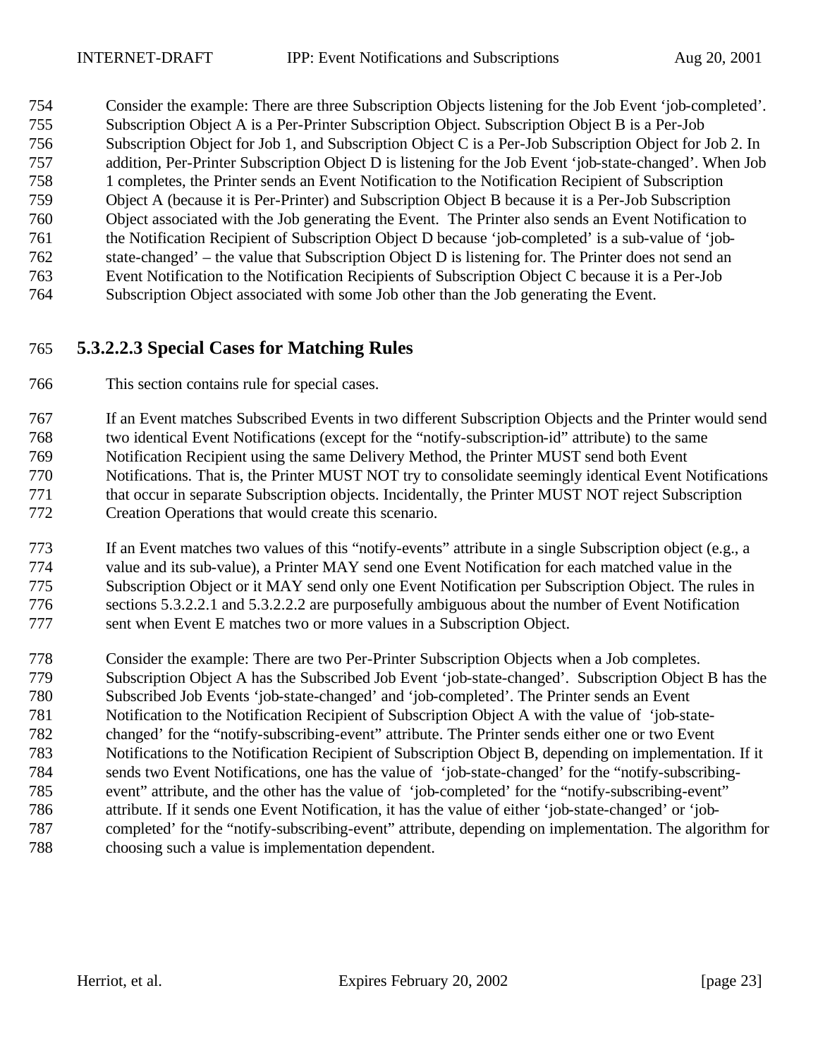Consider the example: There are three Subscription Objects listening for the Job Event 'job-completed'. Subscription Object A is a Per-Printer Subscription Object. Subscription Object B is a Per-Job Subscription Object for Job 1, and Subscription Object C is a Per-Job Subscription Object for Job 2. In addition, Per-Printer Subscription Object D is listening for the Job Event 'job-state-changed'. When Job 1 completes, the Printer sends an Event Notification to the Notification Recipient of Subscription Object A (because it is Per-Printer) and Subscription Object B because it is a Per-Job Subscription Object associated with the Job generating the Event. The Printer also sends an Event Notification to the Notification Recipient of Subscription Object D because 'job-completed' is a sub-value of 'job-state-changed' – the value that Subscription Object D is listening for. The Printer does not send an Event Notification to the Notification Recipients of Subscription Object C because it is a Per-Job Subscription Object associated with some Job other than the Job generating the Event.

### 5.3.2.2.3 Special Cases for Matching Rules

This section contains rule for special cases.

If an Event matches Subscribed Events in two different Subscription Objects and the Printer would send two identical Event Notifications (except for the "notify-subscription-id" attribute) to the same Notification Recipient using the same Delivery Method, the Printer MUST send both Event Notifications. That is, the Printer MUST NOT try to consolidate seemingly identical Event Notifications that occur in separate Subscription objects. Incidentally, the Printer MUST NOT reject Subscription Creation Operations that would create this scenario.

If an Event matches two values of this "notify-events" attribute in a single Subscription object (e.g., a value and its sub-value), a Printer MAY send one Event Notification for each matched value in the Subscription Object or it MAY send only one Event Notification per Subscription Object. The rules in sections 5.3.2.2.1 and 5.3.2.2.2 are purposefully ambiguous about the number of Event Notification sent when Event E matches two or more values in a Subscription Object.

Consider the example: There are two Per-Printer Subscription Objects when a Job completes. Subscription Object A has the Subscribed Job Event 'job-state-changed'. Subscription Object B has the Subscribed Job Events 'job-state-changed' and 'job-completed'. The Printer sends an Event Notification to the Notification Recipient of Subscription Object A with the value of 'job-state-changed' for the "notify-subscribing-event" attribute. The Printer sends either one or two Event Notifications to the Notification Recipient of Subscription Object B, depending on implementation. If it sends two Event Notifications, one has the value of 'job-state-changed' for the "notify-subscribing-event" attribute, and the other has the value of 'job-completed' for the "notify-subscribing-event" attribute. If it sends one Event Notification, it has the value of either 'job-state-changed' or 'job-completed' for the "notify-subscribing-event" attribute, depending on implementation. The algorithm for choosing such a value is implementation dependent.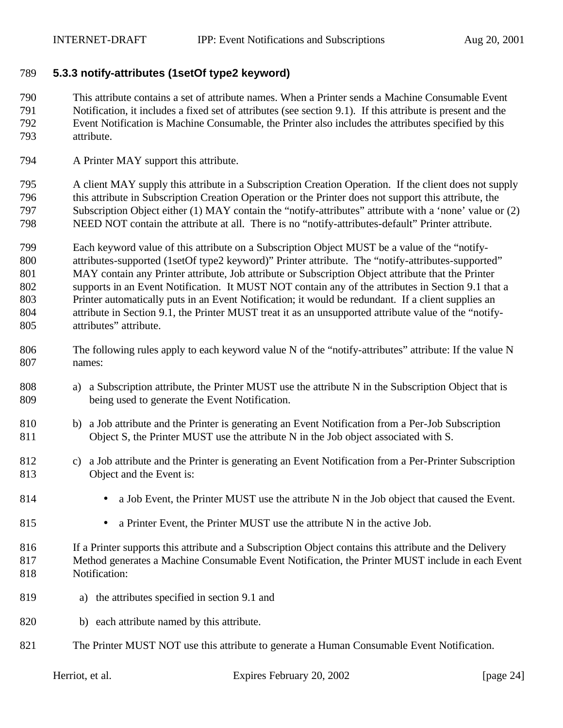### 5.3.3 notify-attributes (1setOf type2 keyword)

This attribute contains a set of attribute names. When a Printer sends a Machine Consumable Event Notification, it includes a fixed set of attributes (see section 9.1). If this attribute is present and the Event Notification is Machine Consumable, the Printer also includes the attributes specified by this attribute.

A Printer MAY support this attribute.

A client MAY supply this attribute in a Subscription Creation Operation. If the client does not supply this attribute in Subscription Creation Operation or the Printer does not support this attribute, the Subscription Object either (1) MAY contain the "notify-attributes" attribute with a 'none' value or (2) NEED NOT contain the attribute at all. There is no "notify-attributes-default" Printer attribute.

Each keyword value of this attribute on a Subscription Object MUST be a value of the "notify-attributes-supported (1setOf type2 keyword)" Printer attribute. The "notify-attributes-supported" MAY contain any Printer attribute, Job attribute or Subscription Object attribute that the Printer supports in an Event Notification. It MUST NOT contain any of the attributes in Section 9.1 that a Printer automatically puts in an Event Notification; it would be redundant. If a client supplies an attribute in Section 9.1, the Printer MUST treat it as an unsupported attribute value of the "notify-attributes" attribute.

The following rules apply to each keyword value N of the "notify-attributes" attribute: If the value N names:

a) a Subscription attribute, the Printer MUST use the attribute N in the Subscription Object that is being used to generate the Event Notification.

b) a Job attribute and the Printer is generating an Event Notification from a Per-Job Subscription Object S, the Printer MUST use the attribute N in the Job object associated with S.

c) a Job attribute and the Printer is generating an Event Notification from a Per-Printer Subscription Object and the Event is:

- a Job Event, the Printer MUST use the attribute N in the Job object that caused the Event.
- a Printer Event, the Printer MUST use the attribute N in the active Job.

If a Printer supports this attribute and a Subscription Object contains this attribute and the Delivery Method generates a Machine Consumable Event Notification, the Printer MUST include in each Event Notification:

a) the attributes specified in section 9.1 and

b) each attribute named by this attribute.

The Printer MUST NOT use this attribute to generate a Human Consumable Event Notification.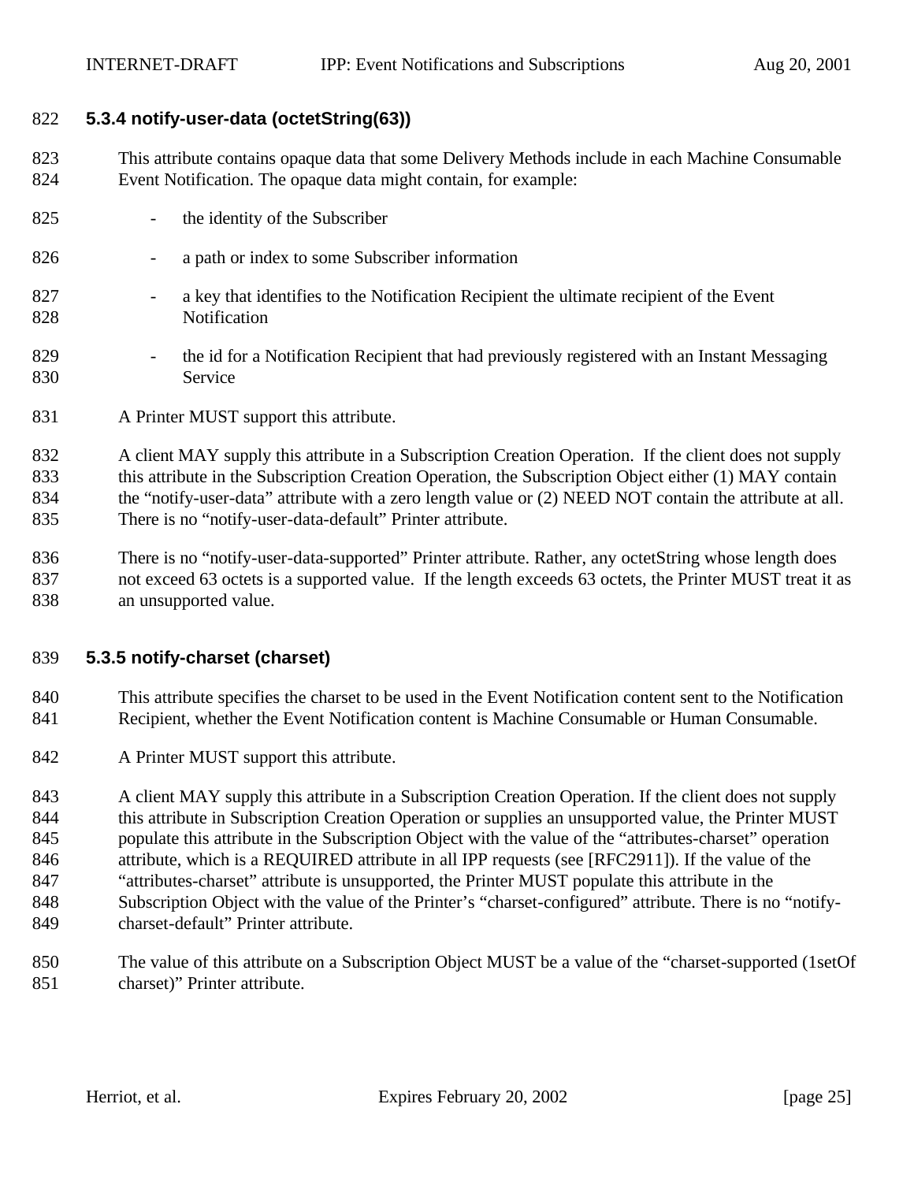### 5.3.4 notify-user-data (octetString(63))

This attribute contains opaque data that some Delivery Methods include in each Machine Consumable Event Notification. The opaque data might contain, for example:

- the identity of the Subscriber
- a path or index to some Subscriber information
- a key that identifies to the Notification Recipient the ultimate recipient of the Event Notification
- the id for a Notification Recipient that had previously registered with an Instant Messaging Service

A Printer MUST support this attribute.

A client MAY supply this attribute in a Subscription Creation Operation. If the client does not supply this attribute in the Subscription Creation Operation, the Subscription Object either (1) MAY contain the "notify-user-data" attribute with a zero length value or (2) NEED NOT contain the attribute at all. There is no "notify-user-data-default" Printer attribute.

There is no "notify-user-data-supported" Printer attribute. Rather, any octetString whose length does not exceed 63 octets is a supported value. If the length exceeds 63 octets, the Printer MUST treat it as an unsupported value.

### 5.3.5 notify-charset (charset)

This attribute specifies the charset to be used in the Event Notification content sent to the Notification Recipient, whether the Event Notification content is Machine Consumable or Human Consumable.

A Printer MUST support this attribute.

A client MAY supply this attribute in a Subscription Creation Operation. If the client does not supply this attribute in Subscription Creation Operation or supplies an unsupported value, the Printer MUST populate this attribute in the Subscription Object with the value of the "attributes-charset" operation attribute, which is a REQUIRED attribute in all IPP requests (see [RFC2911]). If the value of the "attributes-charset" attribute is unsupported, the Printer MUST populate this attribute in the Subscription Object with the value of the Printer's "charset-configured" attribute. There is no "notify-charset-default" Printer attribute.

The value of this attribute on a Subscription Object MUST be a value of the "charset-supported (1setOf charset)" Printer attribute.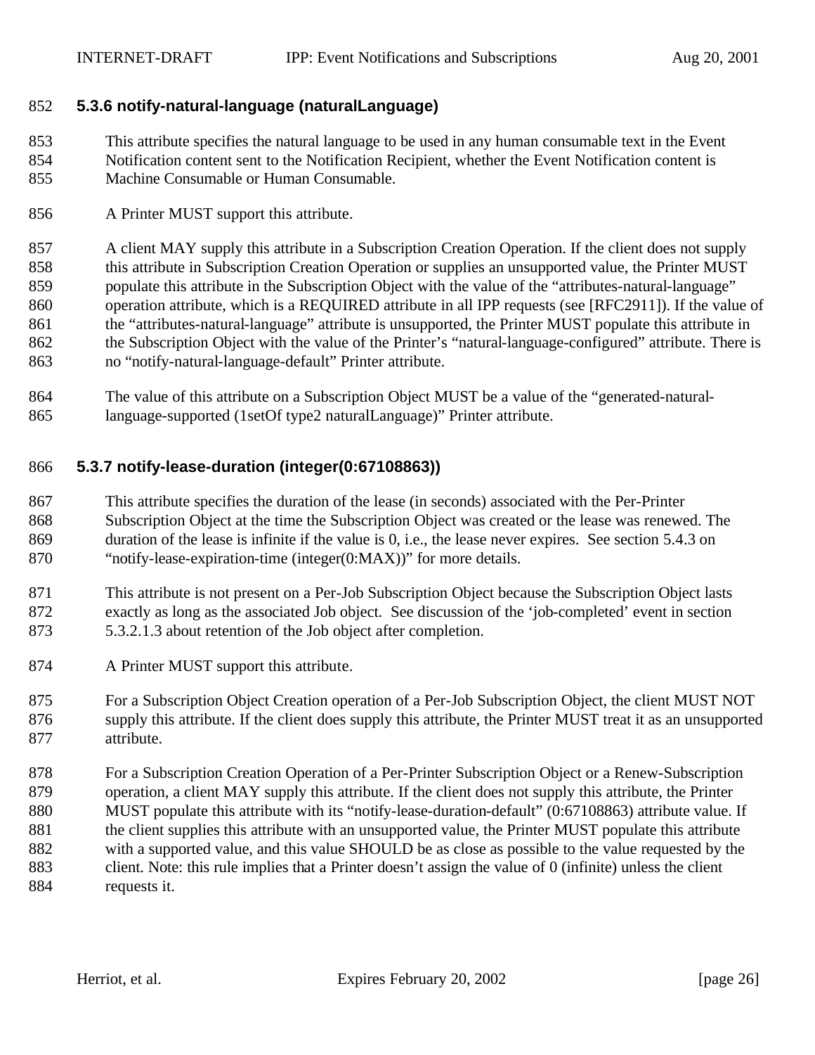### 5.3.6 notify-natural-language (naturalLanguage)

This attribute specifies the natural language to be used in any human consumable text in the Event Notification content sent to the Notification Recipient, whether the Event Notification content is Machine Consumable or Human Consumable.

A Printer MUST support this attribute.

A client MAY supply this attribute in a Subscription Creation Operation. If the client does not supply this attribute in Subscription Creation Operation or supplies an unsupported value, the Printer MUST populate this attribute in the Subscription Object with the value of the "attributes-natural-language" operation attribute, which is a REQUIRED attribute in all IPP requests (see [RFC2911]). If the value of the "attributes-natural-language" attribute is unsupported, the Printer MUST populate this attribute in the Subscription Object with the value of the Printer's "natural-language-configured" attribute. There is no "notify-natural-language-default" Printer attribute.

The value of this attribute on a Subscription Object MUST be a value of the "generated-natural-language-supported (1setOf type2 naturalLanguage)" Printer attribute.

### 5.3.7 notify-lease-duration (integer(0:67108863))

This attribute specifies the duration of the lease (in seconds) associated with the Per-Printer Subscription Object at the time the Subscription Object was created or the lease was renewed. The duration of the lease is infinite if the value is 0, i.e., the lease never expires. See section 5.4.3 on "notify-lease-expiration-time (integer(0:MAX))" for more details.

This attribute is not present on a Per-Job Subscription Object because the Subscription Object lasts exactly as long as the associated Job object. See discussion of the 'job-completed' event in section 5.3.2.1.3 about retention of the Job object after completion.

A Printer MUST support this attribute.

For a Subscription Object Creation operation of a Per-Job Subscription Object, the client MUST NOT supply this attribute. If the client does supply this attribute, the Printer MUST treat it as an unsupported attribute.

For a Subscription Creation Operation of a Per-Printer Subscription Object or a Renew-Subscription operation, a client MAY supply this attribute. If the client does not supply this attribute, the Printer MUST populate this attribute with its "notify-lease-duration-default" (0:67108863) attribute value. If the client supplies this attribute with an unsupported value, the Printer MUST populate this attribute with a supported value, and this value SHOULD be as close as possible to the value requested by the client. Note: this rule implies that a Printer doesn't assign the value of 0 (infinite) unless the client requests it.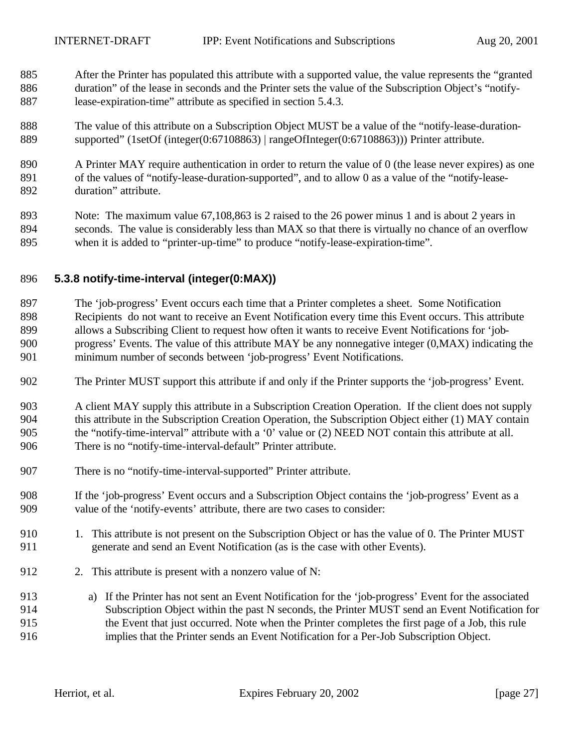After the Printer has populated this attribute with a supported value, the value represents the "granted duration" of the lease in seconds and the Printer sets the value of the Subscription Object's "notify-lease-expiration-time" attribute as specified in section 5.4.3.

The value of this attribute on a Subscription Object MUST be a value of the "notify-lease-duration-supported" (1setOf (integer(0:67108863) | rangeOfInteger(0:67108863))) Printer attribute.

A Printer MAY require authentication in order to return the value of 0 (the lease never expires) as one of the values of "notify-lease-duration-supported", and to allow 0 as a value of the "notify-lease-duration" attribute.

Note: The maximum value 67,108,863 is 2 raised to the 26 power minus 1 and is about 2 years in seconds. The value is considerably less than MAX so that there is virtually no chance of an overflow when it is added to "printer-up-time" to produce "notify-lease-expiration-time".

### 5.3.8 notify-time-interval (integer(0:MAX))

The 'job-progress' Event occurs each time that a Printer completes a sheet. Some Notification Recipients do not want to receive an Event Notification every time this Event occurs. This attribute allows a Subscribing Client to request how often it wants to receive Event Notifications for 'job-progress' Events. The value of this attribute MAY be any nonnegative integer (0,MAX) indicating the minimum number of seconds between 'job-progress' Event Notifications.

The Printer MUST support this attribute if and only if the Printer supports the 'job-progress' Event.

A client MAY supply this attribute in a Subscription Creation Operation. If the client does not supply this attribute in the Subscription Creation Operation, the Subscription Object either (1) MAY contain the "notify-time-interval" attribute with a '0' value or (2) NEED NOT contain this attribute at all. There is no "notify-time-interval-default" Printer attribute.

There is no "notify-time-interval-supported" Printer attribute.

If the 'job-progress' Event occurs and a Subscription Object contains the 'job-progress' Event as a value of the 'notify-events' attribute, there are two cases to consider:

1. This attribute is not present on the Subscription Object or has the value of 0. The Printer MUST generate and send an Event Notification (as is the case with other Events).
2. This attribute is present with a nonzero value of N:
   a) If the Printer has not sent an Event Notification for the 'job-progress' Event for the associated Subscription Object within the past N seconds, the Printer MUST send an Event Notification for the Event that just occurred. Note when the Printer completes the first page of a Job, this rule implies that the Printer sends an Event Notification for a Per-Job Subscription Object.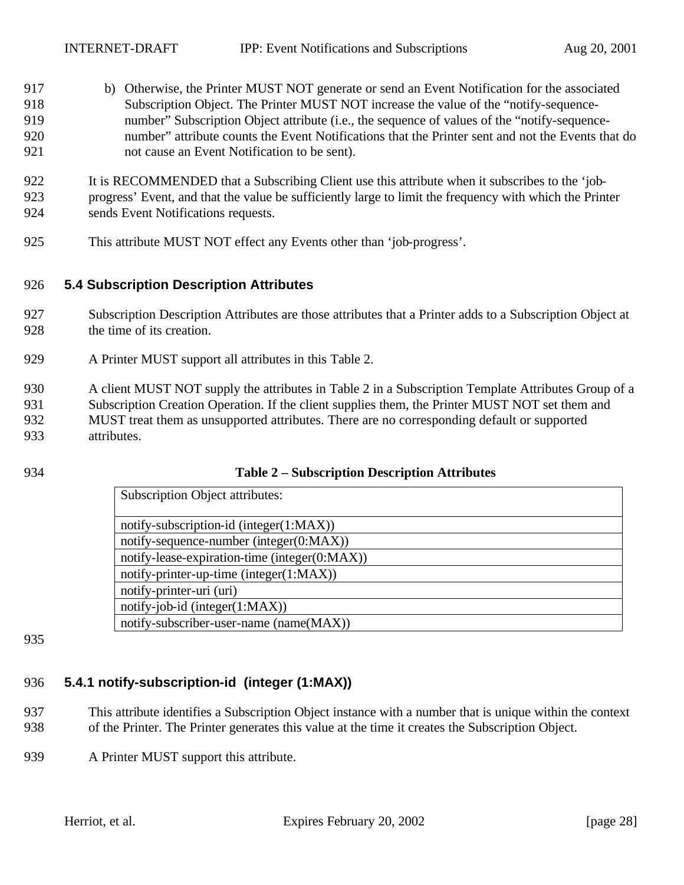b) Otherwise, the Printer MUST NOT generate or send an Event Notification for the associated Subscription Object. The Printer MUST NOT increase the value of the "notify-sequence-number" Subscription Object attribute (i.e., the sequence of values of the "notify-sequence-number" attribute counts the Event Notifications that the Printer sent and not the Events that do not cause an Event Notification to be sent).

It is RECOMMENDED that a Subscribing Client use this attribute when it subscribes to the 'job-progress' Event, and that the value be sufficiently large to limit the frequency with which the Printer sends Event Notifications requests.

This attribute MUST NOT effect any Events other than 'job-progress'.

### 5.4 Subscription Description Attributes

Subscription Description Attributes are those attributes that a Printer adds to a Subscription Object at the time of its creation.

A Printer MUST support all attributes in this Table 2.

A client MUST NOT supply the attributes in Table 2 in a Subscription Template Attributes Group of a Subscription Creation Operation. If the client supplies them, the Printer MUST NOT set them and MUST treat them as unsupported attributes. There are no corresponding default or supported attributes.

**Table 2 – Subscription Description Attributes**

| Subscription Object attributes: |
|---|
| notify-subscription-id (integer(1:MAX)) |
| notify-sequence-number (integer(0:MAX)) |
| notify-lease-expiration-time (integer(0:MAX)) |
| notify-printer-up-time (integer(1:MAX)) |
| notify-printer-uri (uri) |
| notify-job-id (integer(1:MAX)) |
| notify-subscriber-user-name (name(MAX)) |

#### 5.4.1 notify-subscription-id (integer (1:MAX))

This attribute identifies a Subscription Object instance with a number that is unique within the context of the Printer. The Printer generates this value at the time it creates the Subscription Object.

A Printer MUST support this attribute.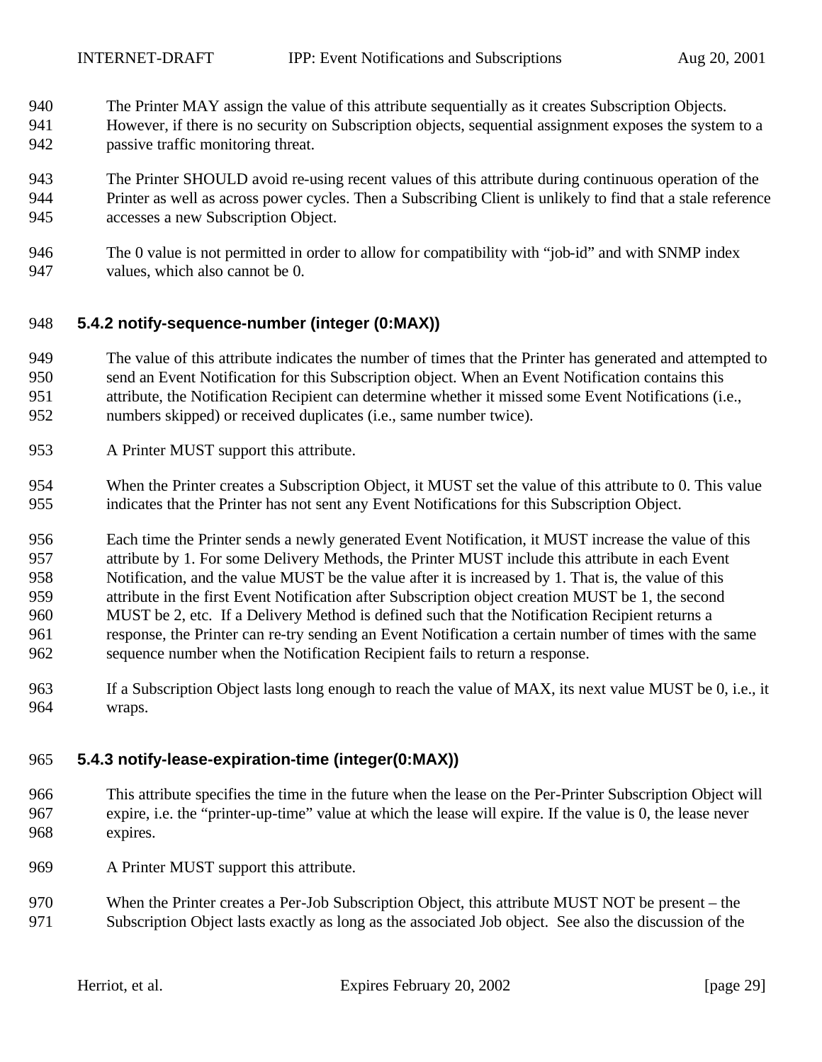The Printer MAY assign the value of this attribute sequentially as it creates Subscription Objects. However, if there is no security on Subscription objects, sequential assignment exposes the system to a passive traffic monitoring threat.

The Printer SHOULD avoid re-using recent values of this attribute during continuous operation of the Printer as well as across power cycles. Then a Subscribing Client is unlikely to find that a stale reference accesses a new Subscription Object.

The 0 value is not permitted in order to allow for compatibility with "job-id" and with SNMP index values, which also cannot be 0.

### 5.4.2 notify-sequence-number (integer (0:MAX))

The value of this attribute indicates the number of times that the Printer has generated and attempted to send an Event Notification for this Subscription object. When an Event Notification contains this attribute, the Notification Recipient can determine whether it missed some Event Notifications (i.e., numbers skipped) or received duplicates (i.e., same number twice).

A Printer MUST support this attribute.

When the Printer creates a Subscription Object, it MUST set the value of this attribute to 0. This value indicates that the Printer has not sent any Event Notifications for this Subscription Object.

Each time the Printer sends a newly generated Event Notification, it MUST increase the value of this attribute by 1. For some Delivery Methods, the Printer MUST include this attribute in each Event Notification, and the value MUST be the value after it is increased by 1. That is, the value of this attribute in the first Event Notification after Subscription object creation MUST be 1, the second MUST be 2, etc. If a Delivery Method is defined such that the Notification Recipient returns a response, the Printer can re-try sending an Event Notification a certain number of times with the same sequence number when the Notification Recipient fails to return a response.

If a Subscription Object lasts long enough to reach the value of MAX, its next value MUST be 0, i.e., it wraps.

### 5.4.3 notify-lease-expiration-time (integer(0:MAX))

This attribute specifies the time in the future when the lease on the Per-Printer Subscription Object will expire, i.e. the "printer-up-time" value at which the lease will expire. If the value is 0, the lease never expires.

A Printer MUST support this attribute.

When the Printer creates a Per-Job Subscription Object, this attribute MUST NOT be present – the Subscription Object lasts exactly as long as the associated Job object. See also the discussion of the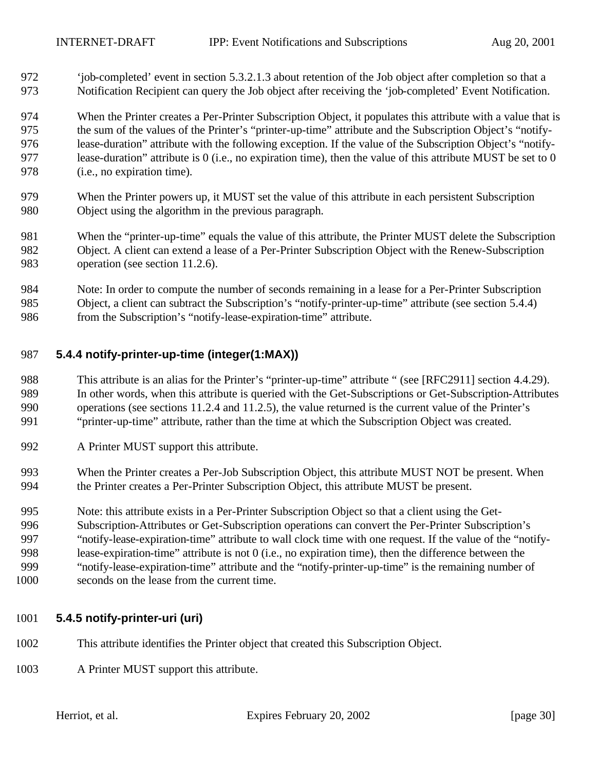'job-completed' event in section 5.3.2.1.3 about retention of the Job object after completion so that a Notification Recipient can query the Job object after receiving the 'job-completed' Event Notification.

When the Printer creates a Per-Printer Subscription Object, it populates this attribute with a value that is the sum of the values of the Printer's "printer-up-time" attribute and the Subscription Object's "notify-lease-duration" attribute with the following exception. If the value of the Subscription Object's "notify-lease-duration" attribute is 0 (i.e., no expiration time), then the value of this attribute MUST be set to 0 (i.e., no expiration time).

When the Printer powers up, it MUST set the value of this attribute in each persistent Subscription Object using the algorithm in the previous paragraph.

When the "printer-up-time" equals the value of this attribute, the Printer MUST delete the Subscription Object. A client can extend a lease of a Per-Printer Subscription Object with the Renew-Subscription operation (see section 11.2.6).

Note: In order to compute the number of seconds remaining in a lease for a Per-Printer Subscription Object, a client can subtract the Subscription's "notify-printer-up-time" attribute (see section 5.4.4) from the Subscription's "notify-lease-expiration-time" attribute.

### 5.4.4 notify-printer-up-time (integer(1:MAX))

This attribute is an alias for the Printer's "printer-up-time" attribute " (see [RFC2911] section 4.4.29). In other words, when this attribute is queried with the Get-Subscriptions or Get-Subscription-Attributes operations (see sections 11.2.4 and 11.2.5), the value returned is the current value of the Printer's "printer-up-time" attribute, rather than the time at which the Subscription Object was created.

A Printer MUST support this attribute.

When the Printer creates a Per-Job Subscription Object, this attribute MUST NOT be present. When the Printer creates a Per-Printer Subscription Object, this attribute MUST be present.

Note: this attribute exists in a Per-Printer Subscription Object so that a client using the Get-Subscription-Attributes or Get-Subscription operations can convert the Per-Printer Subscription's "notify-lease-expiration-time" attribute to wall clock time with one request. If the value of the "notify-lease-expiration-time" attribute is not 0 (i.e., no expiration time), then the difference between the "notify-lease-expiration-time" attribute and the "notify-printer-up-time" is the remaining number of seconds on the lease from the current time.

### 5.4.5 notify-printer-uri (uri)

This attribute identifies the Printer object that created this Subscription Object.

A Printer MUST support this attribute.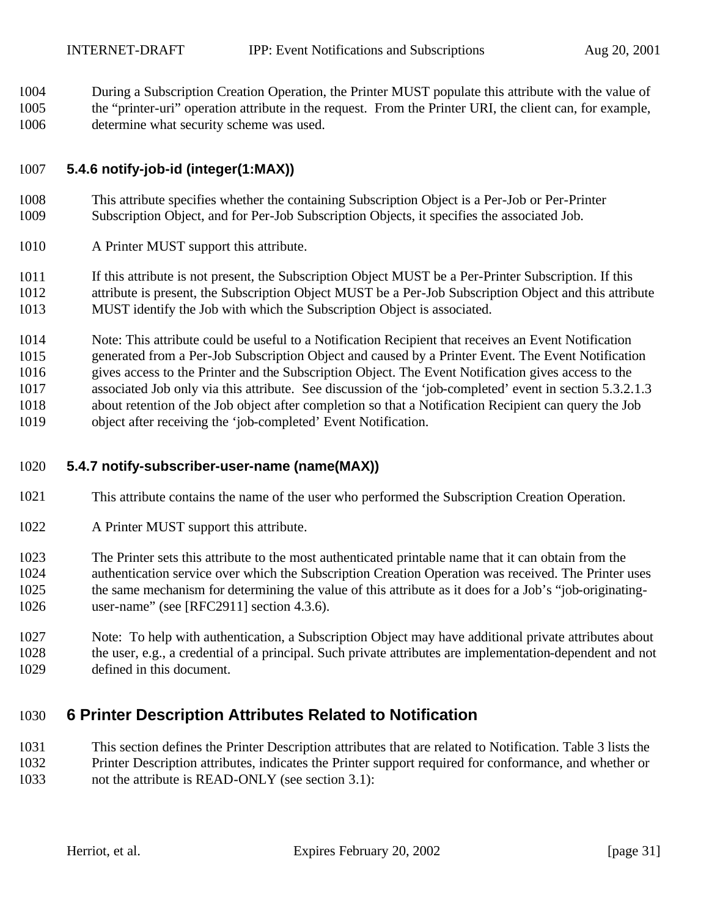During a Subscription Creation Operation, the Printer MUST populate this attribute with the value of the "printer-uri" operation attribute in the request. From the Printer URI, the client can, for example, determine what security scheme was used.

### 5.4.6 notify-job-id (integer(1:MAX))

This attribute specifies whether the containing Subscription Object is a Per-Job or Per-Printer Subscription Object, and for Per-Job Subscription Objects, it specifies the associated Job.

A Printer MUST support this attribute.

If this attribute is not present, the Subscription Object MUST be a Per-Printer Subscription. If this attribute is present, the Subscription Object MUST be a Per-Job Subscription Object and this attribute MUST identify the Job with which the Subscription Object is associated.

Note: This attribute could be useful to a Notification Recipient that receives an Event Notification generated from a Per-Job Subscription Object and caused by a Printer Event. The Event Notification gives access to the Printer and the Subscription Object. The Event Notification gives access to the associated Job only via this attribute. See discussion of the 'job-completed' event in section 5.3.2.1.3 about retention of the Job object after completion so that a Notification Recipient can query the Job object after receiving the 'job-completed' Event Notification.

### 5.4.7 notify-subscriber-user-name (name(MAX))

This attribute contains the name of the user who performed the Subscription Creation Operation.

A Printer MUST support this attribute.

The Printer sets this attribute to the most authenticated printable name that it can obtain from the authentication service over which the Subscription Creation Operation was received. The Printer uses the same mechanism for determining the value of this attribute as it does for a Job's "job-originating-user-name" (see [RFC2911] section 4.3.6).

Note: To help with authentication, a Subscription Object may have additional private attributes about the user, e.g., a credential of a principal. Such private attributes are implementation-dependent and not defined in this document.

## 6 Printer Description Attributes Related to Notification

This section defines the Printer Description attributes that are related to Notification. Table 3 lists the Printer Description attributes, indicates the Printer support required for conformance, and whether or not the attribute is READ-ONLY (see section 3.1):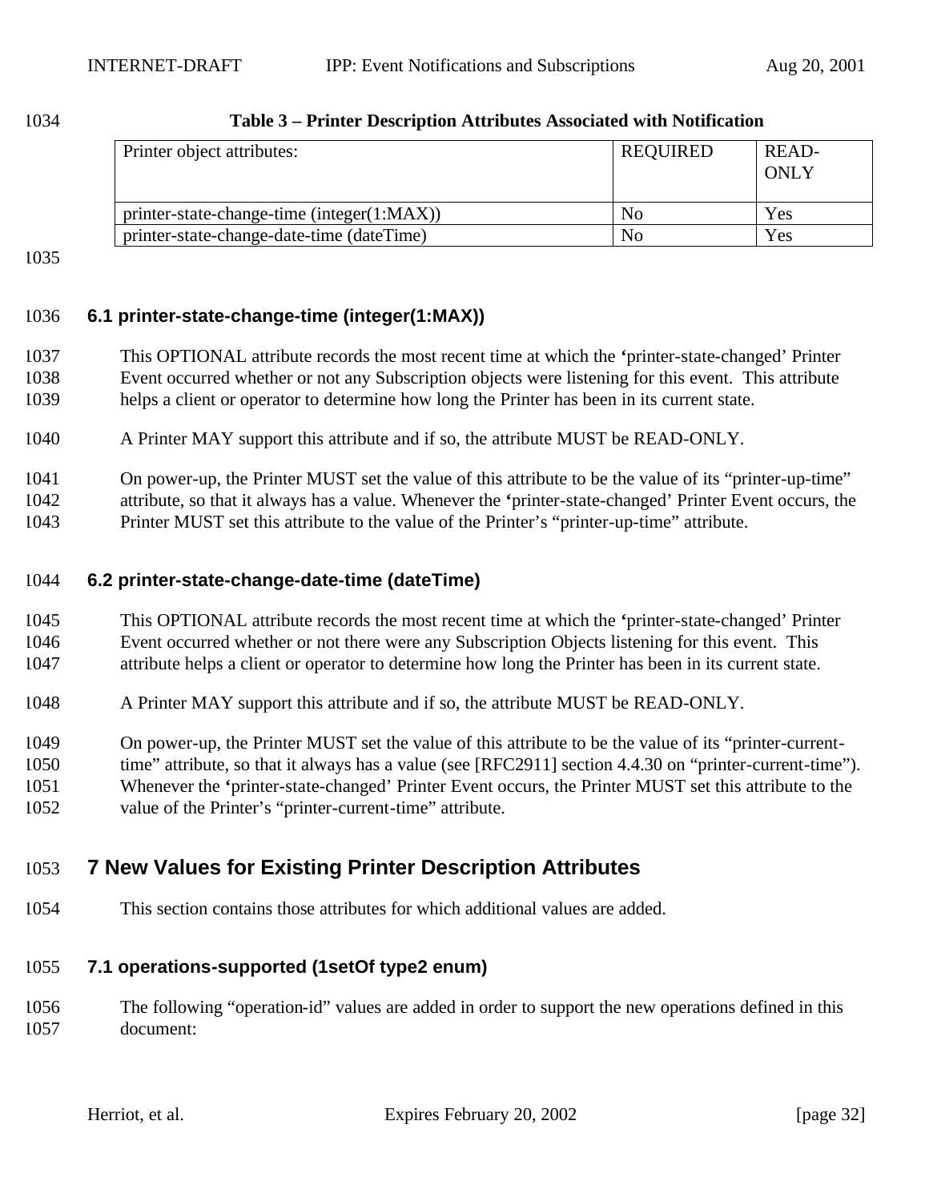**Table 3 – Printer Description Attributes Associated with Notification**

| Printer object attributes: | REQUIRED | READ-ONLY |
|---|---|---|
| printer-state-change-time (integer(1:MAX)) | No | Yes |
| printer-state-change-date-time (dateTime) | No | Yes |

### 6.1 printer-state-change-time (integer(1:MAX))

This OPTIONAL attribute records the most recent time at which the 'printer-state-changed' Printer Event occurred whether or not any Subscription objects were listening for this event. This attribute helps a client or operator to determine how long the Printer has been in its current state.

A Printer MAY support this attribute and if so, the attribute MUST be READ-ONLY.

On power-up, the Printer MUST set the value of this attribute to be the value of its "printer-up-time" attribute, so that it always has a value. Whenever the 'printer-state-changed' Printer Event occurs, the Printer MUST set this attribute to the value of the Printer's "printer-up-time" attribute.

### 6.2 printer-state-change-date-time (dateTime)

This OPTIONAL attribute records the most recent time at which the 'printer-state-changed' Printer Event occurred whether or not there were any Subscription Objects listening for this event. This attribute helps a client or operator to determine how long the Printer has been in its current state.

A Printer MAY support this attribute and if so, the attribute MUST be READ-ONLY.

On power-up, the Printer MUST set the value of this attribute to be the value of its "printer-current-time" attribute, so that it always has a value (see [RFC2911] section 4.4.30 on "printer-current-time"). Whenever the 'printer-state-changed' Printer Event occurs, the Printer MUST set this attribute to the value of the Printer's "printer-current-time" attribute.

## 7 New Values for Existing Printer Description Attributes

This section contains those attributes for which additional values are added.

### 7.1 operations-supported (1setOf type2 enum)

The following "operation-id" values are added in order to support the new operations defined in this document: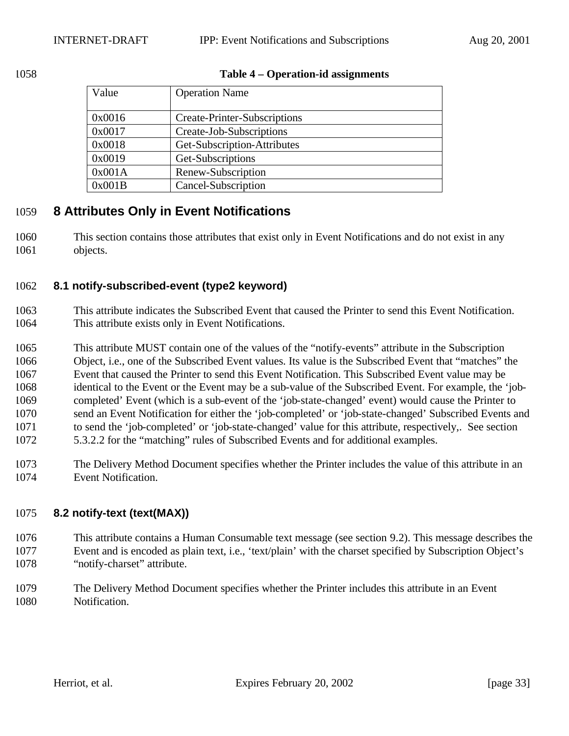**Table 4 – Operation-id assignments**

| Value | Operation Name |
|---|---|
| 0x0016 | Create-Printer-Subscriptions |
| 0x0017 | Create-Job-Subscriptions |
| 0x0018 | Get-Subscription-Attributes |
| 0x0019 | Get-Subscriptions |
| 0x001A | Renew-Subscription |
| 0x001B | Cancel-Subscription |

# 8 Attributes Only in Event Notifications

This section contains those attributes that exist only in Event Notifications and do not exist in any objects.

## 8.1 notify-subscribed-event (type2 keyword)

This attribute indicates the Subscribed Event that caused the Printer to send this Event Notification. This attribute exists only in Event Notifications.

This attribute MUST contain one of the values of the "notify-events" attribute in the Subscription Object, i.e., one of the Subscribed Event values. Its value is the Subscribed Event that "matches" the Event that caused the Printer to send this Event Notification. This Subscribed Event value may be identical to the Event or the Event may be a sub-value of the Subscribed Event. For example, the 'job-completed' Event (which is a sub-event of the 'job-state-changed' event) would cause the Printer to send an Event Notification for either the 'job-completed' or 'job-state-changed' Subscribed Events and to send the 'job-completed' or 'job-state-changed' value for this attribute, respectively,. See section 5.3.2.2 for the "matching" rules of Subscribed Events and for additional examples.

The Delivery Method Document specifies whether the Printer includes the value of this attribute in an Event Notification.

## 8.2 notify-text (text(MAX))

This attribute contains a Human Consumable text message (see section 9.2). This message describes the Event and is encoded as plain text, i.e., 'text/plain' with the charset specified by Subscription Object's "notify-charset" attribute.

The Delivery Method Document specifies whether the Printer includes this attribute in an Event Notification.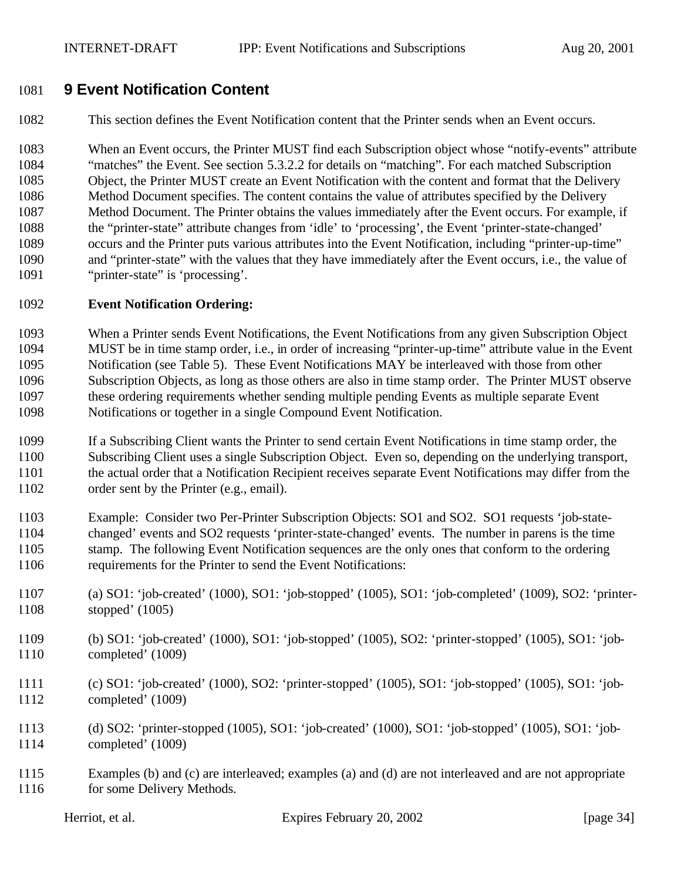# 9 Event Notification Content

This section defines the Event Notification content that the Printer sends when an Event occurs.

When an Event occurs, the Printer MUST find each Subscription object whose "notify-events" attribute "matches" the Event. See section 5.3.2.2 for details on "matching". For each matched Subscription Object, the Printer MUST create an Event Notification with the content and format that the Delivery Method Document specifies. The content contains the value of attributes specified by the Delivery Method Document. The Printer obtains the values immediately after the Event occurs. For example, if the "printer-state" attribute changes from 'idle' to 'processing', the Event 'printer-state-changed' occurs and the Printer puts various attributes into the Event Notification, including "printer-up-time" and "printer-state" with the values that they have immediately after the Event occurs, i.e., the value of "printer-state" is 'processing'.

**Event Notification Ordering:**

When a Printer sends Event Notifications, the Event Notifications from any given Subscription Object MUST be in time stamp order, i.e., in order of increasing "printer-up-time" attribute value in the Event Notification (see Table 5). These Event Notifications MAY be interleaved with those from other Subscription Objects, as long as those others are also in time stamp order. The Printer MUST observe these ordering requirements whether sending multiple pending Events as multiple separate Event Notifications or together in a single Compound Event Notification.

If a Subscribing Client wants the Printer to send certain Event Notifications in time stamp order, the Subscribing Client uses a single Subscription Object. Even so, depending on the underlying transport, the actual order that a Notification Recipient receives separate Event Notifications may differ from the order sent by the Printer (e.g., email).

Example: Consider two Per-Printer Subscription Objects: SO1 and SO2. SO1 requests 'job-state-changed' events and SO2 requests 'printer-state-changed' events. The number in parens is the time stamp. The following Event Notification sequences are the only ones that conform to the ordering requirements for the Printer to send the Event Notifications:

(a) SO1: 'job-created' (1000), SO1: 'job-stopped' (1005), SO1: 'job-completed' (1009), SO2: 'printer-stopped' (1005)

(b) SO1: 'job-created' (1000), SO1: 'job-stopped' (1005), SO2: 'printer-stopped' (1005), SO1: 'job-completed' (1009)

(c) SO1: 'job-created' (1000), SO2: 'printer-stopped' (1005), SO1: 'job-stopped' (1005), SO1: 'job-completed' (1009)

(d) SO2: 'printer-stopped (1005), SO1: 'job-created' (1000), SO1: 'job-stopped' (1005), SO1: 'job-completed' (1009)

Examples (b) and (c) are interleaved; examples (a) and (d) are not interleaved and are not appropriate for some Delivery Methods.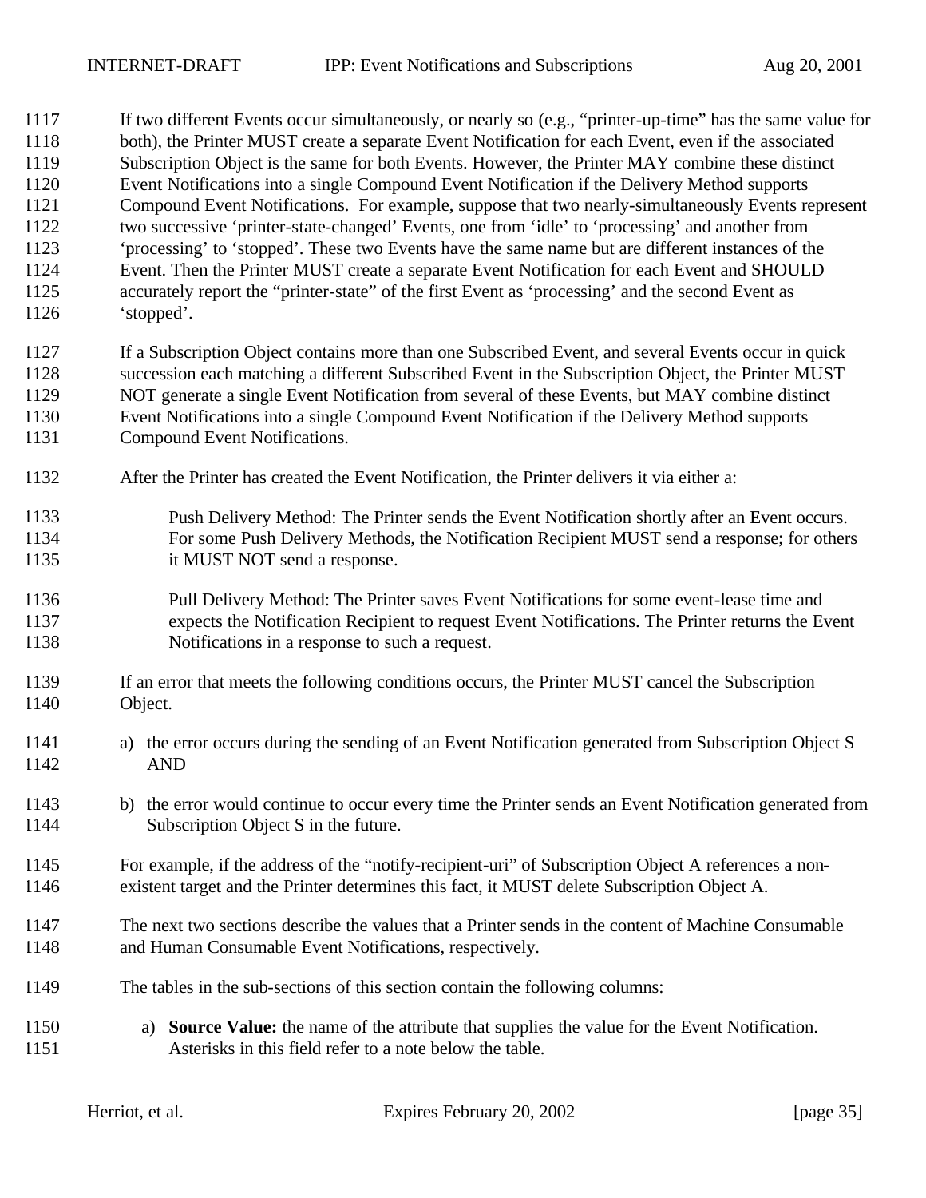If two different Events occur simultaneously, or nearly so (e.g., "printer-up-time" has the same value for both), the Printer MUST create a separate Event Notification for each Event, even if the associated Subscription Object is the same for both Events. However, the Printer MAY combine these distinct Event Notifications into a single Compound Event Notification if the Delivery Method supports Compound Event Notifications. For example, suppose that two nearly-simultaneously Events represent two successive 'printer-state-changed' Events, one from 'idle' to 'processing' and another from 'processing' to 'stopped'. These two Events have the same name but are different instances of the Event. Then the Printer MUST create a separate Event Notification for each Event and SHOULD accurately report the "printer-state" of the first Event as 'processing' and the second Event as 'stopped'.

If a Subscription Object contains more than one Subscribed Event, and several Events occur in quick succession each matching a different Subscribed Event in the Subscription Object, the Printer MUST NOT generate a single Event Notification from several of these Events, but MAY combine distinct Event Notifications into a single Compound Event Notification if the Delivery Method supports Compound Event Notifications.

After the Printer has created the Event Notification, the Printer delivers it via either a:

> Push Delivery Method: The Printer sends the Event Notification shortly after an Event occurs. For some Push Delivery Methods, the Notification Recipient MUST send a response; for others it MUST NOT send a response.
>
> Pull Delivery Method: The Printer saves Event Notifications for some event-lease time and expects the Notification Recipient to request Event Notifications. The Printer returns the Event Notifications in a response to such a request.

If an error that meets the following conditions occurs, the Printer MUST cancel the Subscription Object.

a) the error occurs during the sending of an Event Notification generated from Subscription Object S AND

b) the error would continue to occur every time the Printer sends an Event Notification generated from Subscription Object S in the future.

For example, if the address of the "notify-recipient-uri" of Subscription Object A references a non-existent target and the Printer determines this fact, it MUST delete Subscription Object A.

The next two sections describe the values that a Printer sends in the content of Machine Consumable and Human Consumable Event Notifications, respectively.

The tables in the sub-sections of this section contain the following columns:

a) **Source Value:** the name of the attribute that supplies the value for the Event Notification. Asterisks in this field refer to a note below the table.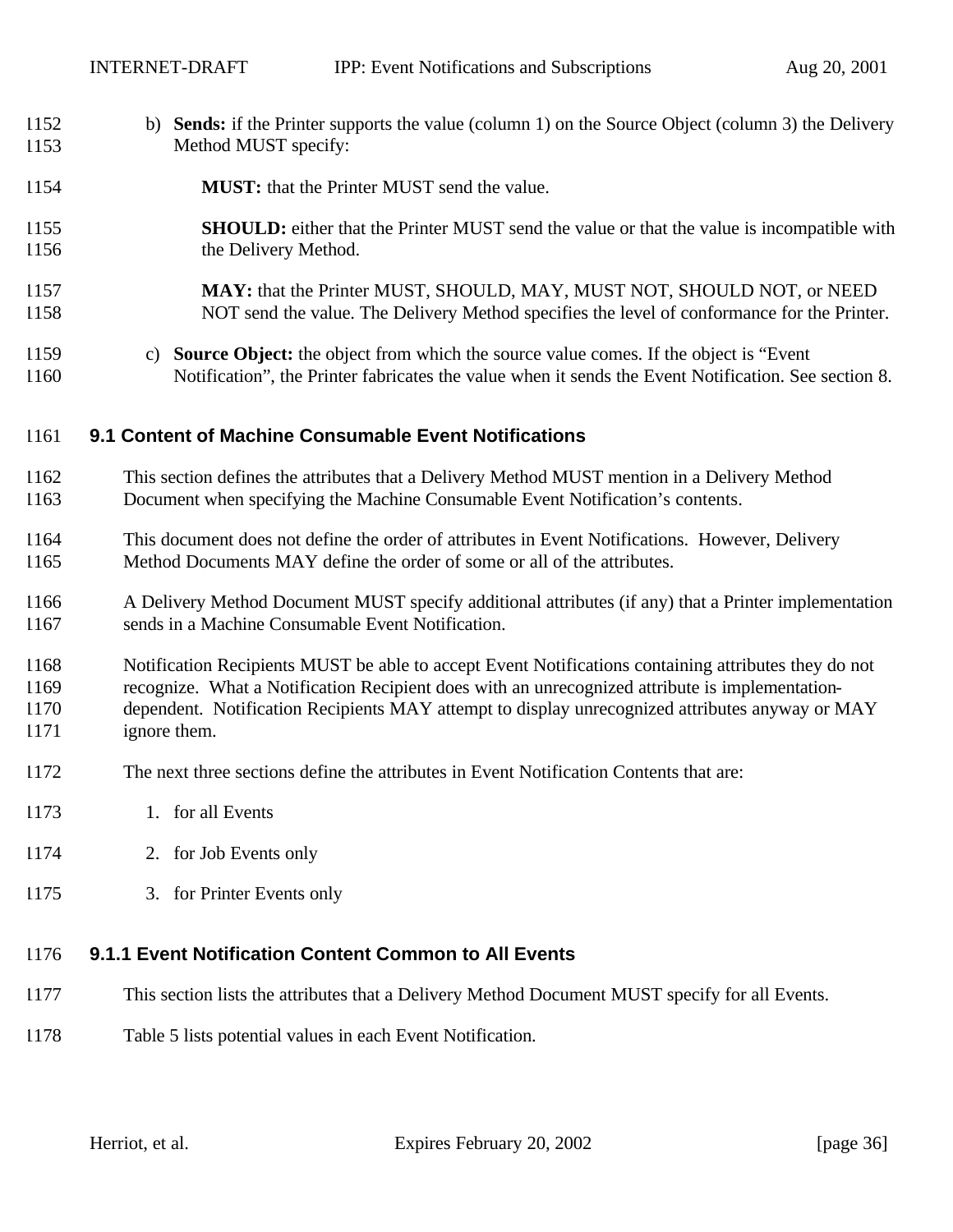b) **Sends:** if the Printer supports the value (column 1) on the Source Object (column 3) the Delivery Method MUST specify:

   **MUST:** that the Printer MUST send the value.

   **SHOULD:** either that the Printer MUST send the value or that the value is incompatible with the Delivery Method.

   **MAY:** that the Printer MUST, SHOULD, MAY, MUST NOT, SHOULD NOT, or NEED NOT send the value. The Delivery Method specifies the level of conformance for the Printer.

c) **Source Object:** the object from which the source value comes. If the object is "Event Notification", the Printer fabricates the value when it sends the Event Notification. See section 8.

## 9.1 Content of Machine Consumable Event Notifications

This section defines the attributes that a Delivery Method MUST mention in a Delivery Method Document when specifying the Machine Consumable Event Notification's contents.

This document does not define the order of attributes in Event Notifications. However, Delivery Method Documents MAY define the order of some or all of the attributes.

A Delivery Method Document MUST specify additional attributes (if any) that a Printer implementation sends in a Machine Consumable Event Notification.

Notification Recipients MUST be able to accept Event Notifications containing attributes they do not recognize. What a Notification Recipient does with an unrecognized attribute is implementation-dependent. Notification Recipients MAY attempt to display unrecognized attributes anyway or MAY ignore them.

The next three sections define the attributes in Event Notification Contents that are:

1. for all Events
2. for Job Events only
3. for Printer Events only

### 9.1.1 Event Notification Content Common to All Events

This section lists the attributes that a Delivery Method Document MUST specify for all Events.

Table 5 lists potential values in each Event Notification.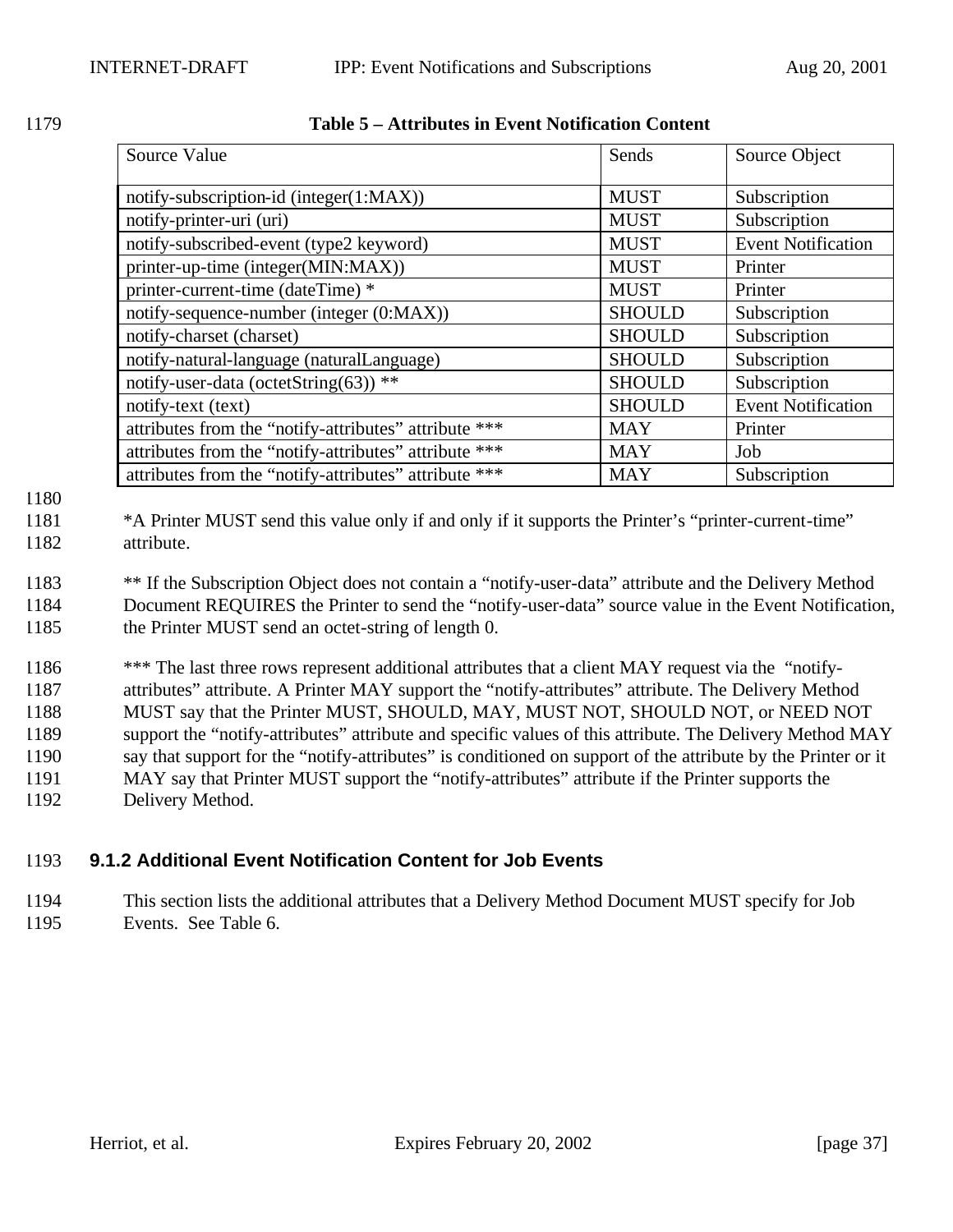**Table 5 – Attributes in Event Notification Content**

| Source Value | Sends | Source Object |
| --- | --- | --- |
| notify-subscription-id (integer(1:MAX)) | MUST | Subscription |
| notify-printer-uri (uri) | MUST | Subscription |
| notify-subscribed-event (type2 keyword) | MUST | Event Notification |
| printer-up-time (integer(MIN:MAX)) | MUST | Printer |
| printer-current-time (dateTime) * | MUST | Printer |
| notify-sequence-number (integer (0:MAX)) | SHOULD | Subscription |
| notify-charset (charset) | SHOULD | Subscription |
| notify-natural-language (naturalLanguage) | SHOULD | Subscription |
| notify-user-data (octetString(63)) ** | SHOULD | Subscription |
| notify-text (text) | SHOULD | Event Notification |
| attributes from the "notify-attributes" attribute *** | MAY | Printer |
| attributes from the "notify-attributes" attribute *** | MAY | Job |
| attributes from the "notify-attributes" attribute *** | MAY | Subscription |

*A Printer MUST send this value only if and only if it supports the Printer's "printer-current-time" attribute.

** If the Subscription Object does not contain a "notify-user-data" attribute and the Delivery Method Document REQUIRES the Printer to send the "notify-user-data" source value in the Event Notification, the Printer MUST send an octet-string of length 0.

*** The last three rows represent additional attributes that a client MAY request via the "notify-attributes" attribute. A Printer MAY support the "notify-attributes" attribute. The Delivery Method MUST say that the Printer MUST, SHOULD, MAY, MUST NOT, SHOULD NOT, or NEED NOT support the "notify-attributes" attribute and specific values of this attribute. The Delivery Method MAY say that support for the "notify-attributes" is conditioned on support of the attribute by the Printer or it MAY say that Printer MUST support the "notify-attributes" attribute if the Printer supports the Delivery Method.

### 9.1.2 Additional Event Notification Content for Job Events

This section lists the additional attributes that a Delivery Method Document MUST specify for Job Events. See Table 6.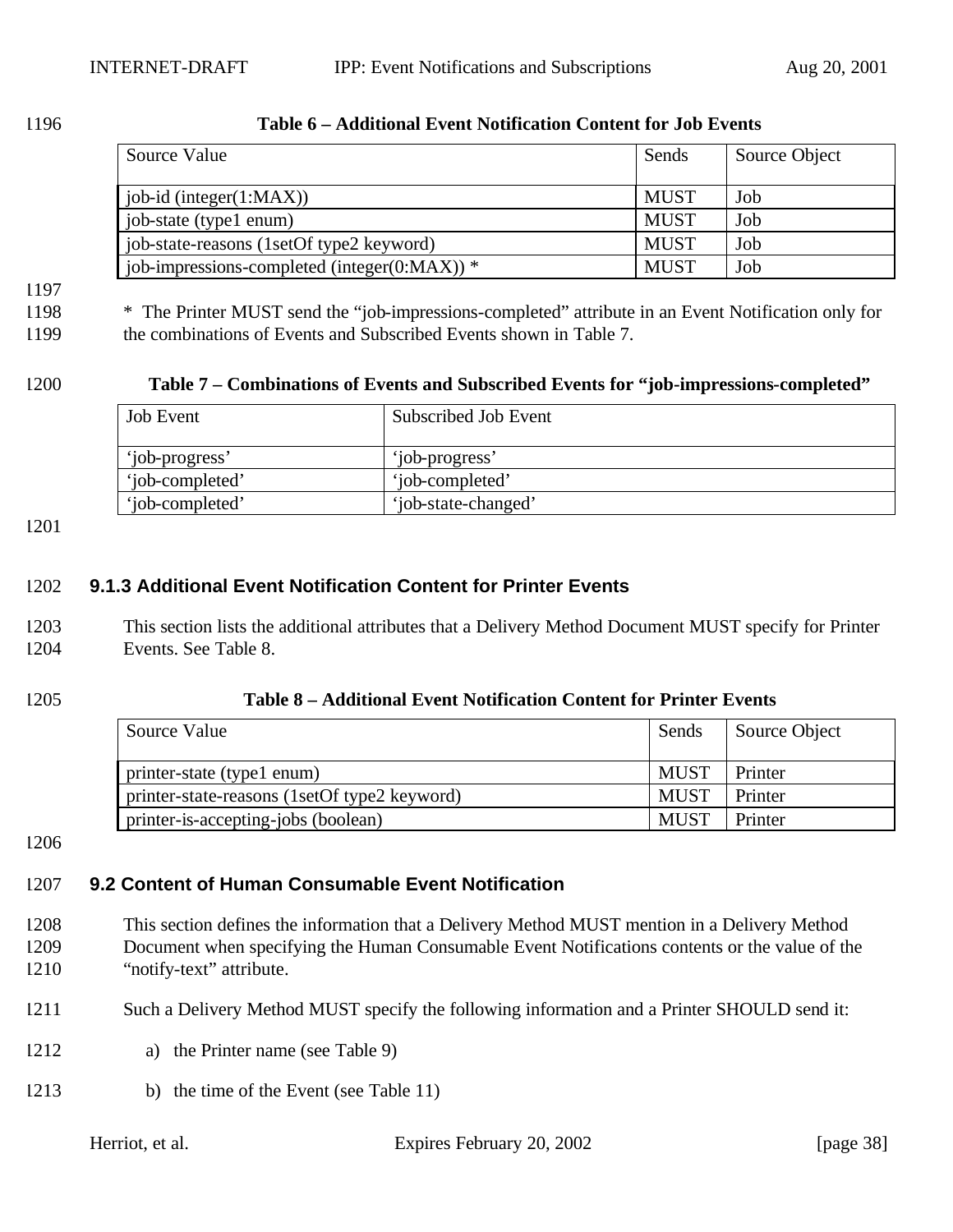**Table 6 – Additional Event Notification Content for Job Events**

| Source Value | Sends | Source Object |
|---|---|---|
| job-id (integer(1:MAX)) | MUST | Job |
| job-state (type1 enum) | MUST | Job |
| job-state-reasons (1setOf type2 keyword) | MUST | Job |
| job-impressions-completed (integer(0:MAX)) * | MUST | Job |

* The Printer MUST send the "job-impressions-completed" attribute in an Event Notification only for the combinations of Events and Subscribed Events shown in Table 7.

**Table 7 – Combinations of Events and Subscribed Events for "job-impressions-completed"**

| Job Event | Subscribed Job Event |
|---|---|
| 'job-progress' | 'job-progress' |
| 'job-completed' | 'job-completed' |
| 'job-completed' | 'job-state-changed' |

### 9.1.3 Additional Event Notification Content for Printer Events

This section lists the additional attributes that a Delivery Method Document MUST specify for Printer Events. See Table 8.

**Table 8 – Additional Event Notification Content for Printer Events**

| Source Value | Sends | Source Object |
|---|---|---|
| printer-state (type1 enum) | MUST | Printer |
| printer-state-reasons (1setOf type2 keyword) | MUST | Printer |
| printer-is-accepting-jobs (boolean) | MUST | Printer |

## 9.2 Content of Human Consumable Event Notification

This section defines the information that a Delivery Method MUST mention in a Delivery Method Document when specifying the Human Consumable Event Notifications contents or the value of the "notify-text" attribute.

Such a Delivery Method MUST specify the following information and a Printer SHOULD send it:

a) the Printer name (see Table 9)

b) the time of the Event (see Table 11)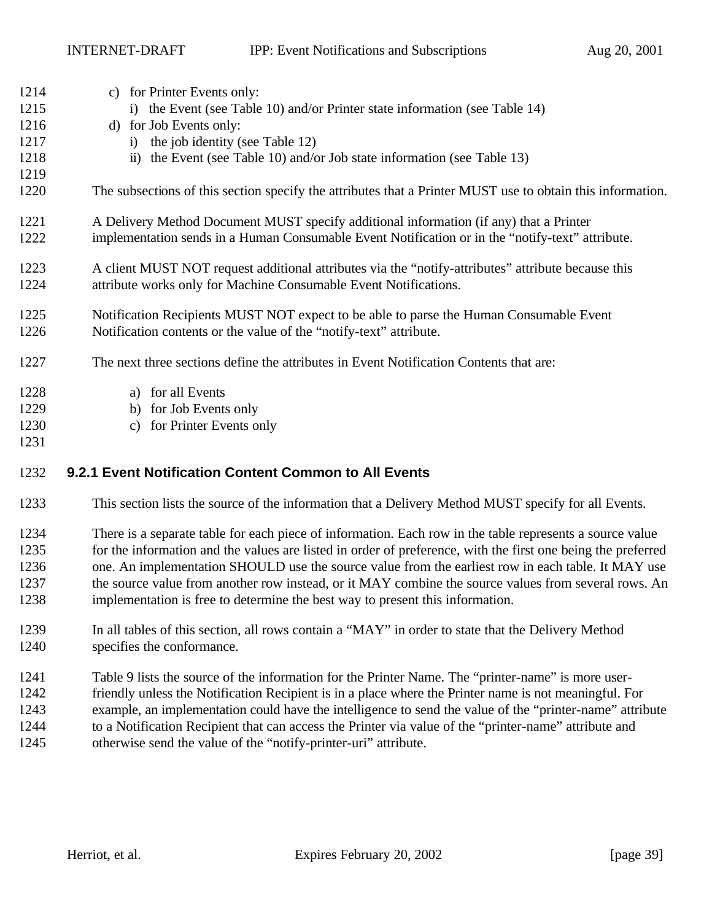c) for Printer Events only:
    i) the Event (see Table 10) and/or Printer state information (see Table 14)
d) for Job Events only:
    i) the job identity (see Table 12)
    ii) the Event (see Table 10) and/or Job state information (see Table 13)

The subsections of this section specify the attributes that a Printer MUST use to obtain this information.

A Delivery Method Document MUST specify additional information (if any) that a Printer implementation sends in a Human Consumable Event Notification or in the “notify-text” attribute.

A client MUST NOT request additional attributes via the “notify-attributes” attribute because this attribute works only for Machine Consumable Event Notifications.

Notification Recipients MUST NOT expect to be able to parse the Human Consumable Event Notification contents or the value of the “notify-text” attribute.

The next three sections define the attributes in Event Notification Contents that are:

a) for all Events
b) for Job Events only
c) for Printer Events only

### 9.2.1 Event Notification Content Common to All Events

This section lists the source of the information that a Delivery Method MUST specify for all Events.

There is a separate table for each piece of information. Each row in the table represents a source value for the information and the values are listed in order of preference, with the first one being the preferred one. An implementation SHOULD use the source value from the earliest row in each table. It MAY use the source value from another row instead, or it MAY combine the source values from several rows. An implementation is free to determine the best way to present this information.

In all tables of this section, all rows contain a “MAY” in order to state that the Delivery Method specifies the conformance.

Table 9 lists the source of the information for the Printer Name. The “printer-name” is more user-friendly unless the Notification Recipient is in a place where the Printer name is not meaningful. For example, an implementation could have the intelligence to send the value of the “printer-name” attribute to a Notification Recipient that can access the Printer via value of the “printer-name” attribute and otherwise send the value of the “notify-printer-uri” attribute.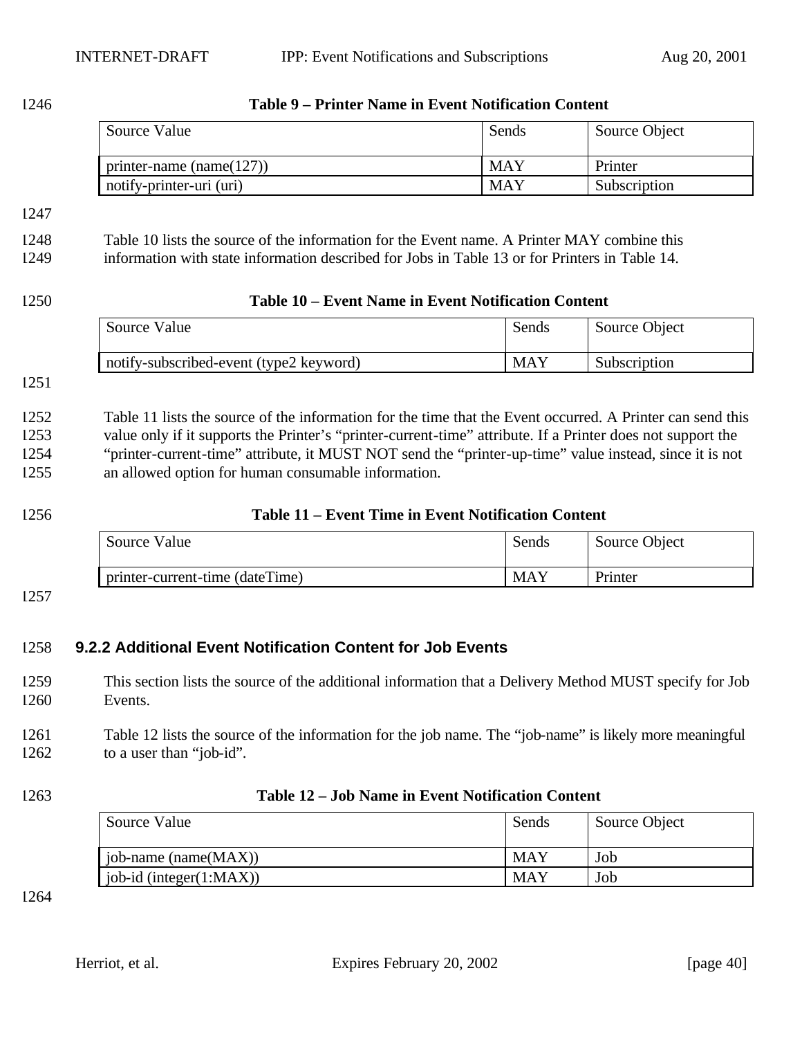**Table 9 – Printer Name in Event Notification Content**

| Source Value | Sends | Source Object |
|---|---|---|
| printer-name (name(127)) | MAY | Printer |
| notify-printer-uri (uri) | MAY | Subscription |

Table 10 lists the source of the information for the Event name. A Printer MAY combine this information with state information described for Jobs in Table 13 or for Printers in Table 14.

**Table 10 – Event Name in Event Notification Content**

| Source Value | Sends | Source Object |
|---|---|---|
| notify-subscribed-event (type2 keyword) | MAY | Subscription |

Table 11 lists the source of the information for the time that the Event occurred. A Printer can send this value only if it supports the Printer's "printer-current-time" attribute. If a Printer does not support the "printer-current-time" attribute, it MUST NOT send the "printer-up-time" value instead, since it is not an allowed option for human consumable information.

**Table 11 – Event Time in Event Notification Content**

| Source Value | Sends | Source Object |
|---|---|---|
| printer-current-time (dateTime) | MAY | Printer |

### 9.2.2 Additional Event Notification Content for Job Events

This section lists the source of the additional information that a Delivery Method MUST specify for Job Events.

Table 12 lists the source of the information for the job name. The "job-name" is likely more meaningful to a user than "job-id".

**Table 12 – Job Name in Event Notification Content**

| Source Value | Sends | Source Object |
|---|---|---|
| job-name (name(MAX)) | MAY | Job |
| job-id (integer(1:MAX)) | MAY | Job |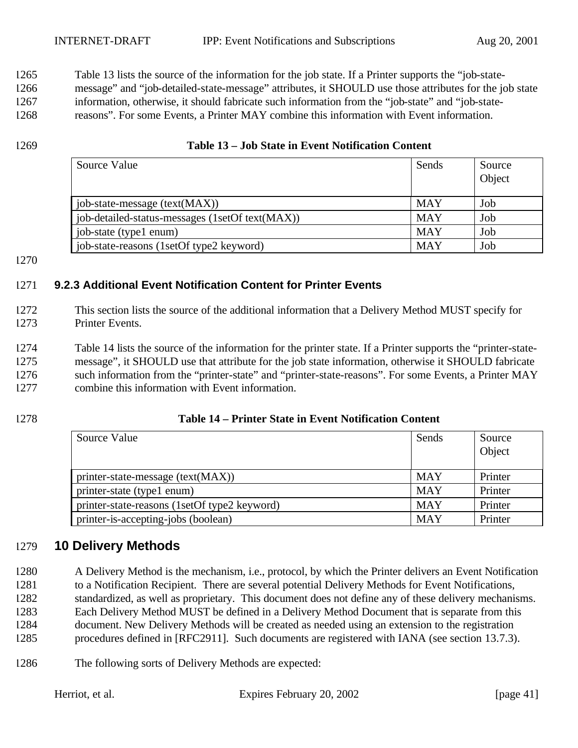Table 13 lists the source of the information for the job state. If a Printer supports the “job-state-message” and “job-detailed-state-message” attributes, it SHOULD use those attributes for the job state information, otherwise, it should fabricate such information from the “job-state” and “job-state-reasons”. For some Events, a Printer MAY combine this information with Event information.

**Table 13 – Job State in Event Notification Content**

| Source Value | Sends | Source Object |
|---|---|---|
| job-state-message (text(MAX)) | MAY | Job |
| job-detailed-status-messages (1setOf text(MAX)) | MAY | Job |
| job-state (type1 enum) | MAY | Job |
| job-state-reasons (1setOf type2 keyword) | MAY | Job |

### 9.2.3 Additional Event Notification Content for Printer Events

This section lists the source of the additional information that a Delivery Method MUST specify for Printer Events.

Table 14 lists the source of the information for the printer state. If a Printer supports the “printer-state-message”, it SHOULD use that attribute for the job state information, otherwise it SHOULD fabricate such information from the “printer-state” and “printer-state-reasons”. For some Events, a Printer MAY combine this information with Event information.

**Table 14 – Printer State in Event Notification Content**

| Source Value | Sends | Source Object |
|---|---|---|
| printer-state-message (text(MAX)) | MAY | Printer |
| printer-state (type1 enum) | MAY | Printer |
| printer-state-reasons (1setOf type2 keyword) | MAY | Printer |
| printer-is-accepting-jobs (boolean) | MAY | Printer |

## 10 Delivery Methods

A Delivery Method is the mechanism, i.e., protocol, by which the Printer delivers an Event Notification to a Notification Recipient. There are several potential Delivery Methods for Event Notifications, standardized, as well as proprietary. This document does not define any of these delivery mechanisms. Each Delivery Method MUST be defined in a Delivery Method Document that is separate from this document. New Delivery Methods will be created as needed using an extension to the registration procedures defined in [RFC2911]. Such documents are registered with IANA (see section 13.7.3).

The following sorts of Delivery Methods are expected: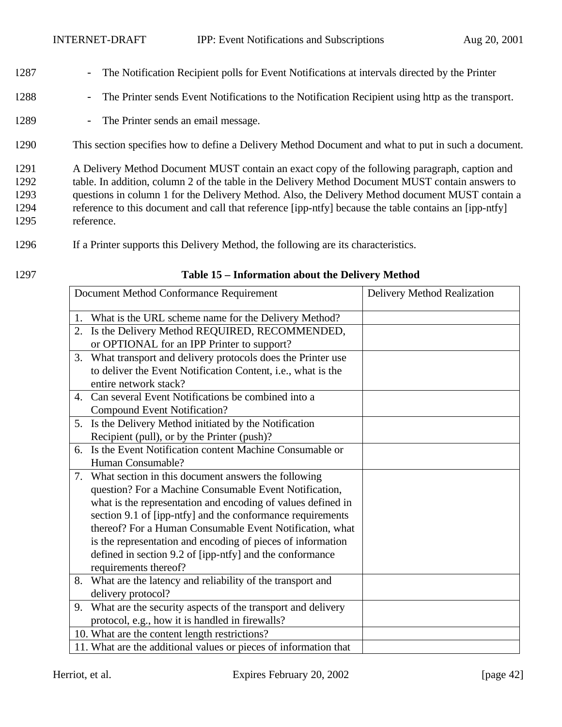- The Notification Recipient polls for Event Notifications at intervals directed by the Printer
- The Printer sends Event Notifications to the Notification Recipient using http as the transport.
- The Printer sends an email message.

This section specifies how to define a Delivery Method Document and what to put in such a document.

A Delivery Method Document MUST contain an exact copy of the following paragraph, caption and table. In addition, column 2 of the table in the Delivery Method Document MUST contain answers to questions in column 1 for the Delivery Method. Also, the Delivery Method document MUST contain a reference to this document and call that reference [ipp-ntfy] because the table contains an [ipp-ntfy] reference.

If a Printer supports this Delivery Method, the following are its characteristics.

**Table 15 – Information about the Delivery Method**

| Document Method Conformance Requirement | Delivery Method Realization |
|---|---|
| 1. What is the URL scheme name for the Delivery Method? | |
| 2. Is the Delivery Method REQUIRED, RECOMMENDED, or OPTIONAL for an IPP Printer to support? | |
| 3. What transport and delivery protocols does the Printer use to deliver the Event Notification Content, i.e., what is the entire network stack? | |
| 4. Can several Event Notifications be combined into a Compound Event Notification? | |
| 5. Is the Delivery Method initiated by the Notification Recipient (pull), or by the Printer (push)? | |
| 6. Is the Event Notification content Machine Consumable or Human Consumable? | |
| 7. What section in this document answers the following question? For a Machine Consumable Event Notification, what is the representation and encoding of values defined in section 9.1 of [ipp-ntfy] and the conformance requirements thereof? For a Human Consumable Event Notification, what is the representation and encoding of pieces of information defined in section 9.2 of [ipp-ntfy] and the conformance requirements thereof? | |
| 8. What are the latency and reliability of the transport and delivery protocol? | |
| 9. What are the security aspects of the transport and delivery protocol, e.g., how it is handled in firewalls? | |
| 10. What are the content length restrictions? | |
| 11. What are the additional values or pieces of information that | |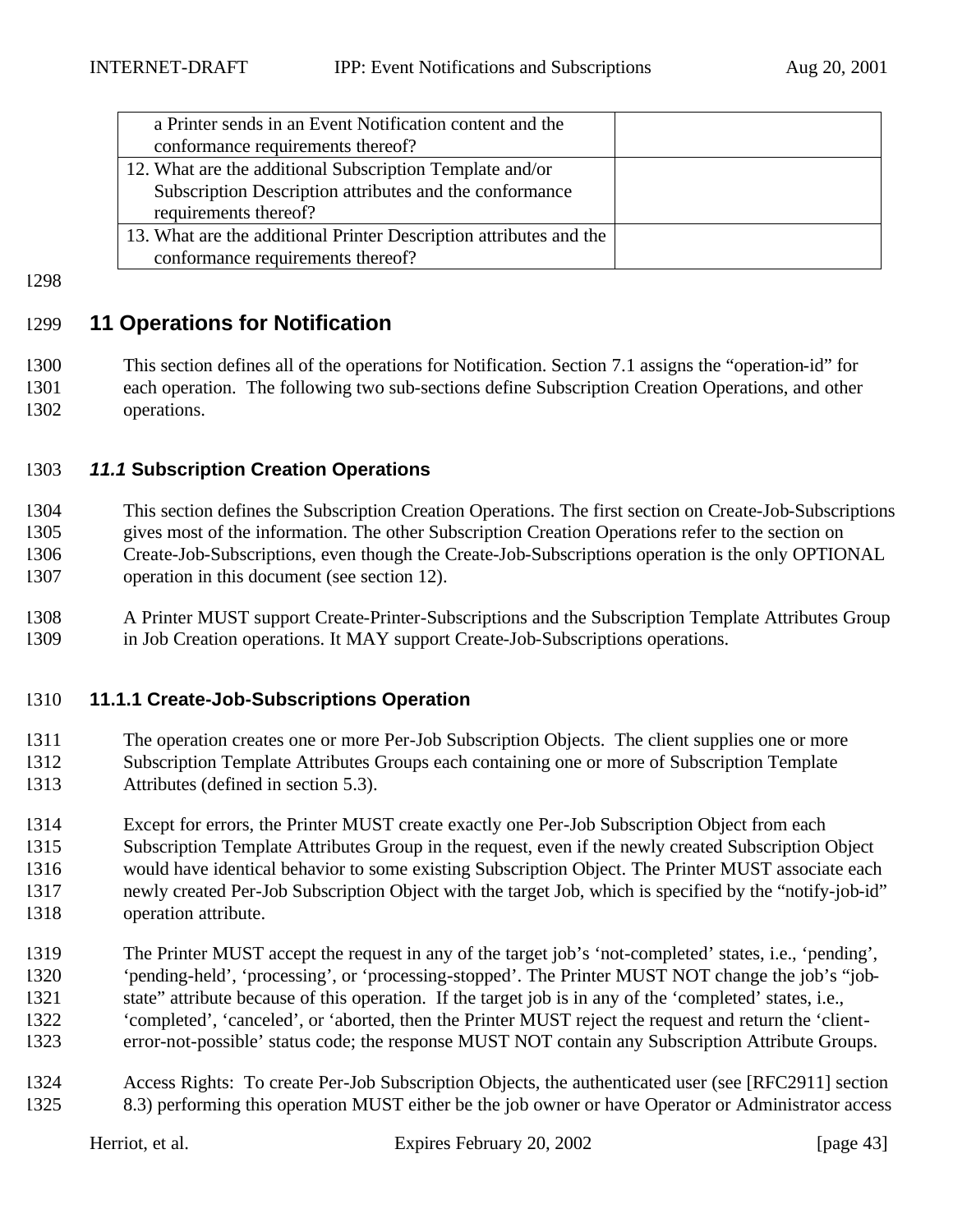| | |
|---|---|
| a Printer sends in an Event Notification content and the conformance requirements thereof? | |
| 12. What are the additional Subscription Template and/or Subscription Description attributes and the conformance requirements thereof? | |
| 13. What are the additional Printer Description attributes and the conformance requirements thereof? | |

# 11 Operations for Notification

This section defines all of the operations for Notification. Section 7.1 assigns the "operation-id" for each operation. The following two sub-sections define Subscription Creation Operations, and other operations.

## *11.1* Subscription Creation Operations

This section defines the Subscription Creation Operations. The first section on Create-Job-Subscriptions gives most of the information. The other Subscription Creation Operations refer to the section on Create-Job-Subscriptions, even though the Create-Job-Subscriptions operation is the only OPTIONAL operation in this document (see section 12).

A Printer MUST support Create-Printer-Subscriptions and the Subscription Template Attributes Group in Job Creation operations. It MAY support Create-Job-Subscriptions operations.

### 11.1.1 Create-Job-Subscriptions Operation

The operation creates one or more Per-Job Subscription Objects. The client supplies one or more Subscription Template Attributes Groups each containing one or more of Subscription Template Attributes (defined in section 5.3).

Except for errors, the Printer MUST create exactly one Per-Job Subscription Object from each Subscription Template Attributes Group in the request, even if the newly created Subscription Object would have identical behavior to some existing Subscription Object. The Printer MUST associate each newly created Per-Job Subscription Object with the target Job, which is specified by the "notify-job-id" operation attribute.

The Printer MUST accept the request in any of the target job's 'not-completed' states, i.e., 'pending', 'pending-held', 'processing', or 'processing-stopped'. The Printer MUST NOT change the job's "job-state" attribute because of this operation. If the target job is in any of the 'completed' states, i.e., 'completed', 'canceled', or 'aborted, then the Printer MUST reject the request and return the 'client-error-not-possible' status code; the response MUST NOT contain any Subscription Attribute Groups.

Access Rights: To create Per-Job Subscription Objects, the authenticated user (see [RFC2911] section 8.3) performing this operation MUST either be the job owner or have Operator or Administrator access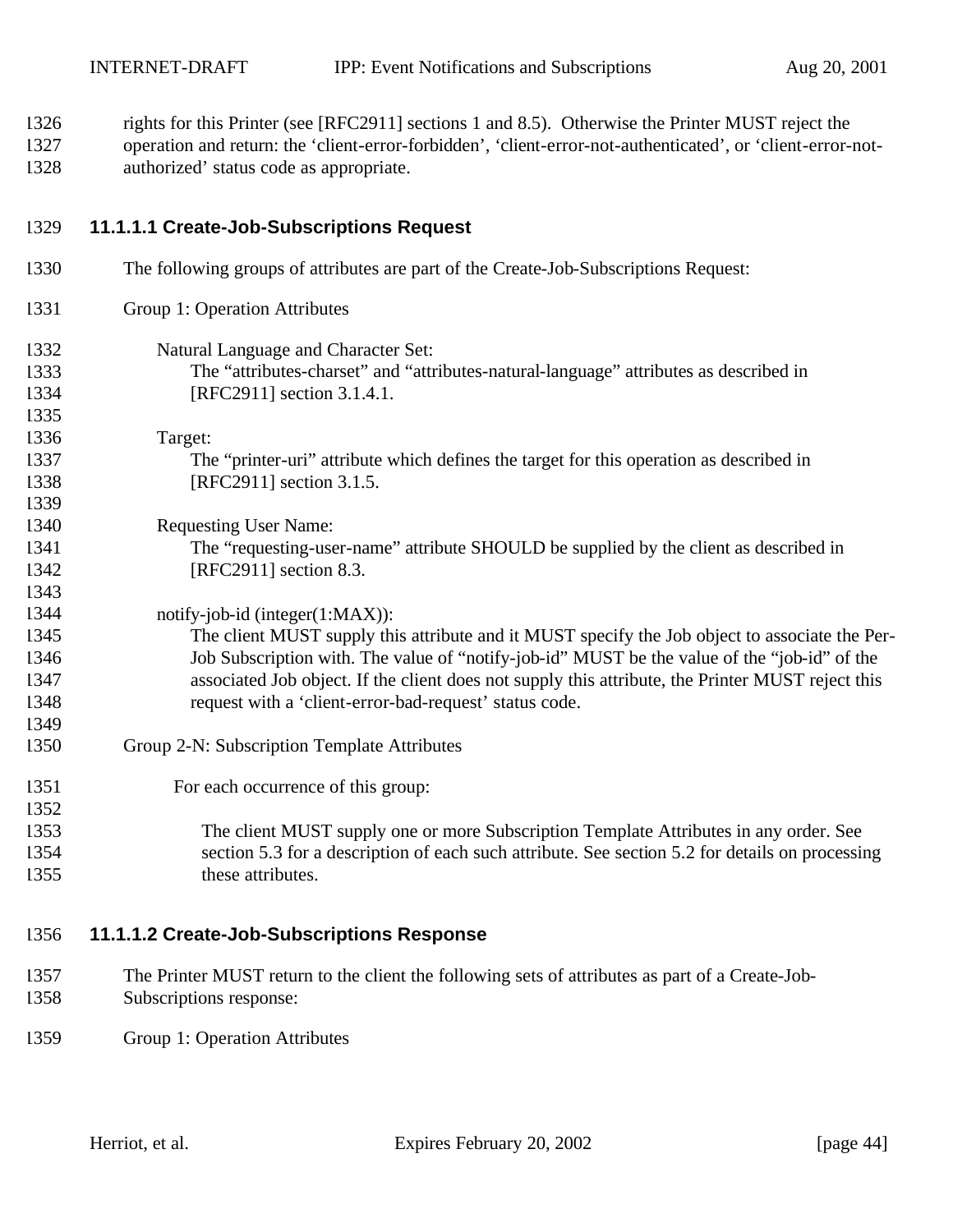rights for this Printer (see [RFC2911] sections 1 and 8.5). Otherwise the Printer MUST reject the operation and return: the 'client-error-forbidden', 'client-error-not-authenticated', or 'client-error-not-authorized' status code as appropriate.

#### 11.1.1.1 Create-Job-Subscriptions Request

The following groups of attributes are part of the Create-Job-Subscriptions Request:

Group 1: Operation Attributes

Natural Language and Character Set:
The "attributes-charset" and "attributes-natural-language" attributes as described in [RFC2911] section 3.1.4.1.

Target:
The "printer-uri" attribute which defines the target for this operation as described in [RFC2911] section 3.1.5.

Requesting User Name:
The "requesting-user-name" attribute SHOULD be supplied by the client as described in [RFC2911] section 8.3.

notify-job-id (integer(1:MAX)):
The client MUST supply this attribute and it MUST specify the Job object to associate the Per-Job Subscription with. The value of "notify-job-id" MUST be the value of the "job-id" of the associated Job object. If the client does not supply this attribute, the Printer MUST reject this request with a 'client-error-bad-request' status code.

Group 2-N: Subscription Template Attributes

For each occurrence of this group:

The client MUST supply one or more Subscription Template Attributes in any order. See section 5.3 for a description of each such attribute. See section 5.2 for details on processing these attributes.

#### 11.1.1.2 Create-Job-Subscriptions Response

The Printer MUST return to the client the following sets of attributes as part of a Create-Job-Subscriptions response:

Group 1: Operation Attributes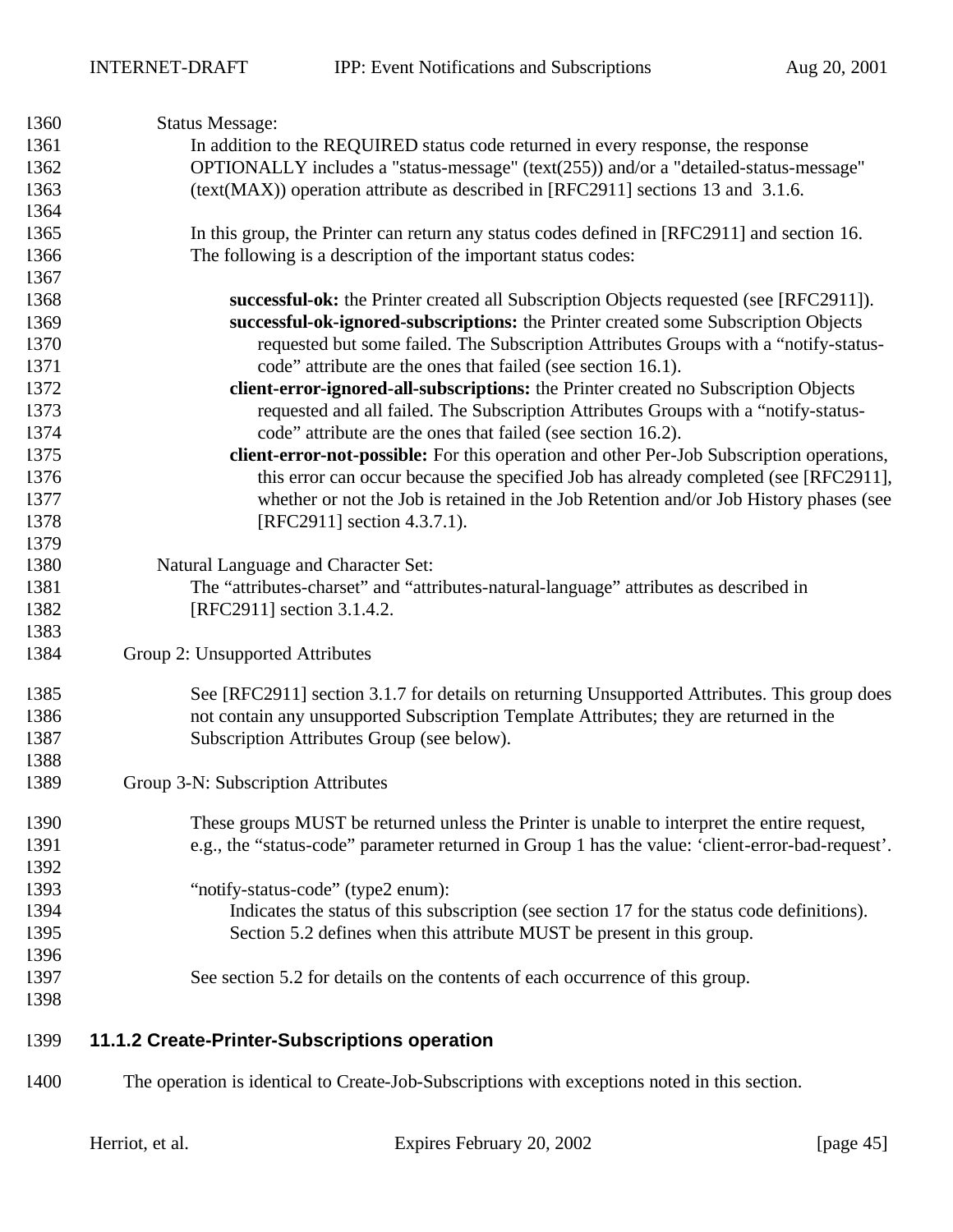Status Message:

In addition to the REQUIRED status code returned in every response, the response OPTIONALLY includes a "status-message" (text(255)) and/or a "detailed-status-message" (text(MAX)) operation attribute as described in [RFC2911] sections 13 and 3.1.6.

In this group, the Printer can return any status codes defined in [RFC2911] and section 16. The following is a description of the important status codes:

**successful-ok:** the Printer created all Subscription Objects requested (see [RFC2911]).

**successful-ok-ignored-subscriptions:** the Printer created some Subscription Objects requested but some failed. The Subscription Attributes Groups with a “notify-status-code” attribute are the ones that failed (see section 16.1).

**client-error-ignored-all-subscriptions:** the Printer created no Subscription Objects requested and all failed. The Subscription Attributes Groups with a “notify-status-code” attribute are the ones that failed (see section 16.2).

**client-error-not-possible:** For this operation and other Per-Job Subscription operations, this error can occur because the specified Job has already completed (see [RFC2911], whether or not the Job is retained in the Job Retention and/or Job History phases (see [RFC2911] section 4.3.7.1).

Natural Language and Character Set:

The “attributes-charset” and “attributes-natural-language” attributes as described in [RFC2911] section 3.1.4.2.

Group 2: Unsupported Attributes

See [RFC2911] section 3.1.7 for details on returning Unsupported Attributes. This group does not contain any unsupported Subscription Template Attributes; they are returned in the Subscription Attributes Group (see below).

Group 3-N: Subscription Attributes

These groups MUST be returned unless the Printer is unable to interpret the entire request, e.g., the “status-code” parameter returned in Group 1 has the value: ‘client-error-bad-request’.

“notify-status-code” (type2 enum):

Indicates the status of this subscription (see section 17 for the status code definitions). Section 5.2 defines when this attribute MUST be present in this group.

See section 5.2 for details on the contents of each occurrence of this group.

### 11.1.2 Create-Printer-Subscriptions operation

The operation is identical to Create-Job-Subscriptions with exceptions noted in this section.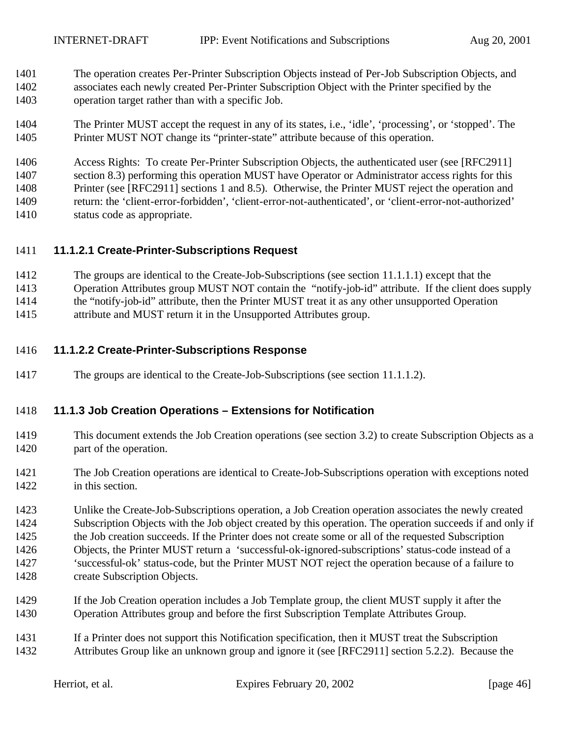The operation creates Per-Printer Subscription Objects instead of Per-Job Subscription Objects, and associates each newly created Per-Printer Subscription Object with the Printer specified by the operation target rather than with a specific Job.

The Printer MUST accept the request in any of its states, i.e., 'idle', 'processing', or 'stopped'. The Printer MUST NOT change its "printer-state" attribute because of this operation.

Access Rights: To create Per-Printer Subscription Objects, the authenticated user (see [RFC2911] section 8.3) performing this operation MUST have Operator or Administrator access rights for this Printer (see [RFC2911] sections 1 and 8.5). Otherwise, the Printer MUST reject the operation and return: the 'client-error-forbidden', 'client-error-not-authenticated', or 'client-error-not-authorized' status code as appropriate.

#### 11.1.2.1 Create-Printer-Subscriptions Request

The groups are identical to the Create-Job-Subscriptions (see section 11.1.1.1) except that the Operation Attributes group MUST NOT contain the "notify-job-id" attribute. If the client does supply the "notify-job-id" attribute, then the Printer MUST treat it as any other unsupported Operation attribute and MUST return it in the Unsupported Attributes group.

#### 11.1.2.2 Create-Printer-Subscriptions Response

The groups are identical to the Create-Job-Subscriptions (see section 11.1.1.2).

### 11.1.3 Job Creation Operations – Extensions for Notification

This document extends the Job Creation operations (see section 3.2) to create Subscription Objects as a part of the operation.

The Job Creation operations are identical to Create-Job-Subscriptions operation with exceptions noted in this section.

Unlike the Create-Job-Subscriptions operation, a Job Creation operation associates the newly created Subscription Objects with the Job object created by this operation. The operation succeeds if and only if the Job creation succeeds. If the Printer does not create some or all of the requested Subscription Objects, the Printer MUST return a 'successful-ok-ignored-subscriptions' status-code instead of a 'successful-ok' status-code, but the Printer MUST NOT reject the operation because of a failure to create Subscription Objects.

If the Job Creation operation includes a Job Template group, the client MUST supply it after the Operation Attributes group and before the first Subscription Template Attributes Group.

If a Printer does not support this Notification specification, then it MUST treat the Subscription Attributes Group like an unknown group and ignore it (see [RFC2911] section 5.2.2). Because the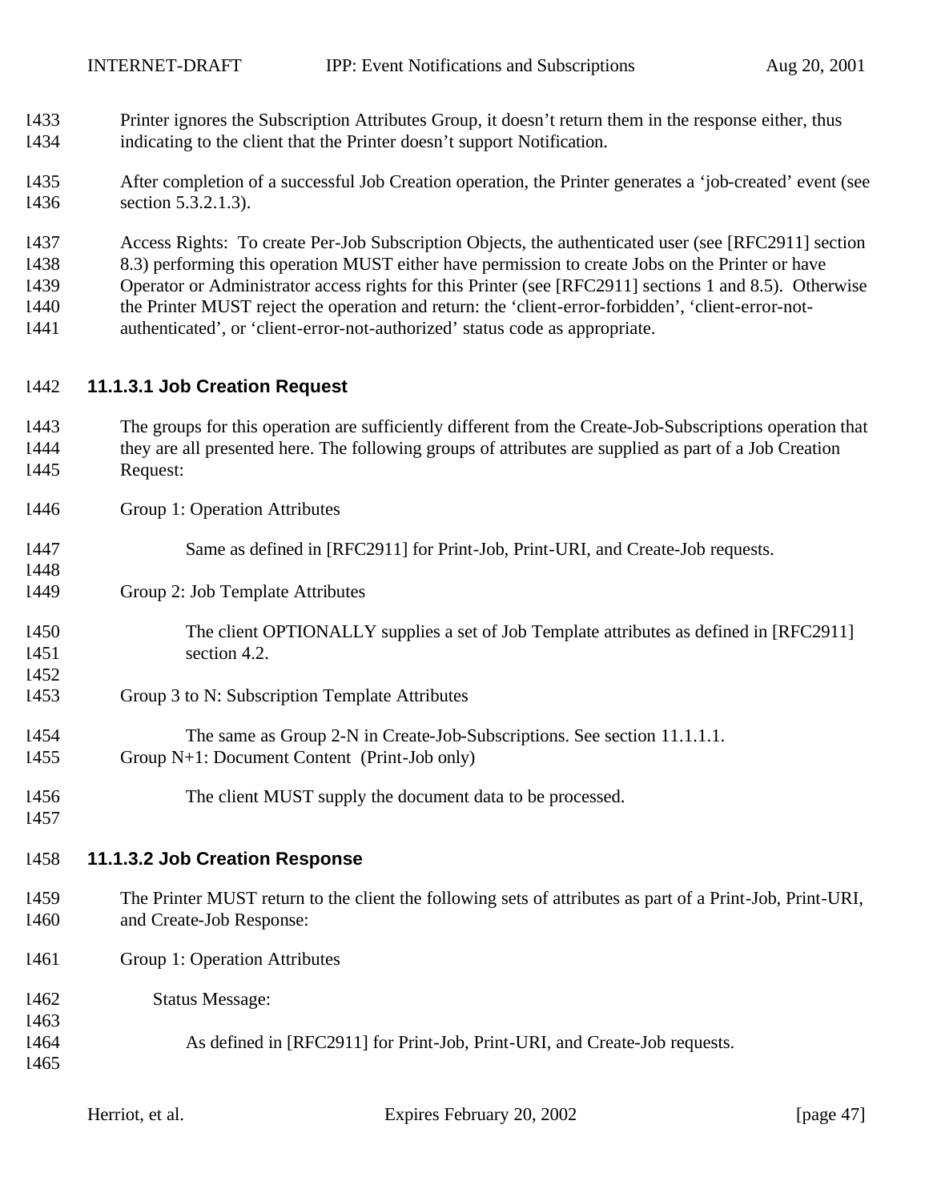Printer ignores the Subscription Attributes Group, it doesn't return them in the response either, thus indicating to the client that the Printer doesn't support Notification.

After completion of a successful Job Creation operation, the Printer generates a 'job-created' event (see section 5.3.2.1.3).

Access Rights: To create Per-Job Subscription Objects, the authenticated user (see [RFC2911] section 8.3) performing this operation MUST either have permission to create Jobs on the Printer or have Operator or Administrator access rights for this Printer (see [RFC2911] sections 1 and 8.5). Otherwise the Printer MUST reject the operation and return: the 'client-error-forbidden', 'client-error-not-authenticated', or 'client-error-not-authorized' status code as appropriate.

#### 11.1.3.1 Job Creation Request

The groups for this operation are sufficiently different from the Create-Job-Subscriptions operation that they are all presented here. The following groups of attributes are supplied as part of a Job Creation Request:

Group 1: Operation Attributes

Same as defined in [RFC2911] for Print-Job, Print-URI, and Create-Job requests.

Group 2: Job Template Attributes

The client OPTIONALLY supplies a set of Job Template attributes as defined in [RFC2911] section 4.2.

Group 3 to N: Subscription Template Attributes

The same as Group 2-N in Create-Job-Subscriptions. See section 11.1.1.1.

Group N+1: Document Content (Print-Job only)

The client MUST supply the document data to be processed.

#### 11.1.3.2 Job Creation Response

The Printer MUST return to the client the following sets of attributes as part of a Print-Job, Print-URI, and Create-Job Response:

Group 1: Operation Attributes

Status Message:

As defined in [RFC2911] for Print-Job, Print-URI, and Create-Job requests.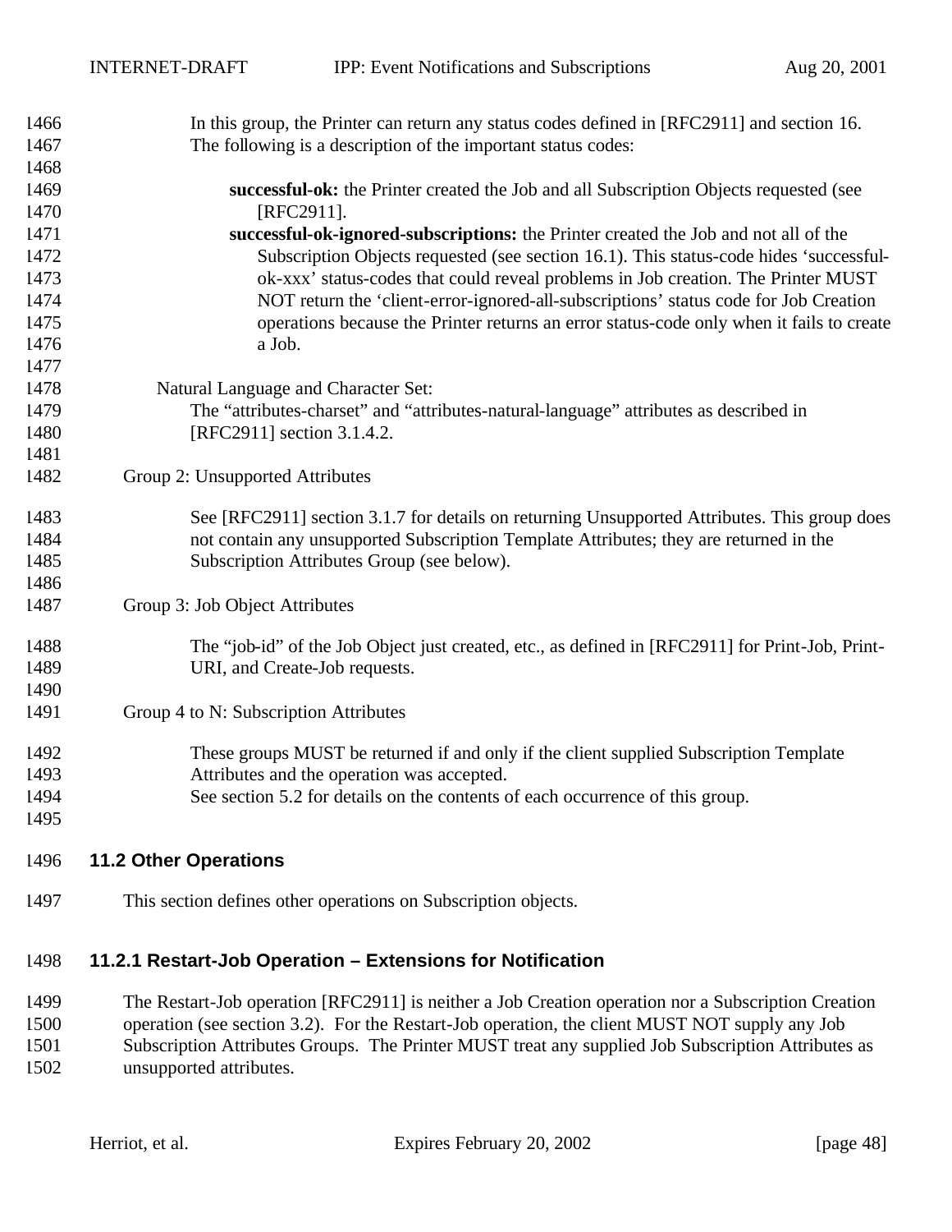In this group, the Printer can return any status codes defined in [RFC2911] and section 16. The following is a description of the important status codes:

**successful-ok:** the Printer created the Job and all Subscription Objects requested (see [RFC2911].

**successful-ok-ignored-subscriptions:** the Printer created the Job and not all of the Subscription Objects requested (see section 16.1). This status-code hides 'successful-ok-xxx' status-codes that could reveal problems in Job creation. The Printer MUST NOT return the 'client-error-ignored-all-subscriptions' status code for Job Creation operations because the Printer returns an error status-code only when it fails to create a Job.

Natural Language and Character Set:

The "attributes-charset" and "attributes-natural-language" attributes as described in [RFC2911] section 3.1.4.2.

Group 2: Unsupported Attributes

See [RFC2911] section 3.1.7 for details on returning Unsupported Attributes. This group does not contain any unsupported Subscription Template Attributes; they are returned in the Subscription Attributes Group (see below).

Group 3: Job Object Attributes

The "job-id" of the Job Object just created, etc., as defined in [RFC2911] for Print-Job, Print-URI, and Create-Job requests.

Group 4 to N: Subscription Attributes

These groups MUST be returned if and only if the client supplied Subscription Template Attributes and the operation was accepted.

See section 5.2 for details on the contents of each occurrence of this group.

## 11.2 Other Operations

This section defines other operations on Subscription objects.

### 11.2.1 Restart-Job Operation – Extensions for Notification

The Restart-Job operation [RFC2911] is neither a Job Creation operation nor a Subscription Creation operation (see section 3.2). For the Restart-Job operation, the client MUST NOT supply any Job Subscription Attributes Groups. The Printer MUST treat any supplied Job Subscription Attributes as unsupported attributes.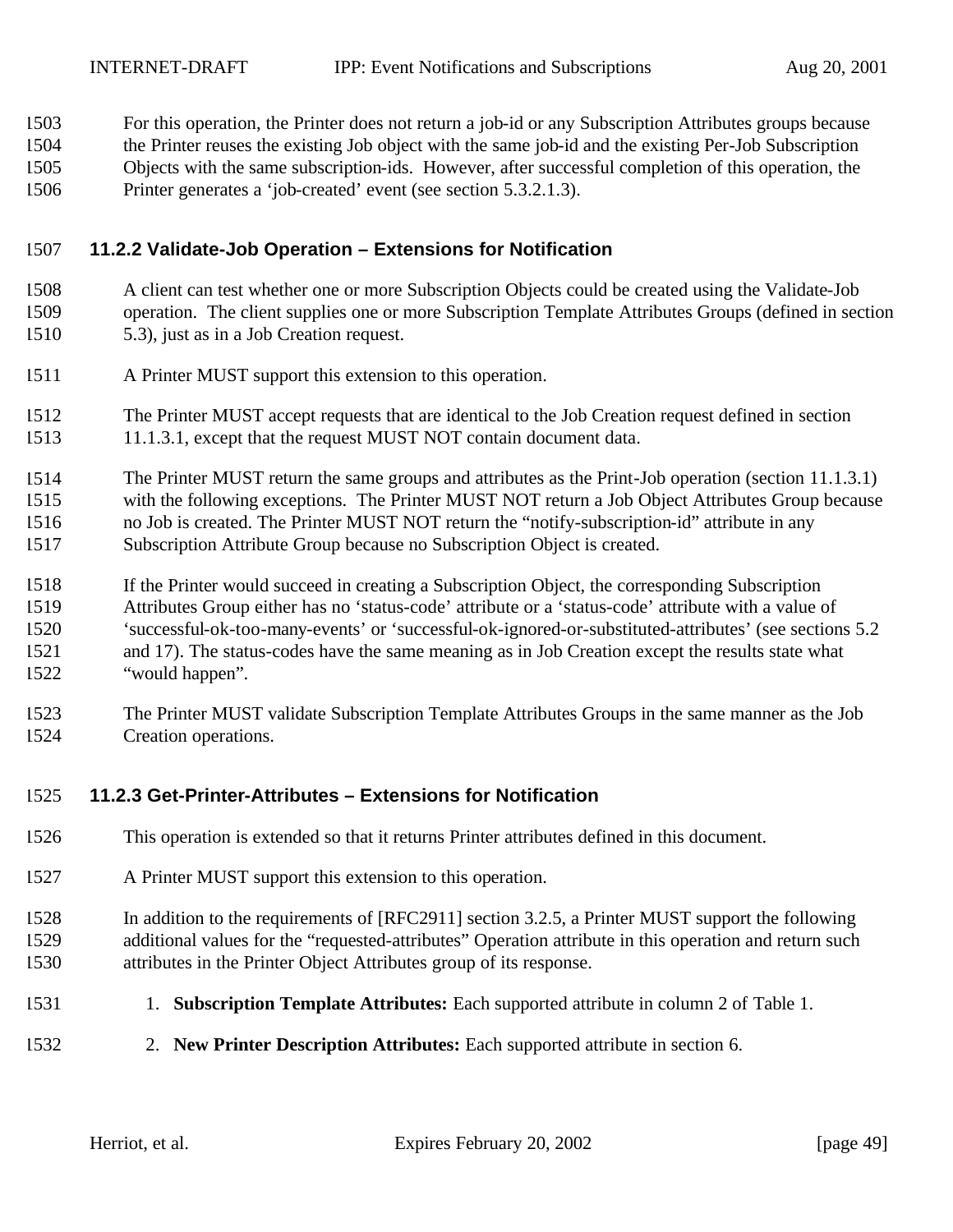For this operation, the Printer does not return a job-id or any Subscription Attributes groups because the Printer reuses the existing Job object with the same job-id and the existing Per-Job Subscription Objects with the same subscription-ids. However, after successful completion of this operation, the Printer generates a 'job-created' event (see section 5.3.2.1.3).

### 11.2.2 Validate-Job Operation – Extensions for Notification

A client can test whether one or more Subscription Objects could be created using the Validate-Job operation. The client supplies one or more Subscription Template Attributes Groups (defined in section 5.3), just as in a Job Creation request.

A Printer MUST support this extension to this operation.

The Printer MUST accept requests that are identical to the Job Creation request defined in section 11.1.3.1, except that the request MUST NOT contain document data.

The Printer MUST return the same groups and attributes as the Print-Job operation (section 11.1.3.1) with the following exceptions. The Printer MUST NOT return a Job Object Attributes Group because no Job is created. The Printer MUST NOT return the "notify-subscription-id" attribute in any Subscription Attribute Group because no Subscription Object is created.

If the Printer would succeed in creating a Subscription Object, the corresponding Subscription Attributes Group either has no 'status-code' attribute or a 'status-code' attribute with a value of 'successful-ok-too-many-events' or 'successful-ok-ignored-or-substituted-attributes' (see sections 5.2 and 17). The status-codes have the same meaning as in Job Creation except the results state what "would happen".

The Printer MUST validate Subscription Template Attributes Groups in the same manner as the Job Creation operations.

### 11.2.3 Get-Printer-Attributes – Extensions for Notification

This operation is extended so that it returns Printer attributes defined in this document.

A Printer MUST support this extension to this operation.

In addition to the requirements of [RFC2911] section 3.2.5, a Printer MUST support the following additional values for the "requested-attributes" Operation attribute in this operation and return such attributes in the Printer Object Attributes group of its response.

1. **Subscription Template Attributes:** Each supported attribute in column 2 of Table 1.
2. **New Printer Description Attributes:** Each supported attribute in section 6.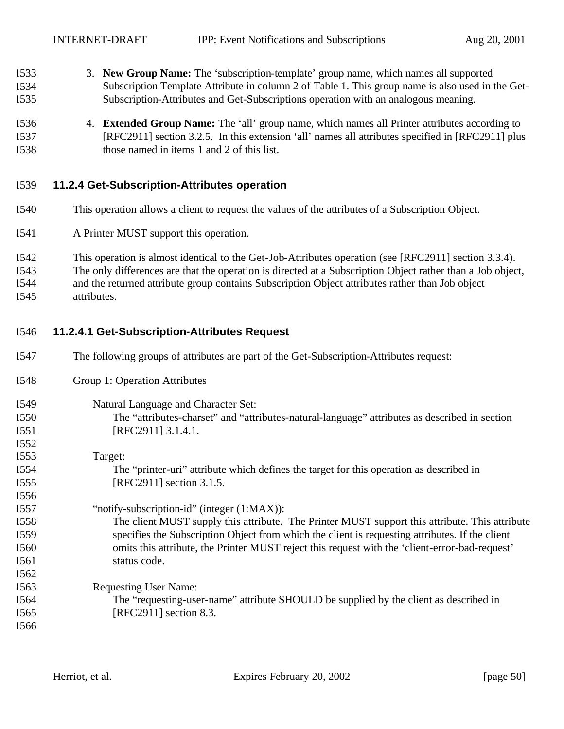3. **New Group Name:** The 'subscription-template' group name, which names all supported Subscription Template Attribute in column 2 of Table 1. This group name is also used in the Get-Subscription-Attributes and Get-Subscriptions operation with an analogous meaning.

4. **Extended Group Name:** The 'all' group name, which names all Printer attributes according to [RFC2911] section 3.2.5. In this extension 'all' names all attributes specified in [RFC2911] plus those named in items 1 and 2 of this list.

### 11.2.4 Get-Subscription-Attributes operation

This operation allows a client to request the values of the attributes of a Subscription Object.

A Printer MUST support this operation.

This operation is almost identical to the Get-Job-Attributes operation (see [RFC2911] section 3.3.4). The only differences are that the operation is directed at a Subscription Object rather than a Job object, and the returned attribute group contains Subscription Object attributes rather than Job object attributes.

#### 11.2.4.1 Get-Subscription-Attributes Request

The following groups of attributes are part of the Get-Subscription-Attributes request:

Group 1: Operation Attributes

Natural Language and Character Set:
The "attributes-charset" and "attributes-natural-language" attributes as described in section [RFC2911] 3.1.4.1.

Target:
The "printer-uri" attribute which defines the target for this operation as described in [RFC2911] section 3.1.5.

"notify-subscription-id" (integer (1:MAX)):
The client MUST supply this attribute. The Printer MUST support this attribute. This attribute specifies the Subscription Object from which the client is requesting attributes. If the client omits this attribute, the Printer MUST reject this request with the 'client-error-bad-request' status code.

Requesting User Name:
The "requesting-user-name" attribute SHOULD be supplied by the client as described in [RFC2911] section 8.3.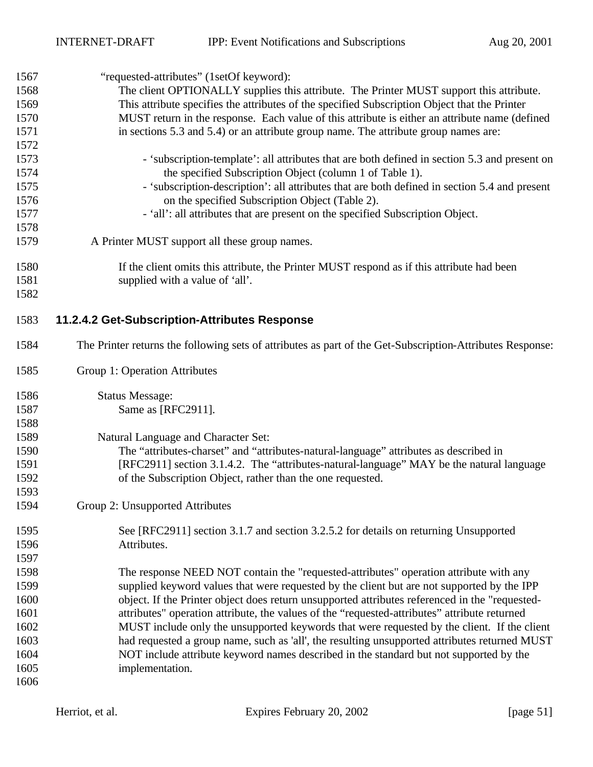"requested-attributes" (1setOf keyword):

The client OPTIONALLY supplies this attribute. The Printer MUST support this attribute. This attribute specifies the attributes of the specified Subscription Object that the Printer MUST return in the response. Each value of this attribute is either an attribute name (defined in sections 5.3 and 5.4) or an attribute group name. The attribute group names are:

- 'subscription-template': all attributes that are both defined in section 5.3 and present on the specified Subscription Object (column 1 of Table 1).
- 'subscription-description': all attributes that are both defined in section 5.4 and present on the specified Subscription Object (Table 2).
- 'all': all attributes that are present on the specified Subscription Object.

A Printer MUST support all these group names.

If the client omits this attribute, the Printer MUST respond as if this attribute had been supplied with a value of 'all'.

### 11.2.4.2 Get-Subscription-Attributes Response

The Printer returns the following sets of attributes as part of the Get-Subscription-Attributes Response:

Group 1: Operation Attributes

Status Message:
Same as [RFC2911].

Natural Language and Character Set:
The "attributes-charset" and "attributes-natural-language" attributes as described in [RFC2911] section 3.1.4.2. The "attributes-natural-language" MAY be the natural language of the Subscription Object, rather than the one requested.

Group 2: Unsupported Attributes

See [RFC2911] section 3.1.7 and section 3.2.5.2 for details on returning Unsupported Attributes.

The response NEED NOT contain the "requested-attributes" operation attribute with any supplied keyword values that were requested by the client but are not supported by the IPP object. If the Printer object does return unsupported attributes referenced in the "requested-attributes" operation attribute, the values of the "requested-attributes" attribute returned MUST include only the unsupported keywords that were requested by the client. If the client had requested a group name, such as 'all', the resulting unsupported attributes returned MUST NOT include attribute keyword names described in the standard but not supported by the implementation.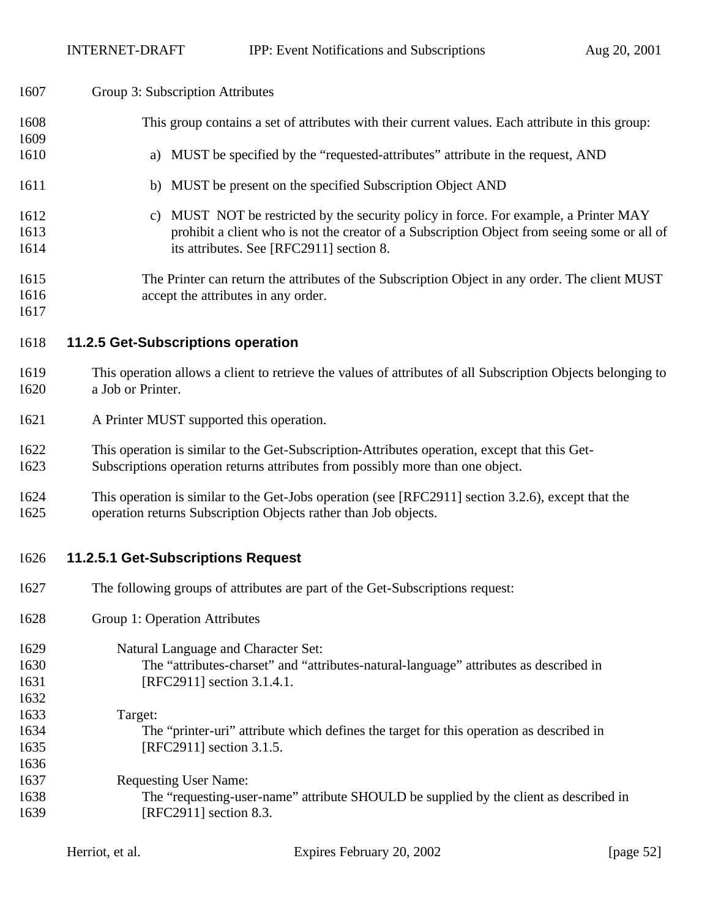Group 3: Subscription Attributes

This group contains a set of attributes with their current values. Each attribute in this group:

a) MUST be specified by the "requested-attributes" attribute in the request, AND

b) MUST be present on the specified Subscription Object AND

c) MUST NOT be restricted by the security policy in force. For example, a Printer MAY prohibit a client who is not the creator of a Subscription Object from seeing some or all of its attributes. See [RFC2911] section 8.

The Printer can return the attributes of the Subscription Object in any order. The client MUST accept the attributes in any order.

### 11.2.5 Get-Subscriptions operation

This operation allows a client to retrieve the values of attributes of all Subscription Objects belonging to a Job or Printer.

A Printer MUST supported this operation.

This operation is similar to the Get-Subscription-Attributes operation, except that this Get-Subscriptions operation returns attributes from possibly more than one object.

This operation is similar to the Get-Jobs operation (see [RFC2911] section 3.2.6), except that the operation returns Subscription Objects rather than Job objects.

#### 11.2.5.1 Get-Subscriptions Request

The following groups of attributes are part of the Get-Subscriptions request:

Group 1: Operation Attributes

Natural Language and Character Set:
The "attributes-charset" and "attributes-natural-language" attributes as described in [RFC2911] section 3.1.4.1.

Target:
The "printer-uri" attribute which defines the target for this operation as described in [RFC2911] section 3.1.5.

Requesting User Name:
The "requesting-user-name" attribute SHOULD be supplied by the client as described in [RFC2911] section 8.3.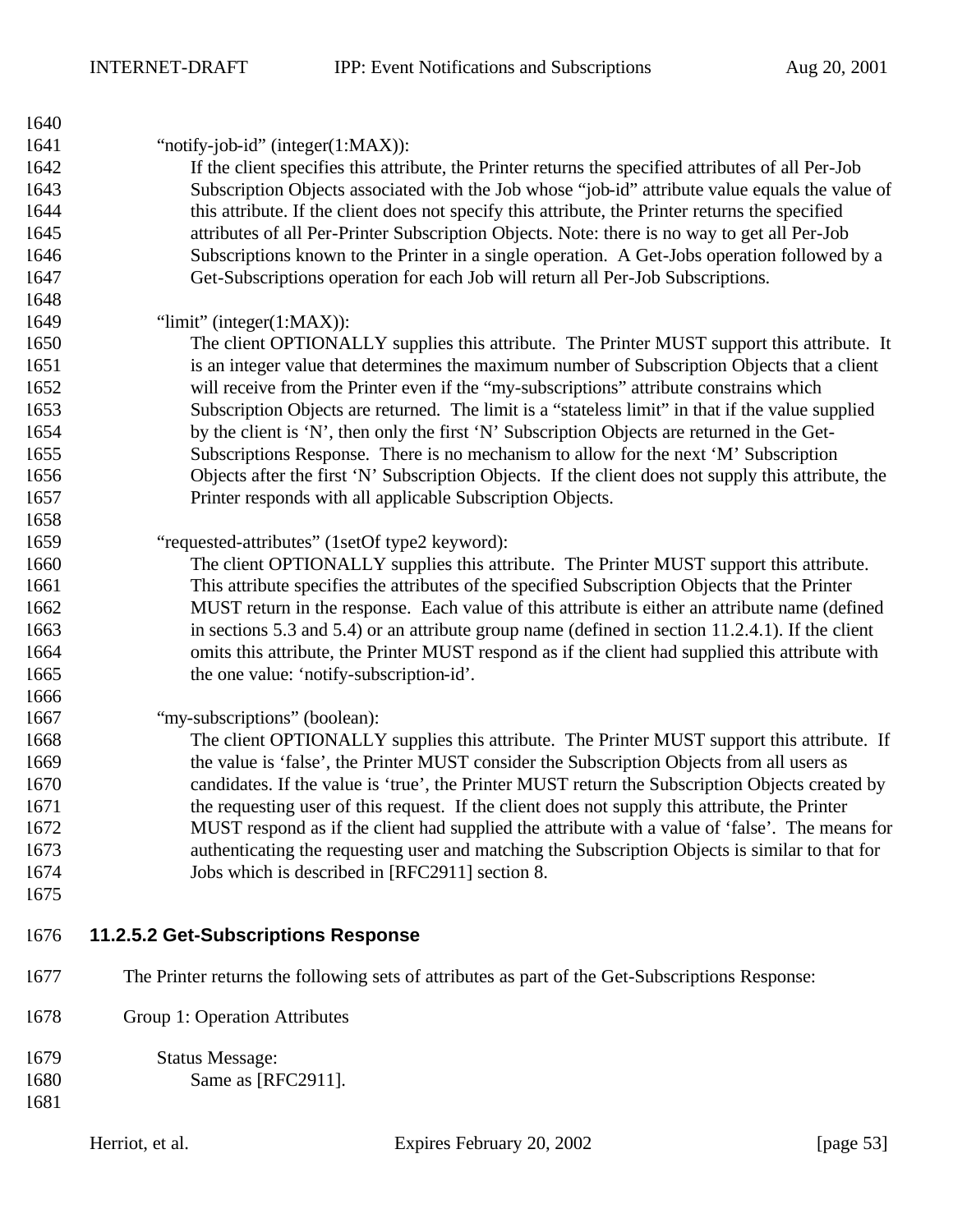"notify-job-id" (integer(1:MAX)):

If the client specifies this attribute, the Printer returns the specified attributes of all Per-Job Subscription Objects associated with the Job whose "job-id" attribute value equals the value of this attribute. If the client does not specify this attribute, the Printer returns the specified attributes of all Per-Printer Subscription Objects. Note: there is no way to get all Per-Job Subscriptions known to the Printer in a single operation. A Get-Jobs operation followed by a Get-Subscriptions operation for each Job will return all Per-Job Subscriptions.

"limit" (integer(1:MAX)):

The client OPTIONALLY supplies this attribute. The Printer MUST support this attribute. It is an integer value that determines the maximum number of Subscription Objects that a client will receive from the Printer even if the "my-subscriptions" attribute constrains which Subscription Objects are returned. The limit is a "stateless limit" in that if the value supplied by the client is 'N', then only the first 'N' Subscription Objects are returned in the Get-Subscriptions Response. There is no mechanism to allow for the next 'M' Subscription Objects after the first 'N' Subscription Objects. If the client does not supply this attribute, the Printer responds with all applicable Subscription Objects.

"requested-attributes" (1setOf type2 keyword):

The client OPTIONALLY supplies this attribute. The Printer MUST support this attribute. This attribute specifies the attributes of the specified Subscription Objects that the Printer MUST return in the response. Each value of this attribute is either an attribute name (defined in sections 5.3 and 5.4) or an attribute group name (defined in section 11.2.4.1). If the client omits this attribute, the Printer MUST respond as if the client had supplied this attribute with the one value: 'notify-subscription-id'.

"my-subscriptions" (boolean):

The client OPTIONALLY supplies this attribute. The Printer MUST support this attribute. If the value is 'false', the Printer MUST consider the Subscription Objects from all users as candidates. If the value is 'true', the Printer MUST return the Subscription Objects created by the requesting user of this request. If the client does not supply this attribute, the Printer MUST respond as if the client had supplied the attribute with a value of 'false'. The means for authenticating the requesting user and matching the Subscription Objects is similar to that for Jobs which is described in [RFC2911] section 8.

#### 11.2.5.2 Get-Subscriptions Response

The Printer returns the following sets of attributes as part of the Get-Subscriptions Response:

Group 1: Operation Attributes

Status Message:

Same as [RFC2911].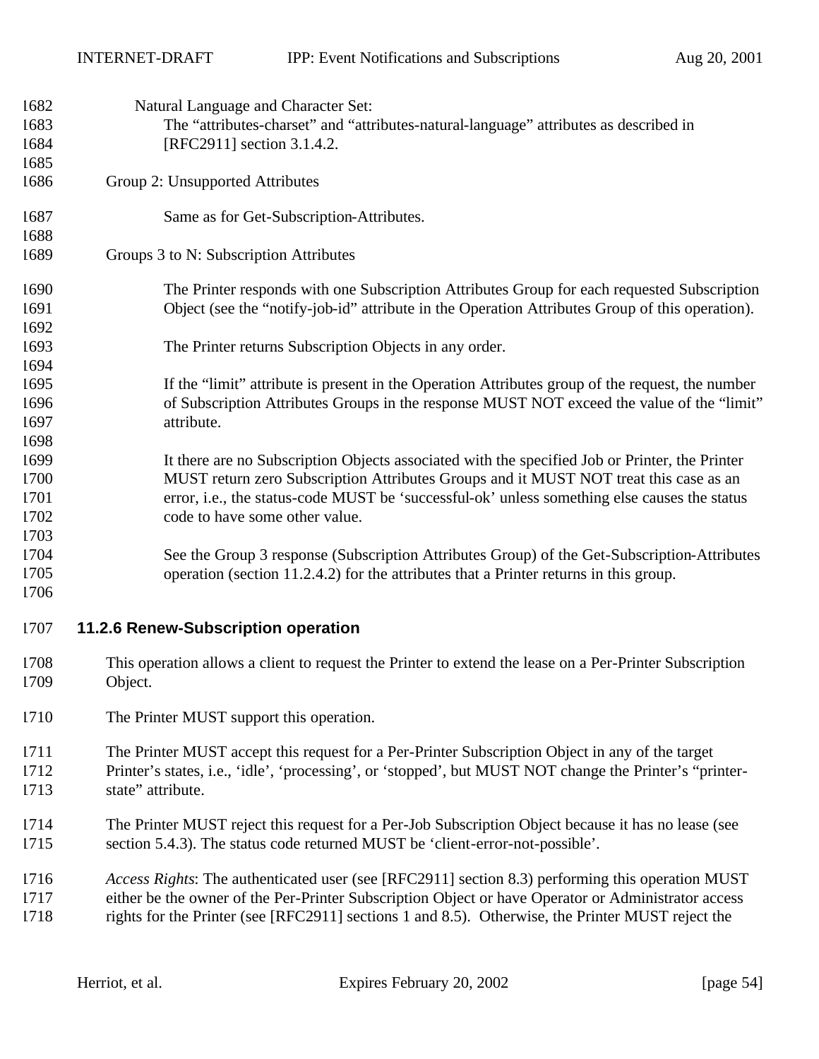Natural Language and Character Set:
The “attributes-charset” and “attributes-natural-language” attributes as described in [RFC2911] section 3.1.4.2.

Group 2: Unsupported Attributes

Same as for Get-Subscription-Attributes.

Groups 3 to N: Subscription Attributes

The Printer responds with one Subscription Attributes Group for each requested Subscription Object (see the “notify-job-id” attribute in the Operation Attributes Group of this operation).

The Printer returns Subscription Objects in any order.

If the “limit” attribute is present in the Operation Attributes group of the request, the number of Subscription Attributes Groups in the response MUST NOT exceed the value of the “limit” attribute.

It there are no Subscription Objects associated with the specified Job or Printer, the Printer MUST return zero Subscription Attributes Groups and it MUST NOT treat this case as an error, i.e., the status-code MUST be ‘successful-ok’ unless something else causes the status code to have some other value.

See the Group 3 response (Subscription Attributes Group) of the Get-Subscription-Attributes operation (section 11.2.4.2) for the attributes that a Printer returns in this group.

### 11.2.6 Renew-Subscription operation

This operation allows a client to request the Printer to extend the lease on a Per-Printer Subscription Object.

The Printer MUST support this operation.

The Printer MUST accept this request for a Per-Printer Subscription Object in any of the target Printer’s states, i.e., ‘idle’, ‘processing’, or ‘stopped’, but MUST NOT change the Printer’s “printer-state” attribute.

The Printer MUST reject this request for a Per-Job Subscription Object because it has no lease (see section 5.4.3). The status code returned MUST be ‘client-error-not-possible’.

*Access Rights*: The authenticated user (see [RFC2911] section 8.3) performing this operation MUST either be the owner of the Per-Printer Subscription Object or have Operator or Administrator access rights for the Printer (see [RFC2911] sections 1 and 8.5). Otherwise, the Printer MUST reject the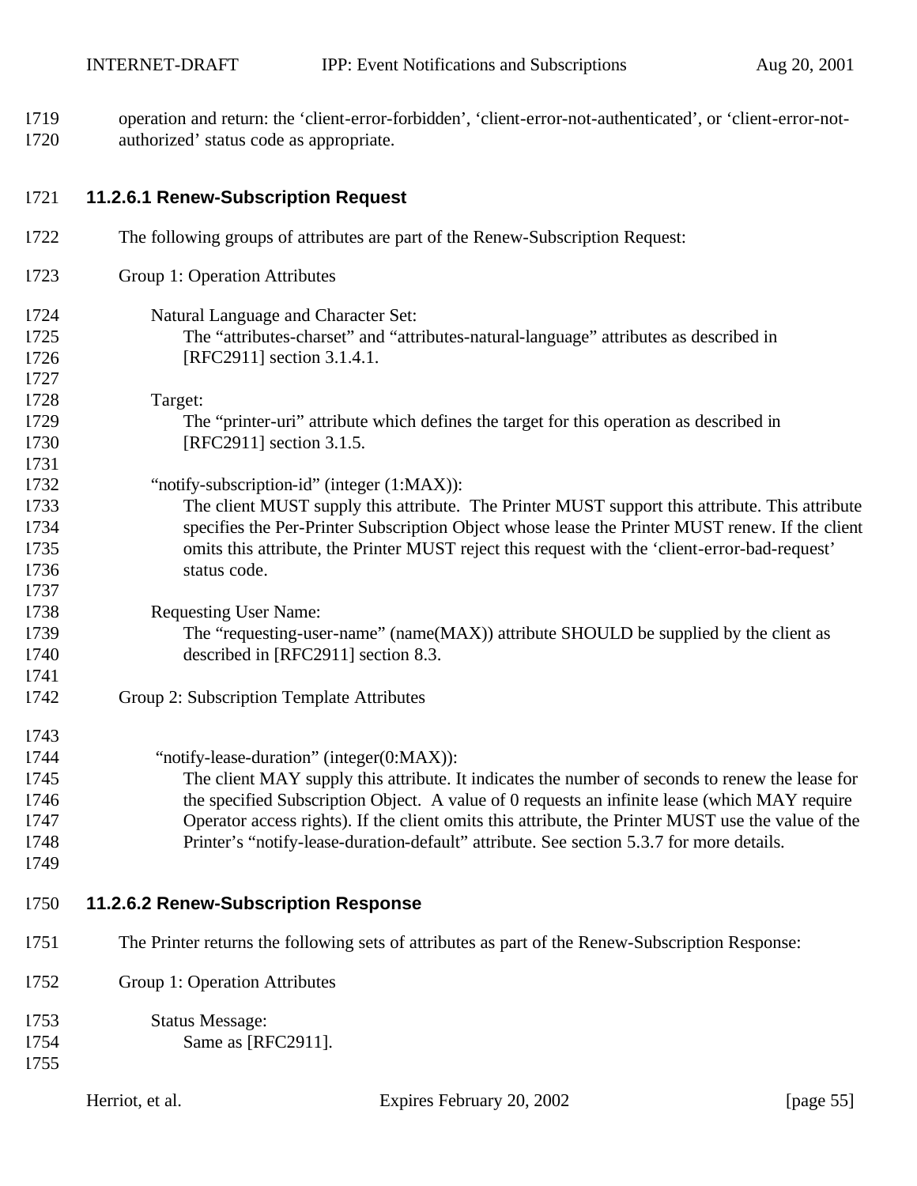operation and return: the 'client-error-forbidden', 'client-error-not-authenticated', or 'client-error-not-authorized' status code as appropriate.

#### 11.2.6.1 Renew-Subscription Request

The following groups of attributes are part of the Renew-Subscription Request:

Group 1: Operation Attributes

Natural Language and Character Set:
The "attributes-charset" and "attributes-natural-language" attributes as described in [RFC2911] section 3.1.4.1.

Target:
The "printer-uri" attribute which defines the target for this operation as described in [RFC2911] section 3.1.5.

"notify-subscription-id" (integer (1:MAX)):
The client MUST supply this attribute. The Printer MUST support this attribute. This attribute specifies the Per-Printer Subscription Object whose lease the Printer MUST renew. If the client omits this attribute, the Printer MUST reject this request with the 'client-error-bad-request' status code.

Requesting User Name:
The "requesting-user-name" (name(MAX)) attribute SHOULD be supplied by the client as described in [RFC2911] section 8.3.

Group 2: Subscription Template Attributes

"notify-lease-duration" (integer(0:MAX)):
The client MAY supply this attribute. It indicates the number of seconds to renew the lease for the specified Subscription Object. A value of 0 requests an infinite lease (which MAY require Operator access rights). If the client omits this attribute, the Printer MUST use the value of the Printer's "notify-lease-duration-default" attribute. See section 5.3.7 for more details.

#### 11.2.6.2 Renew-Subscription Response

The Printer returns the following sets of attributes as part of the Renew-Subscription Response:

Group 1: Operation Attributes

Status Message:
Same as [RFC2911].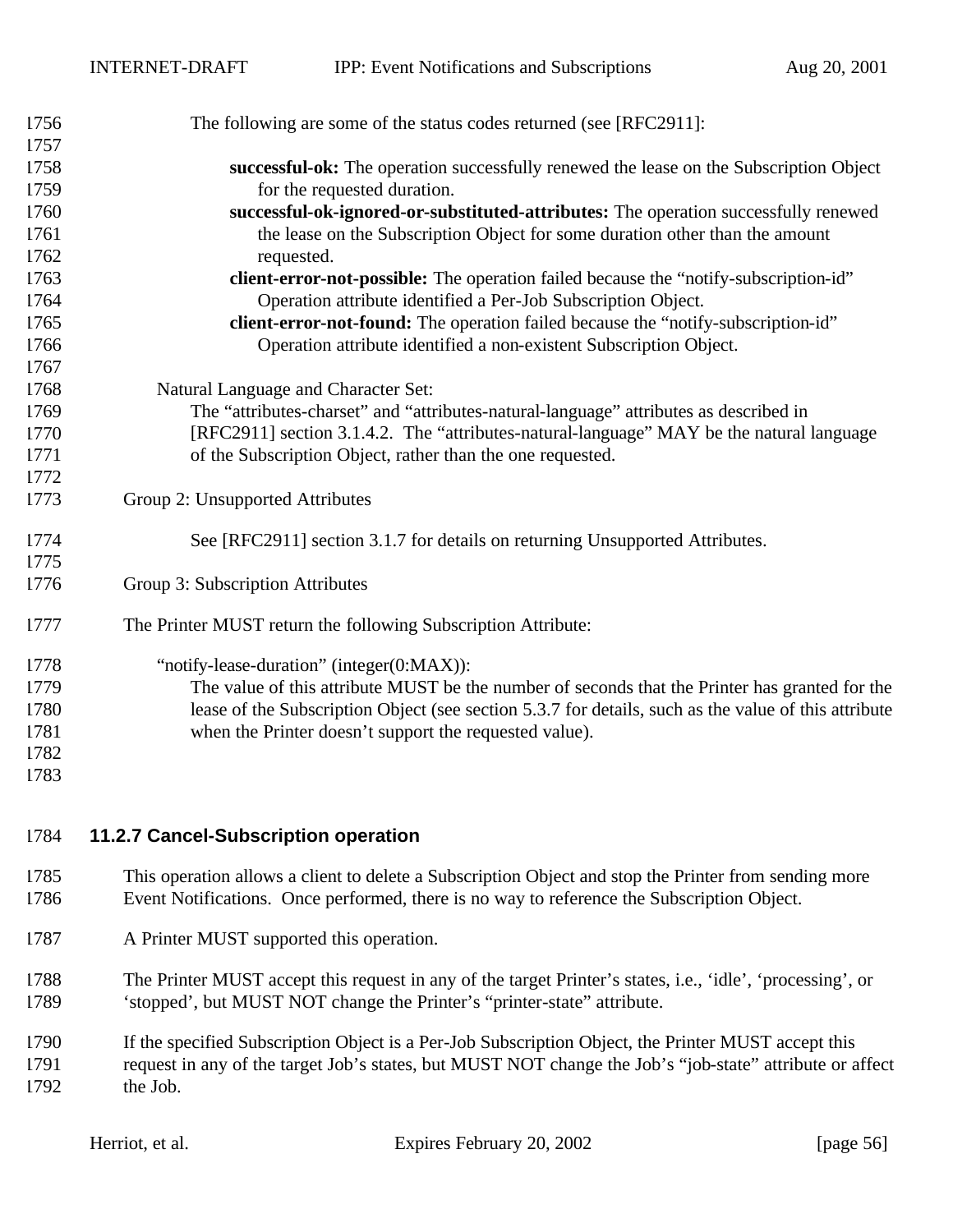The following are some of the status codes returned (see [RFC2911]:

**successful-ok:** The operation successfully renewed the lease on the Subscription Object for the requested duration.

**successful-ok-ignored-or-substituted-attributes:** The operation successfully renewed the lease on the Subscription Object for some duration other than the amount requested.

**client-error-not-possible:** The operation failed because the “notify-subscription-id” Operation attribute identified a Per-Job Subscription Object.

**client-error-not-found:** The operation failed because the “notify-subscription-id” Operation attribute identified a non-existent Subscription Object.

Natural Language and Character Set:

The “attributes-charset” and “attributes-natural-language” attributes as described in [RFC2911] section 3.1.4.2. The “attributes-natural-language” MAY be the natural language of the Subscription Object, rather than the one requested.

Group 2: Unsupported Attributes

See [RFC2911] section 3.1.7 for details on returning Unsupported Attributes.

Group 3: Subscription Attributes

The Printer MUST return the following Subscription Attribute:

“notify-lease-duration” (integer(0:MAX)):

The value of this attribute MUST be the number of seconds that the Printer has granted for the lease of the Subscription Object (see section 5.3.7 for details, such as the value of this attribute when the Printer doesn’t support the requested value).

### 11.2.7 Cancel-Subscription operation

This operation allows a client to delete a Subscription Object and stop the Printer from sending more Event Notifications. Once performed, there is no way to reference the Subscription Object.

A Printer MUST supported this operation.

The Printer MUST accept this request in any of the target Printer’s states, i.e., ‘idle’, ‘processing’, or ‘stopped’, but MUST NOT change the Printer’s “printer-state” attribute.

If the specified Subscription Object is a Per-Job Subscription Object, the Printer MUST accept this request in any of the target Job’s states, but MUST NOT change the Job’s “job-state” attribute or affect the Job.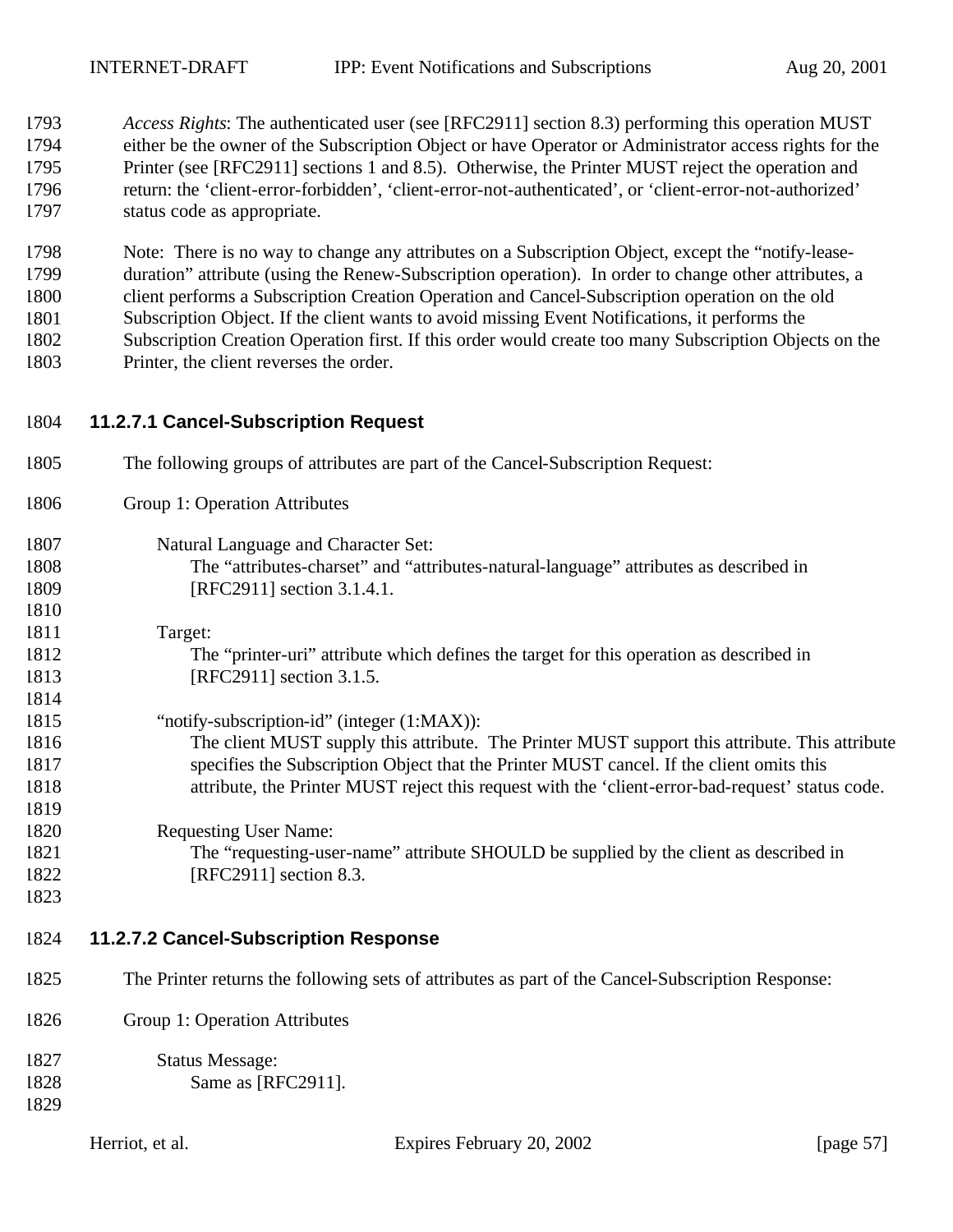*Access Rights*: The authenticated user (see [RFC2911] section 8.3) performing this operation MUST either be the owner of the Subscription Object or have Operator or Administrator access rights for the Printer (see [RFC2911] sections 1 and 8.5). Otherwise, the Printer MUST reject the operation and return: the 'client-error-forbidden', 'client-error-not-authenticated', or 'client-error-not-authorized' status code as appropriate.

Note: There is no way to change any attributes on a Subscription Object, except the "notify-lease-duration" attribute (using the Renew-Subscription operation). In order to change other attributes, a client performs a Subscription Creation Operation and Cancel-Subscription operation on the old Subscription Object. If the client wants to avoid missing Event Notifications, it performs the Subscription Creation Operation first. If this order would create too many Subscription Objects on the Printer, the client reverses the order.

#### 11.2.7.1 Cancel-Subscription Request

The following groups of attributes are part of the Cancel-Subscription Request:

Group 1: Operation Attributes

Natural Language and Character Set:
The "attributes-charset" and "attributes-natural-language" attributes as described in [RFC2911] section 3.1.4.1.

Target:
The "printer-uri" attribute which defines the target for this operation as described in [RFC2911] section 3.1.5.

"notify-subscription-id" (integer (1:MAX)):
The client MUST supply this attribute. The Printer MUST support this attribute. This attribute specifies the Subscription Object that the Printer MUST cancel. If the client omits this attribute, the Printer MUST reject this request with the 'client-error-bad-request' status code.

Requesting User Name:
The "requesting-user-name" attribute SHOULD be supplied by the client as described in [RFC2911] section 8.3.

#### 11.2.7.2 Cancel-Subscription Response

The Printer returns the following sets of attributes as part of the Cancel-Subscription Response:

Group 1: Operation Attributes

Status Message:
Same as [RFC2911].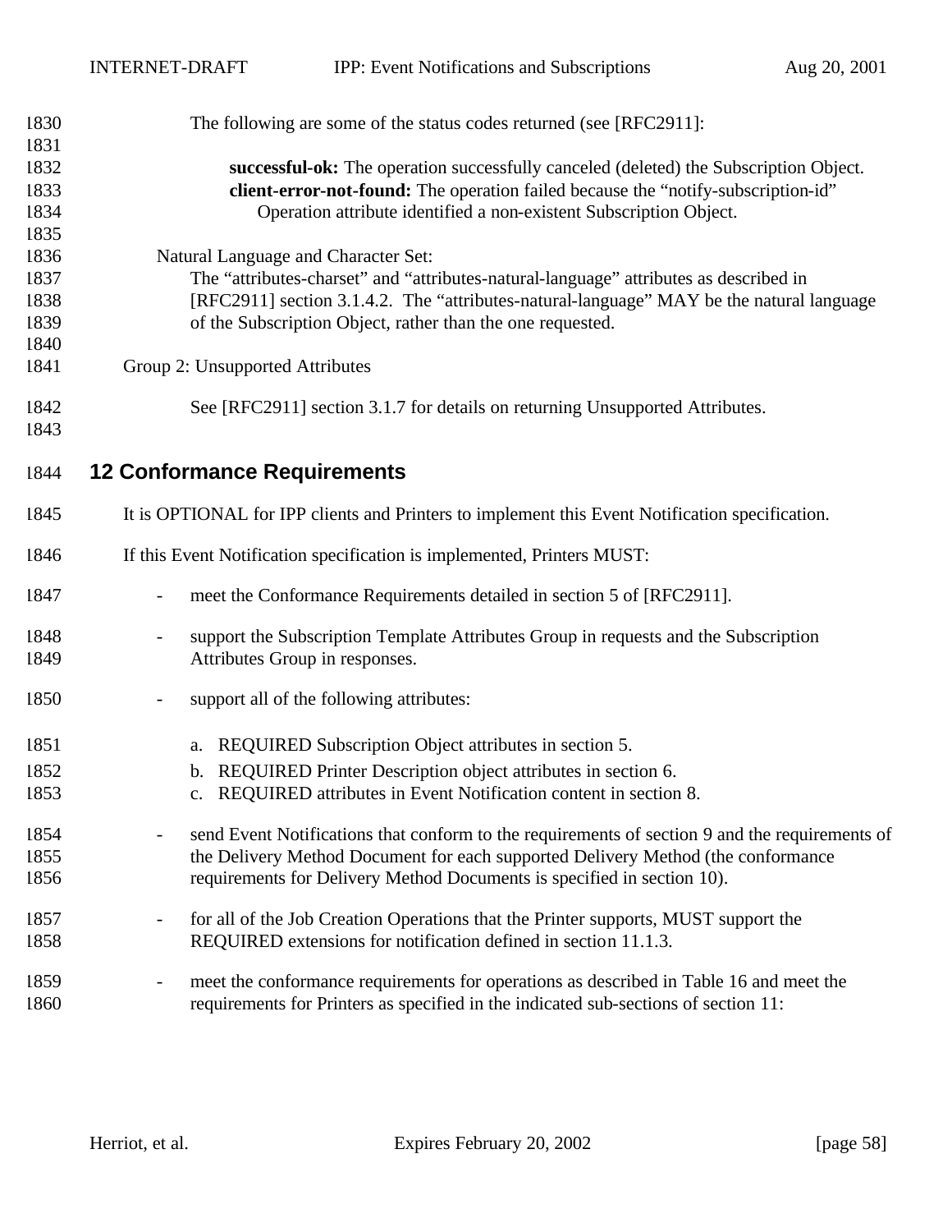The following are some of the status codes returned (see [RFC2911]:

**successful-ok:** The operation successfully canceled (deleted) the Subscription Object.
**client-error-not-found:** The operation failed because the "notify-subscription-id" Operation attribute identified a non-existent Subscription Object.

Natural Language and Character Set:
The "attributes-charset" and "attributes-natural-language" attributes as described in [RFC2911] section 3.1.4.2. The "attributes-natural-language" MAY be the natural language of the Subscription Object, rather than the one requested.

Group 2: Unsupported Attributes

See [RFC2911] section 3.1.7 for details on returning Unsupported Attributes.

# 12 Conformance Requirements

It is OPTIONAL for IPP clients and Printers to implement this Event Notification specification.

If this Event Notification specification is implemented, Printers MUST:

- meet the Conformance Requirements detailed in section 5 of [RFC2911].
- support the Subscription Template Attributes Group in requests and the Subscription Attributes Group in responses.
- support all of the following attributes:
  a. REQUIRED Subscription Object attributes in section 5.
  b. REQUIRED Printer Description object attributes in section 6.
  c. REQUIRED attributes in Event Notification content in section 8.
- send Event Notifications that conform to the requirements of section 9 and the requirements of the Delivery Method Document for each supported Delivery Method (the conformance requirements for Delivery Method Documents is specified in section 10).
- for all of the Job Creation Operations that the Printer supports, MUST support the REQUIRED extensions for notification defined in section 11.1.3.
- meet the conformance requirements for operations as described in Table 16 and meet the requirements for Printers as specified in the indicated sub-sections of section 11: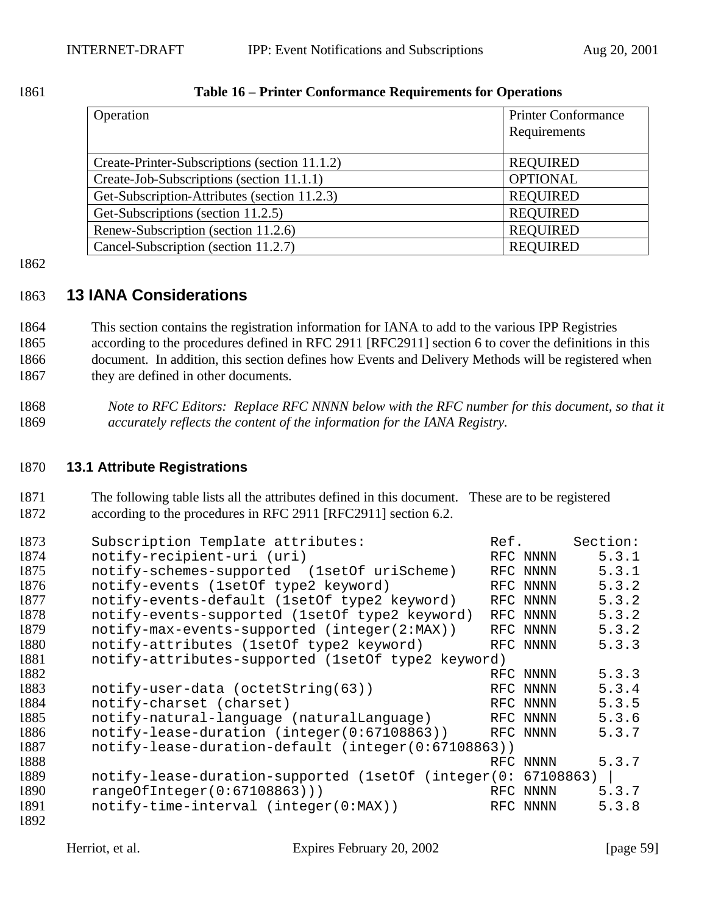**Table 16 – Printer Conformance Requirements for Operations**

| Operation | Printer Conformance Requirements |
|---|---|
| Create-Printer-Subscriptions (section 11.1.2) | REQUIRED |
| Create-Job-Subscriptions (section 11.1.1) | OPTIONAL |
| Get-Subscription-Attributes (section 11.2.3) | REQUIRED |
| Get-Subscriptions (section 11.2.5) | REQUIRED |
| Renew-Subscription (section 11.2.6) | REQUIRED |
| Cancel-Subscription (section 11.2.7) | REQUIRED |

# 13 IANA Considerations

This section contains the registration information for IANA to add to the various IPP Registries according to the procedures defined in RFC 2911 [RFC2911] section 6 to cover the definitions in this document. In addition, this section defines how Events and Delivery Methods will be registered when they are defined in other documents.

*Note to RFC Editors: Replace RFC NNNN below with the RFC number for this document, so that it accurately reflects the content of the information for the IANA Registry.*

## 13.1 Attribute Registrations

The following table lists all the attributes defined in this document. These are to be registered according to the procedures in RFC 2911 [RFC2911] section 6.2.

```
Subscription Template attributes:              Ref.      Section:
notify-recipient-uri (uri)                     RFC NNNN     5.3.1
notify-schemes-supported  (1setOf uriScheme)   RFC NNNN     5.3.1
notify-events (1setOf type2 keyword)           RFC NNNN     5.3.2
notify-events-default (1setOf type2 keyword)   RFC NNNN     5.3.2
notify-events-supported (1setOf type2 keyword)  RFC NNNN    5.3.2
notify-max-events-supported (integer(2:MAX))   RFC NNNN     5.3.2
notify-attributes (1setOf type2 keyword)       RFC NNNN     5.3.3
notify-attributes-supported (1setOf type2 keyword)
                                               RFC NNNN     5.3.3
notify-user-data (octetString(63))             RFC NNNN     5.3.4
notify-charset (charset)                       RFC NNNN     5.3.5
notify-natural-language (naturalLanguage)      RFC NNNN     5.3.6
notify-lease-duration (integer(0:67108863))    RFC NNNN     5.3.7
notify-lease-duration-default (integer(0:67108863))
                                               RFC NNNN     5.3.7
notify-lease-duration-supported (1setOf (integer(0: 67108863) |
rangeOfInteger(0:67108863)))                   RFC NNNN     5.3.7
notify-time-interval (integer(0:MAX))          RFC NNNN     5.3.8
```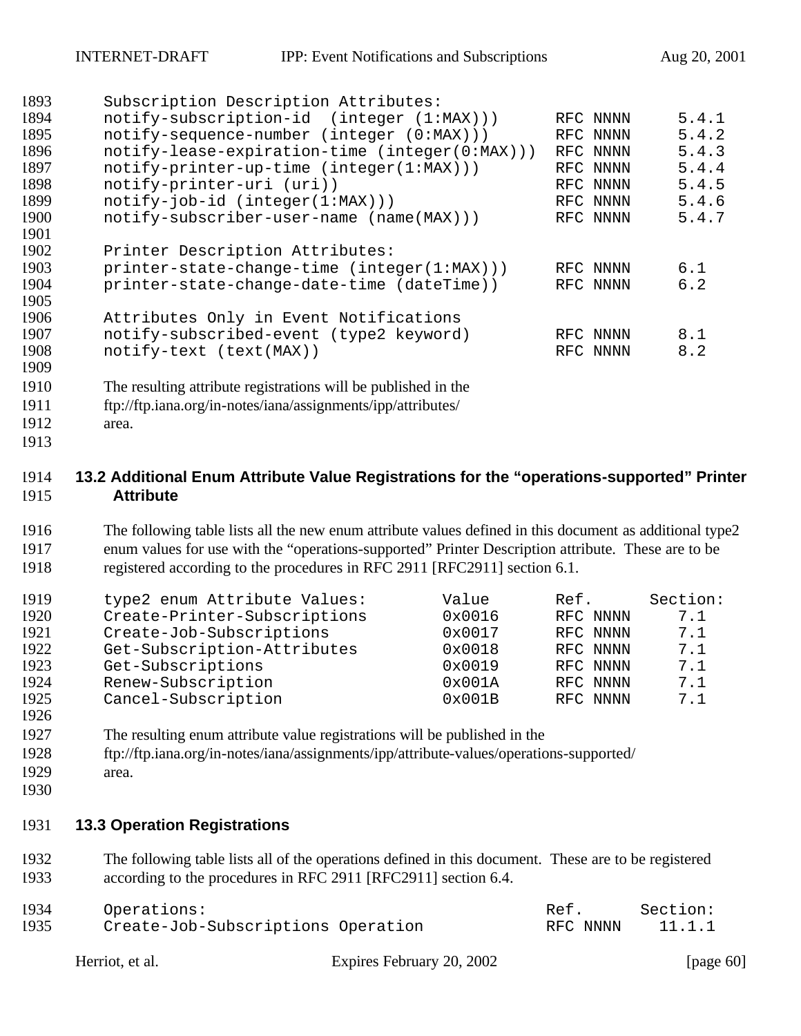```
Subscription Description Attributes:
notify-subscription-id  (integer (1:MAX)))      RFC NNNN     5.4.1
notify-sequence-number (integer (0:MAX)))       RFC NNNN     5.4.2
notify-lease-expiration-time (integer(0:MAX)))  RFC NNNN     5.4.3
notify-printer-up-time (integer(1:MAX)))        RFC NNNN     5.4.4
notify-printer-uri (uri))                       RFC NNNN     5.4.5
notify-job-id (integer(1:MAX)))                 RFC NNNN     5.4.6
notify-subscriber-user-name (name(MAX)))        RFC NNNN     5.4.7

Printer Description Attributes:
printer-state-change-time (integer(1:MAX)))     RFC NNNN     6.1
printer-state-change-date-time (dateTime))      RFC NNNN     6.2

Attributes Only in Event Notifications
notify-subscribed-event (type2 keyword)         RFC NNNN     8.1
notify-text (text(MAX))                         RFC NNNN     8.2
```

The resulting attribute registrations will be published in the ftp://ftp.iana.org/in-notes/iana/assignments/ipp/attributes/ area.

## 13.2 Additional Enum Attribute Value Registrations for the "operations-supported" Printer Attribute

The following table lists all the new enum attribute values defined in this document as additional type2 enum values for use with the "operations-supported" Printer Description attribute. These are to be registered according to the procedures in RFC 2911 [RFC2911] section 6.1.

```
type2 enum Attribute Values:        Value       Ref.       Section:
Create-Printer-Subscriptions        0x0016      RFC NNNN     7.1
Create-Job-Subscriptions            0x0017      RFC NNNN     7.1
Get-Subscription-Attributes         0x0018      RFC NNNN     7.1
Get-Subscriptions                   0x0019      RFC NNNN     7.1
Renew-Subscription                  0x001A      RFC NNNN     7.1
Cancel-Subscription                 0x001B      RFC NNNN     7.1
```

The resulting enum attribute value registrations will be published in the ftp://ftp.iana.org/in-notes/iana/assignments/ipp/attribute-values/operations-supported/ area.

## 13.3 Operation Registrations

The following table lists all of the operations defined in this document. These are to be registered according to the procedures in RFC 2911 [RFC2911] section 6.4.

```
Operations:                                    Ref.      Section:
Create-Job-Subscriptions Operation             RFC NNNN    11.1.1
```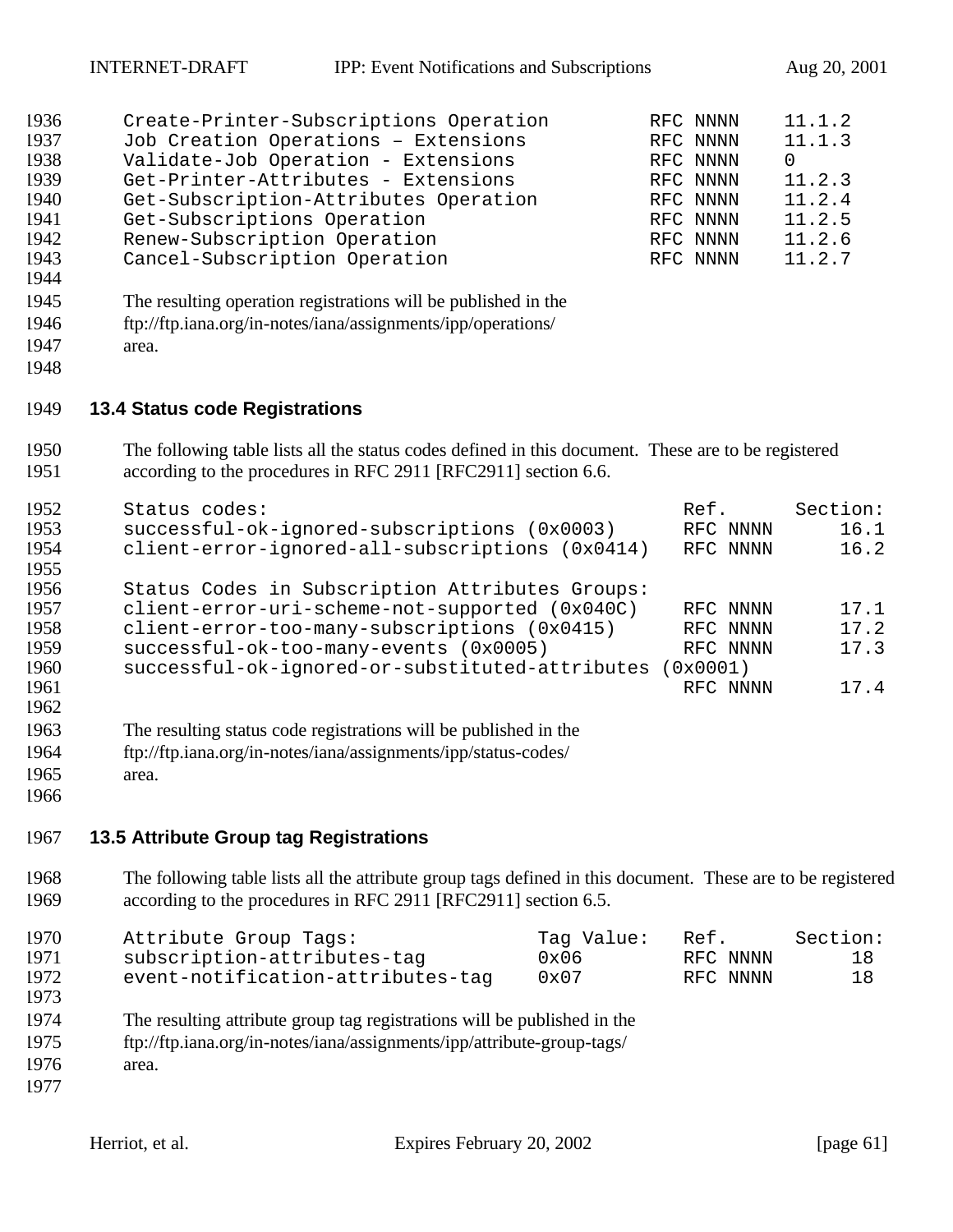| | | |
|---|---|---|
| Create-Printer-Subscriptions Operation | RFC NNNN | 11.1.2 |
| Job Creation Operations – Extensions | RFC NNNN | 11.1.3 |
| Validate-Job Operation - Extensions | RFC NNNN | 0 |
| Get-Printer-Attributes - Extensions | RFC NNNN | 11.2.3 |
| Get-Subscription-Attributes Operation | RFC NNNN | 11.2.4 |
| Get-Subscriptions Operation | RFC NNNN | 11.2.5 |
| Renew-Subscription Operation | RFC NNNN | 11.2.6 |
| Cancel-Subscription Operation | RFC NNNN | 11.2.7 |

The resulting operation registrations will be published in the ftp://ftp.iana.org/in-notes/iana/assignments/ipp/operations/ area.

### 13.4 Status code Registrations

The following table lists all the status codes defined in this document. These are to be registered according to the procedures in RFC 2911 [RFC2911] section 6.6.

| Status codes: | Ref. | Section: |
|---|---|---|
| successful-ok-ignored-subscriptions (0x0003) | RFC NNNN | 16.1 |
| client-error-ignored-all-subscriptions (0x0414) | RFC NNNN | 16.2 |
| Status Codes in Subscription Attributes Groups: | | |
| client-error-uri-scheme-not-supported (0x040C) | RFC NNNN | 17.1 |
| client-error-too-many-subscriptions (0x0415) | RFC NNNN | 17.2 |
| successful-ok-too-many-events (0x0005) | RFC NNNN | 17.3 |
| successful-ok-ignored-or-substituted-attributes (0x0001) | RFC NNNN | 17.4 |

The resulting status code registrations will be published in the ftp://ftp.iana.org/in-notes/iana/assignments/ipp/status-codes/ area.

### 13.5 Attribute Group tag Registrations

The following table lists all the attribute group tags defined in this document. These are to be registered according to the procedures in RFC 2911 [RFC2911] section 6.5.

| Attribute Group Tags: | Tag Value: | Ref. | Section: |
|---|---|---|---|
| subscription-attributes-tag | 0x06 | RFC NNNN | 18 |
| event-notification-attributes-tag | 0x07 | RFC NNNN | 18 |

The resulting attribute group tag registrations will be published in the ftp://ftp.iana.org/in-notes/iana/assignments/ipp/attribute-group-tags/ area.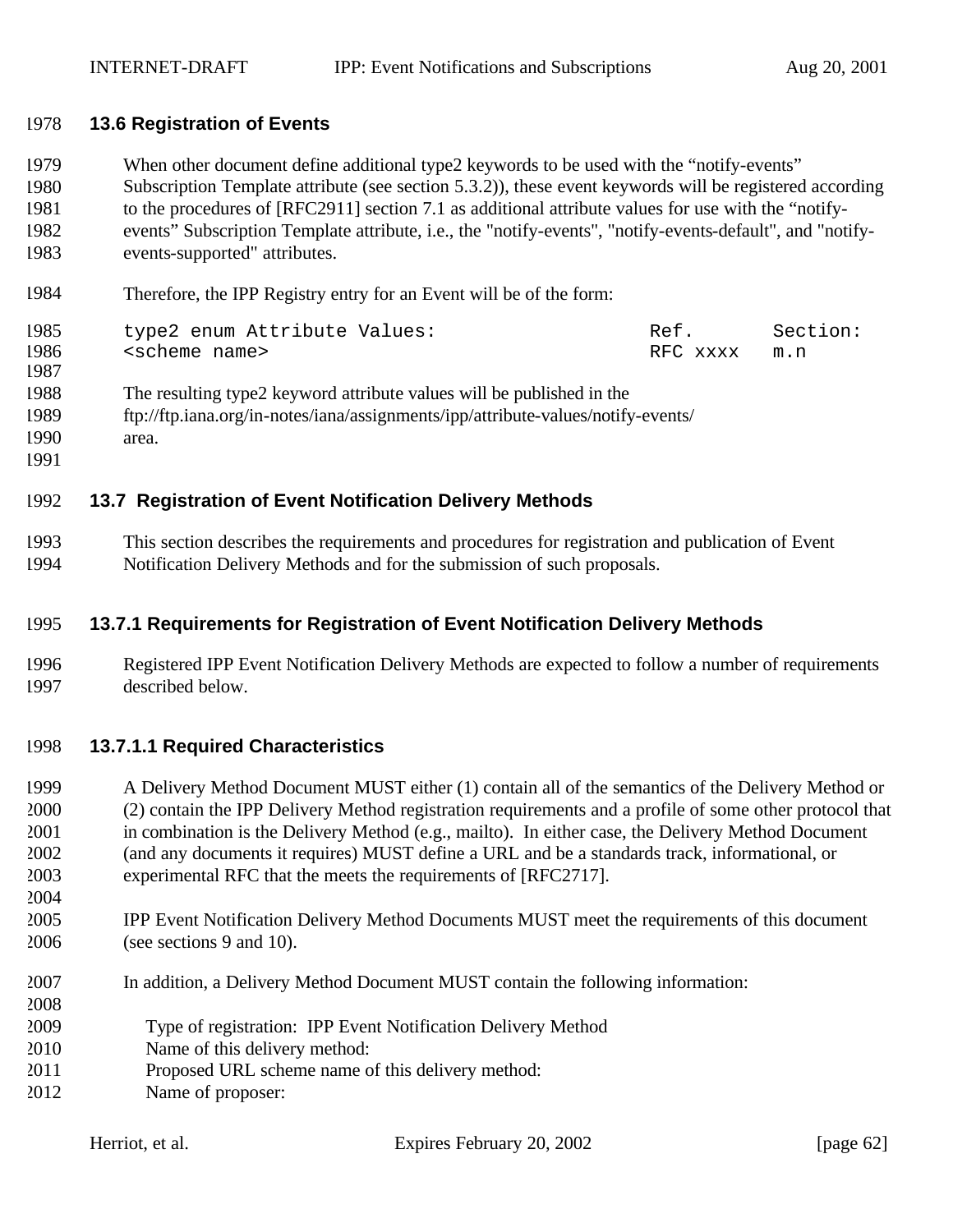### 13.6 Registration of Events

When other document define additional type2 keywords to be used with the “notify-events” Subscription Template attribute (see section 5.3.2)), these event keywords will be registered according to the procedures of [RFC2911] section 7.1 as additional attribute values for use with the “notify-events” Subscription Template attribute, i.e., the "notify-events", "notify-events-default", and "notify-events-supported" attributes.

Therefore, the IPP Registry entry for an Event will be of the form:

```
type2 enum Attribute Values:                    Ref.      Section:
<scheme name>                                   RFC xxxx  m.n
```

The resulting type2 keyword attribute values will be published in the ftp://ftp.iana.org/in-notes/iana/assignments/ipp/attribute-values/notify-events/ area.

### 13.7 Registration of Event Notification Delivery Methods

This section describes the requirements and procedures for registration and publication of Event Notification Delivery Methods and for the submission of such proposals.

#### 13.7.1 Requirements for Registration of Event Notification Delivery Methods

Registered IPP Event Notification Delivery Methods are expected to follow a number of requirements described below.

##### 13.7.1.1 Required Characteristics

A Delivery Method Document MUST either (1) contain all of the semantics of the Delivery Method or (2) contain the IPP Delivery Method registration requirements and a profile of some other protocol that in combination is the Delivery Method (e.g., mailto). In either case, the Delivery Method Document (and any documents it requires) MUST define a URL and be a standards track, informational, or experimental RFC that the meets the requirements of [RFC2717].

IPP Event Notification Delivery Method Documents MUST meet the requirements of this document (see sections 9 and 10).

In addition, a Delivery Method Document MUST contain the following information:

Type of registration: IPP Event Notification Delivery Method
Name of this delivery method:
Proposed URL scheme name of this delivery method:
Name of proposer: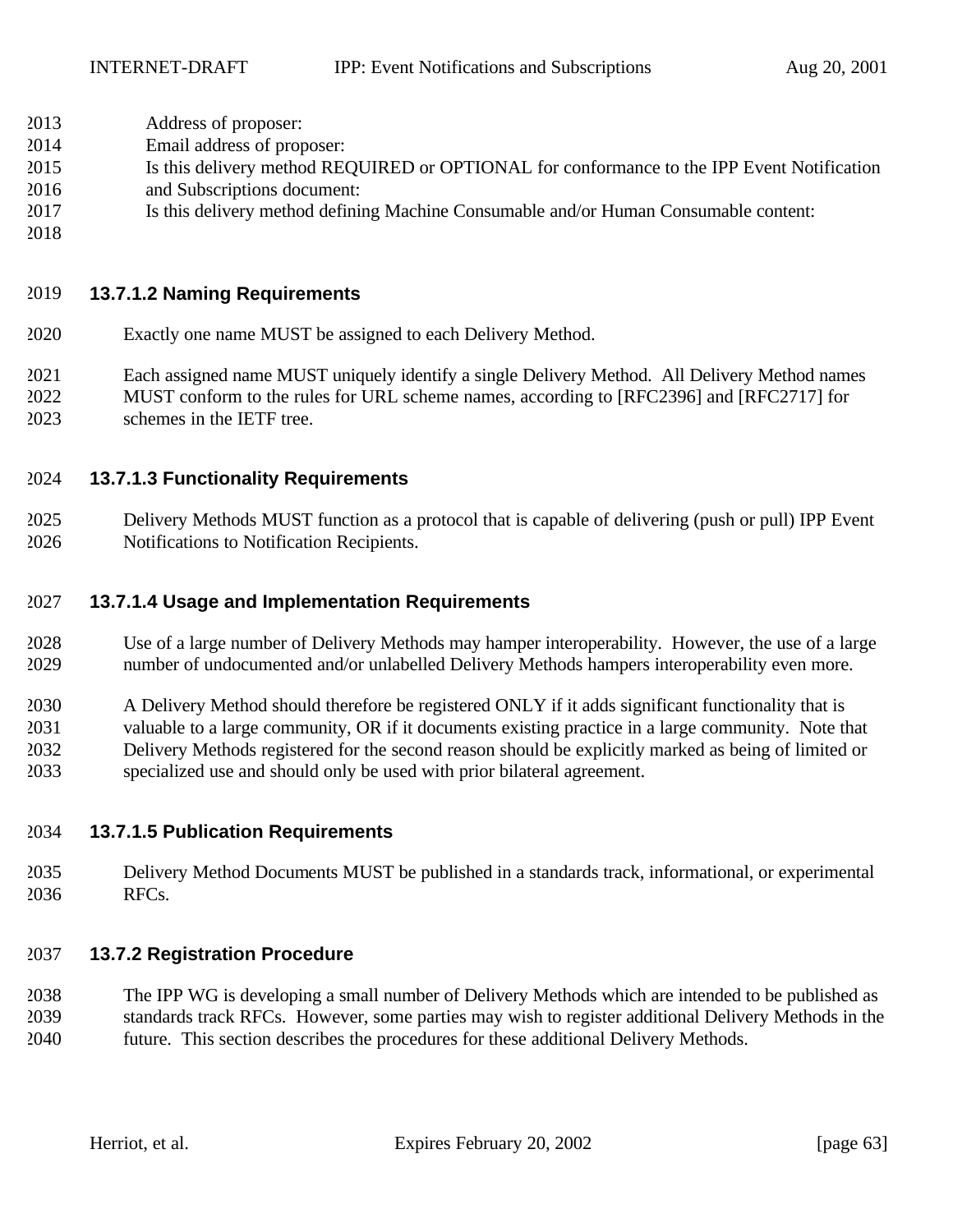Address of proposer:
Email address of proposer:
Is this delivery method REQUIRED or OPTIONAL for conformance to the IPP Event Notification and Subscriptions document:
Is this delivery method defining Machine Consumable and/or Human Consumable content:

#### 13.7.1.2 Naming Requirements

Exactly one name MUST be assigned to each Delivery Method.

Each assigned name MUST uniquely identify a single Delivery Method. All Delivery Method names MUST conform to the rules for URL scheme names, according to [RFC2396] and [RFC2717] for schemes in the IETF tree.

#### 13.7.1.3 Functionality Requirements

Delivery Methods MUST function as a protocol that is capable of delivering (push or pull) IPP Event Notifications to Notification Recipients.

#### 13.7.1.4 Usage and Implementation Requirements

Use of a large number of Delivery Methods may hamper interoperability. However, the use of a large number of undocumented and/or unlabelled Delivery Methods hampers interoperability even more.

A Delivery Method should therefore be registered ONLY if it adds significant functionality that is valuable to a large community, OR if it documents existing practice in a large community. Note that Delivery Methods registered for the second reason should be explicitly marked as being of limited or specialized use and should only be used with prior bilateral agreement.

#### 13.7.1.5 Publication Requirements

Delivery Method Documents MUST be published in a standards track, informational, or experimental RFCs.

### 13.7.2 Registration Procedure

The IPP WG is developing a small number of Delivery Methods which are intended to be published as standards track RFCs. However, some parties may wish to register additional Delivery Methods in the future. This section describes the procedures for these additional Delivery Methods.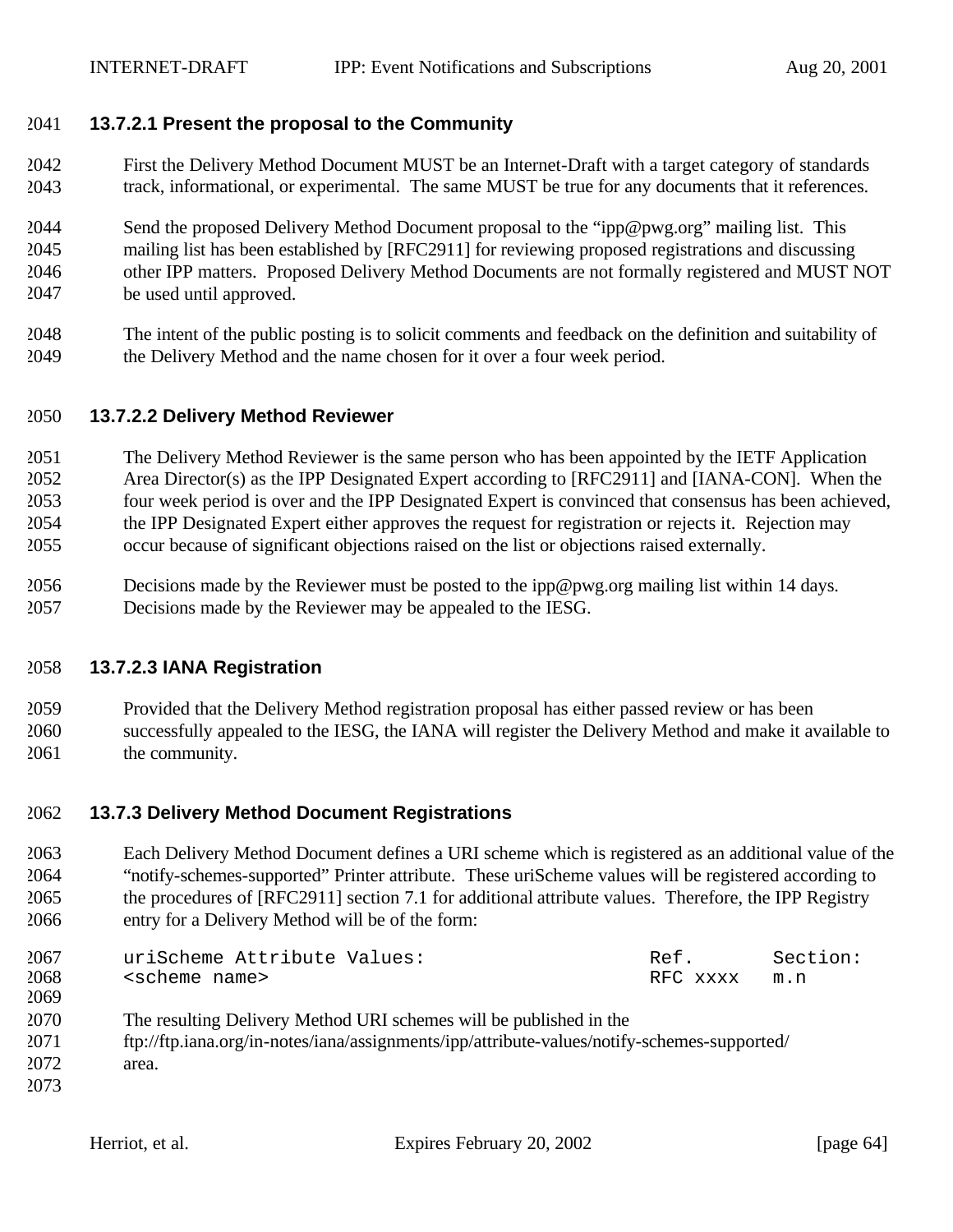#### 13.7.2.1 Present the proposal to the Community

First the Delivery Method Document MUST be an Internet-Draft with a target category of standards track, informational, or experimental. The same MUST be true for any documents that it references.

Send the proposed Delivery Method Document proposal to the "ipp@pwg.org" mailing list. This mailing list has been established by [RFC2911] for reviewing proposed registrations and discussing other IPP matters. Proposed Delivery Method Documents are not formally registered and MUST NOT be used until approved.

The intent of the public posting is to solicit comments and feedback on the definition and suitability of the Delivery Method and the name chosen for it over a four week period.

#### 13.7.2.2 Delivery Method Reviewer

The Delivery Method Reviewer is the same person who has been appointed by the IETF Application Area Director(s) as the IPP Designated Expert according to [RFC2911] and [IANA-CON]. When the four week period is over and the IPP Designated Expert is convinced that consensus has been achieved, the IPP Designated Expert either approves the request for registration or rejects it. Rejection may occur because of significant objections raised on the list or objections raised externally.

Decisions made by the Reviewer must be posted to the ipp@pwg.org mailing list within 14 days. Decisions made by the Reviewer may be appealed to the IESG.

#### 13.7.2.3 IANA Registration

Provided that the Delivery Method registration proposal has either passed review or has been successfully appealed to the IESG, the IANA will register the Delivery Method and make it available to the community.

### 13.7.3 Delivery Method Document Registrations

Each Delivery Method Document defines a URI scheme which is registered as an additional value of the "notify-schemes-supported" Printer attribute. These uriScheme values will be registered according to the procedures of [RFC2911] section 7.1 for additional attribute values. Therefore, the IPP Registry entry for a Delivery Method will be of the form:

```
uriScheme Attribute Values:                     Ref.       Section:
<scheme name>                                   RFC xxxx   m.n
```

The resulting Delivery Method URI schemes will be published in the ftp://ftp.iana.org/in-notes/iana/assignments/ipp/attribute-values/notify-schemes-supported/ area.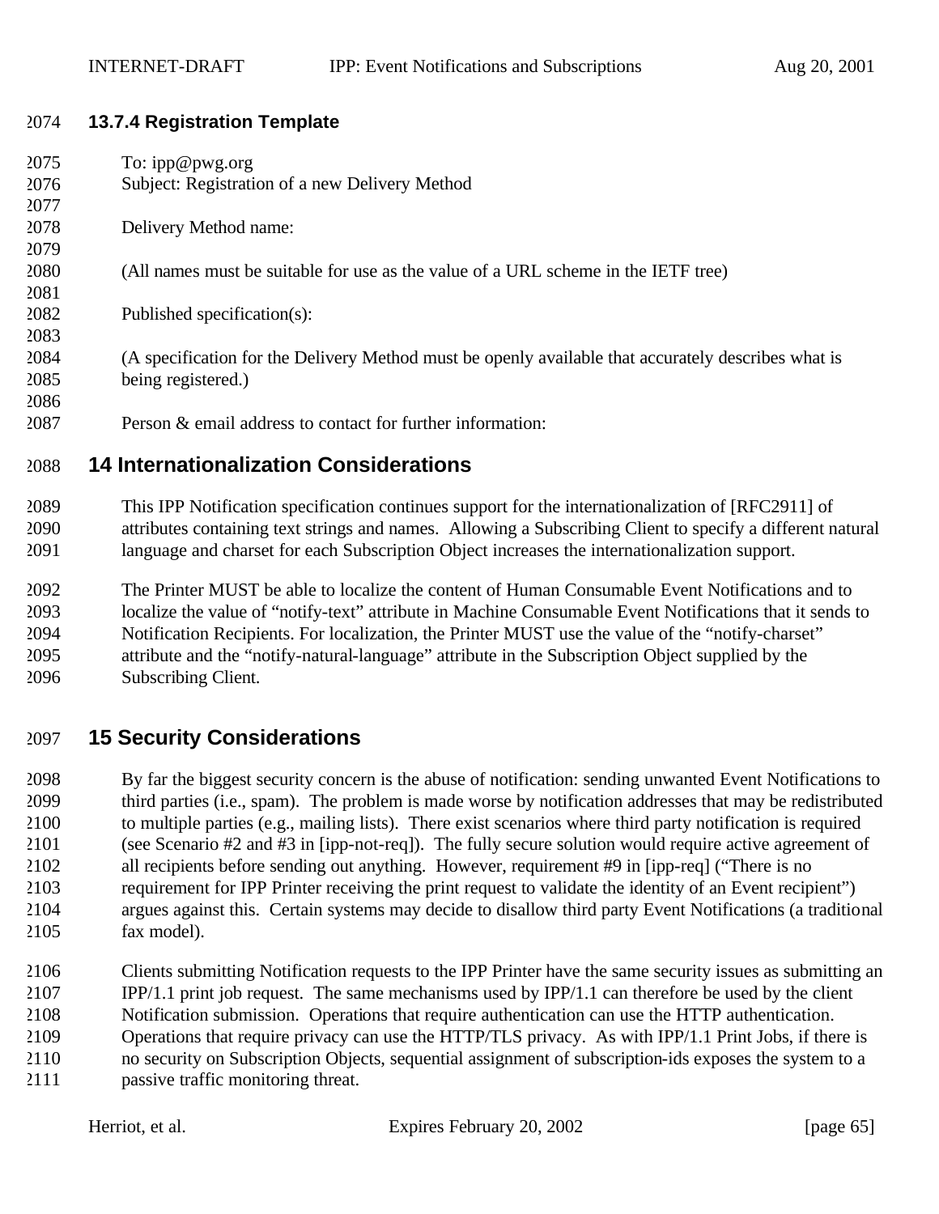### 13.7.4 Registration Template

To: ipp@pwg.org
Subject: Registration of a new Delivery Method

Delivery Method name:

(All names must be suitable for use as the value of a URL scheme in the IETF tree)

Published specification(s):

(A specification for the Delivery Method must be openly available that accurately describes what is being registered.)

Person & email address to contact for further information:

## 14 Internationalization Considerations

This IPP Notification specification continues support for the internationalization of [RFC2911] of attributes containing text strings and names. Allowing a Subscribing Client to specify a different natural language and charset for each Subscription Object increases the internationalization support.

The Printer MUST be able to localize the content of Human Consumable Event Notifications and to localize the value of "notify-text" attribute in Machine Consumable Event Notifications that it sends to Notification Recipients. For localization, the Printer MUST use the value of the "notify-charset" attribute and the "notify-natural-language" attribute in the Subscription Object supplied by the Subscribing Client.

## 15 Security Considerations

By far the biggest security concern is the abuse of notification: sending unwanted Event Notifications to third parties (i.e., spam). The problem is made worse by notification addresses that may be redistributed to multiple parties (e.g., mailing lists). There exist scenarios where third party notification is required (see Scenario #2 and #3 in [ipp-not-req]). The fully secure solution would require active agreement of all recipients before sending out anything. However, requirement #9 in [ipp-req] ("There is no requirement for IPP Printer receiving the print request to validate the identity of an Event recipient") argues against this. Certain systems may decide to disallow third party Event Notifications (a traditional fax model).

Clients submitting Notification requests to the IPP Printer have the same security issues as submitting an IPP/1.1 print job request. The same mechanisms used by IPP/1.1 can therefore be used by the client Notification submission. Operations that require authentication can use the HTTP authentication. Operations that require privacy can use the HTTP/TLS privacy. As with IPP/1.1 Print Jobs, if there is no security on Subscription Objects, sequential assignment of subscription-ids exposes the system to a passive traffic monitoring threat.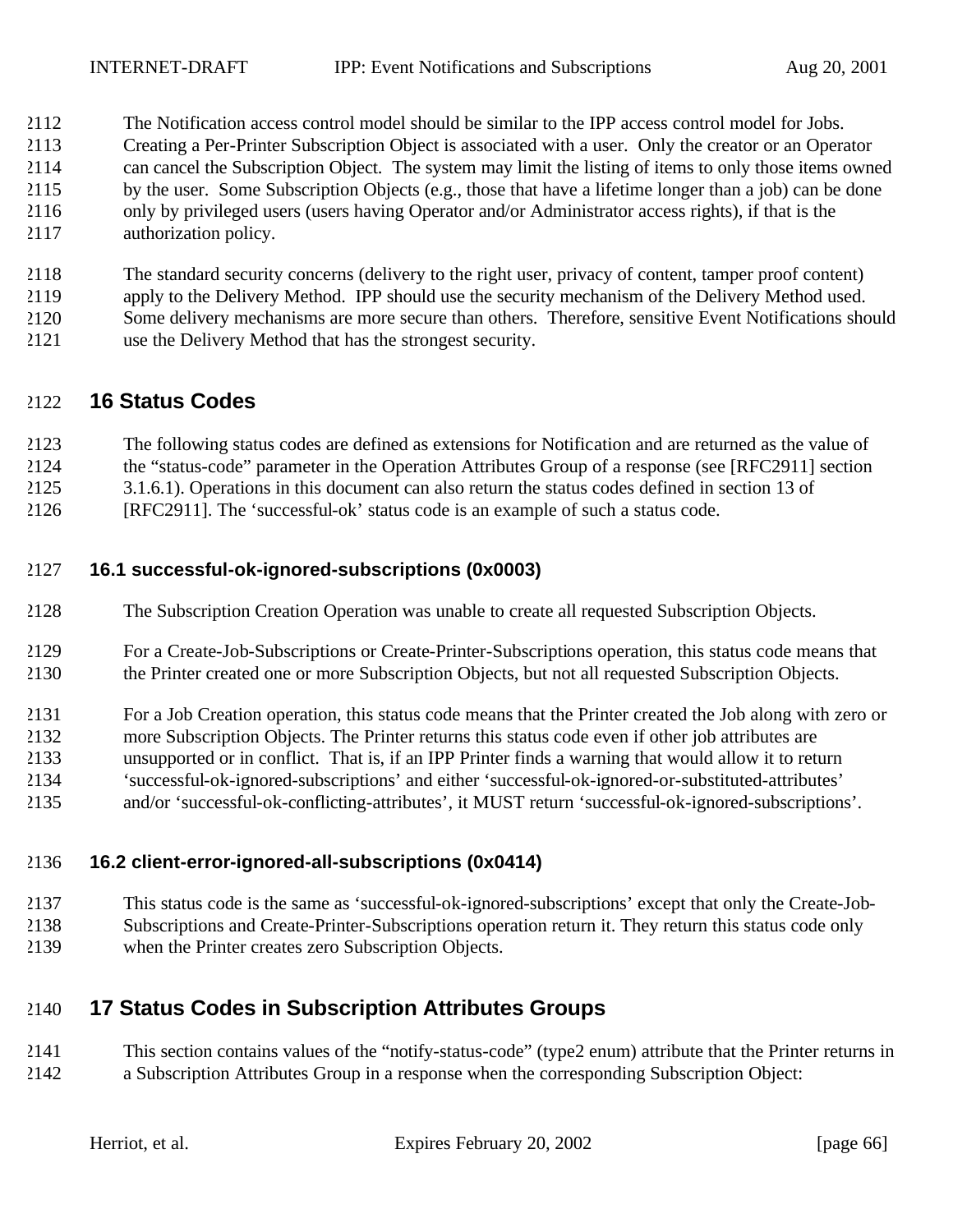The Notification access control model should be similar to the IPP access control model for Jobs. Creating a Per-Printer Subscription Object is associated with a user. Only the creator or an Operator can cancel the Subscription Object. The system may limit the listing of items to only those items owned by the user. Some Subscription Objects (e.g., those that have a lifetime longer than a job) can be done only by privileged users (users having Operator and/or Administrator access rights), if that is the authorization policy.

The standard security concerns (delivery to the right user, privacy of content, tamper proof content) apply to the Delivery Method. IPP should use the security mechanism of the Delivery Method used. Some delivery mechanisms are more secure than others. Therefore, sensitive Event Notifications should use the Delivery Method that has the strongest security.

# 16 Status Codes

The following status codes are defined as extensions for Notification and are returned as the value of the "status-code" parameter in the Operation Attributes Group of a response (see [RFC2911] section 3.1.6.1). Operations in this document can also return the status codes defined in section 13 of [RFC2911]. The 'successful-ok' status code is an example of such a status code.

## 16.1 successful-ok-ignored-subscriptions (0x0003)

The Subscription Creation Operation was unable to create all requested Subscription Objects.

For a Create-Job-Subscriptions or Create-Printer-Subscriptions operation, this status code means that the Printer created one or more Subscription Objects, but not all requested Subscription Objects.

For a Job Creation operation, this status code means that the Printer created the Job along with zero or more Subscription Objects. The Printer returns this status code even if other job attributes are unsupported or in conflict. That is, if an IPP Printer finds a warning that would allow it to return 'successful-ok-ignored-subscriptions' and either 'successful-ok-ignored-or-substituted-attributes' and/or 'successful-ok-conflicting-attributes', it MUST return 'successful-ok-ignored-subscriptions'.

## 16.2 client-error-ignored-all-subscriptions (0x0414)

This status code is the same as 'successful-ok-ignored-subscriptions' except that only the Create-Job-Subscriptions and Create-Printer-Subscriptions operation return it. They return this status code only when the Printer creates zero Subscription Objects.

# 17 Status Codes in Subscription Attributes Groups

This section contains values of the "notify-status-code" (type2 enum) attribute that the Printer returns in a Subscription Attributes Group in a response when the corresponding Subscription Object: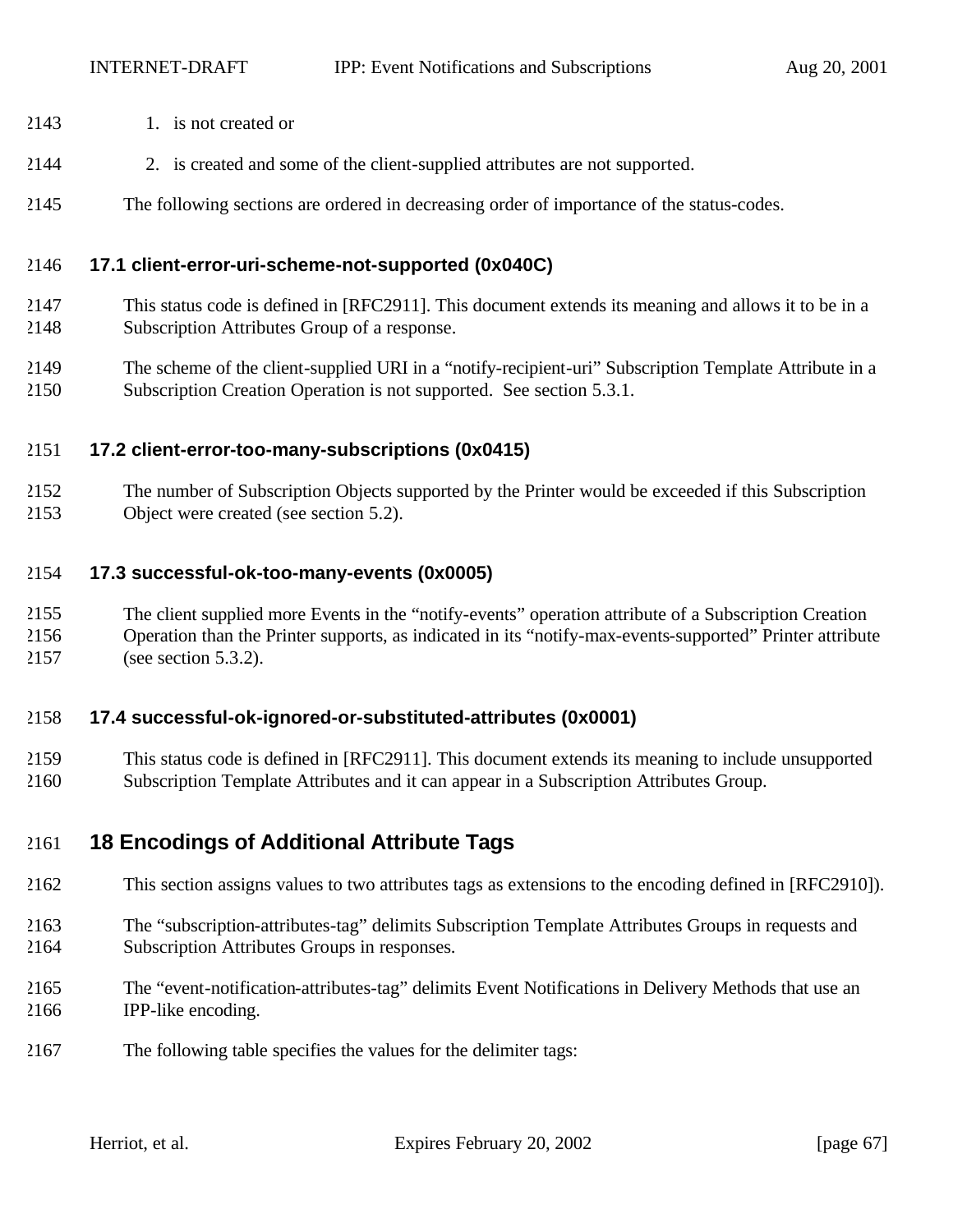1. is not created or
2. is created and some of the client-supplied attributes are not supported.

The following sections are ordered in decreasing order of importance of the status-codes.

### 17.1 client-error-uri-scheme-not-supported (0x040C)

This status code is defined in [RFC2911]. This document extends its meaning and allows it to be in a Subscription Attributes Group of a response.

The scheme of the client-supplied URI in a "notify-recipient-uri" Subscription Template Attribute in a Subscription Creation Operation is not supported. See section 5.3.1.

### 17.2 client-error-too-many-subscriptions (0x0415)

The number of Subscription Objects supported by the Printer would be exceeded if this Subscription Object were created (see section 5.2).

### 17.3 successful-ok-too-many-events (0x0005)

The client supplied more Events in the "notify-events" operation attribute of a Subscription Creation Operation than the Printer supports, as indicated in its "notify-max-events-supported" Printer attribute (see section 5.3.2).

### 17.4 successful-ok-ignored-or-substituted-attributes (0x0001)

This status code is defined in [RFC2911]. This document extends its meaning to include unsupported Subscription Template Attributes and it can appear in a Subscription Attributes Group.

## 18 Encodings of Additional Attribute Tags

This section assigns values to two attributes tags as extensions to the encoding defined in [RFC2910]).

The "subscription-attributes-tag" delimits Subscription Template Attributes Groups in requests and Subscription Attributes Groups in responses.

The "event-notification-attributes-tag" delimits Event Notifications in Delivery Methods that use an IPP-like encoding.

The following table specifies the values for the delimiter tags: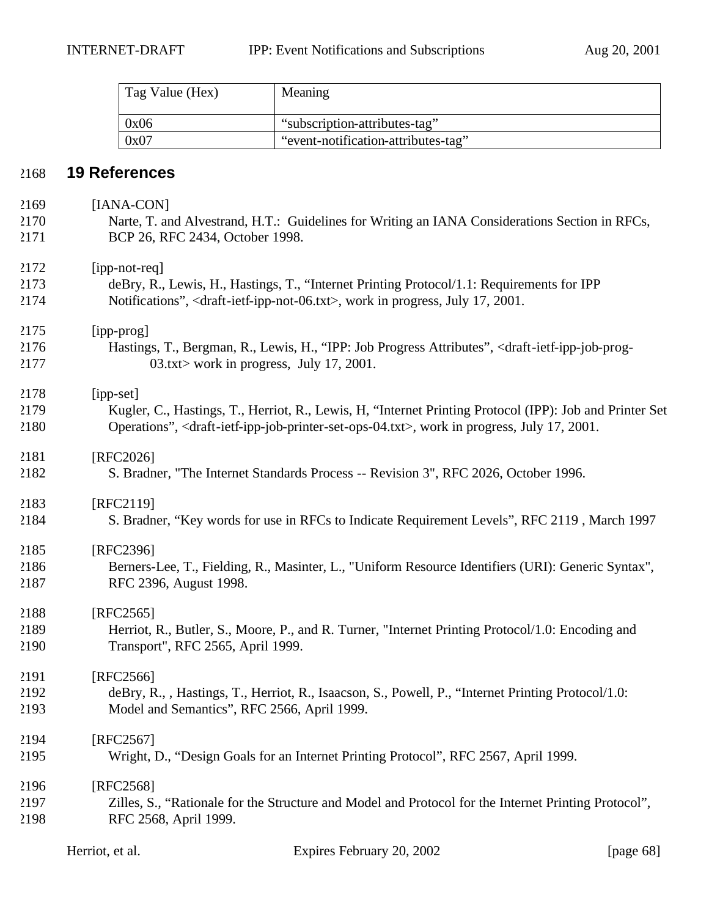| Tag Value (Hex) | Meaning |
| --- | --- |
| 0x06 | “subscription-attributes-tag” |
| 0x07 | “event-notification-attributes-tag” |

# 19 References

[IANA-CON]
Narte, T. and Alvestrand, H.T.: Guidelines for Writing an IANA Considerations Section in RFCs, BCP 26, RFC 2434, October 1998.

[ipp-not-req]
deBry, R., Lewis, H., Hastings, T., “Internet Printing Protocol/1.1: Requirements for IPP Notifications”, <draft-ietf-ipp-not-06.txt>, work in progress, July 17, 2001.

[ipp-prog]
Hastings, T., Bergman, R., Lewis, H., “IPP: Job Progress Attributes”, <draft-ietf-ipp-job-prog-03.txt> work in progress, July 17, 2001.

[ipp-set]
Kugler, C., Hastings, T., Herriot, R., Lewis, H, “Internet Printing Protocol (IPP): Job and Printer Set Operations”, <draft-ietf-ipp-job-printer-set-ops-04.txt>, work in progress, July 17, 2001.

[RFC2026]
S. Bradner, "The Internet Standards Process -- Revision 3", RFC 2026, October 1996.

[RFC2119]
S. Bradner, “Key words for use in RFCs to Indicate Requirement Levels”, RFC 2119 , March 1997

[RFC2396]
Berners-Lee, T., Fielding, R., Masinter, L., "Uniform Resource Identifiers (URI): Generic Syntax", RFC 2396, August 1998.

[RFC2565]
Herriot, R., Butler, S., Moore, P., and R. Turner, "Internet Printing Protocol/1.0: Encoding and Transport", RFC 2565, April 1999.

[RFC2566]
deBry, R., , Hastings, T., Herriot, R., Isaacson, S., Powell, P., “Internet Printing Protocol/1.0: Model and Semantics”, RFC 2566, April 1999.

[RFC2567]
Wright, D., “Design Goals for an Internet Printing Protocol”, RFC 2567, April 1999.

[RFC2568]
Zilles, S., “Rationale for the Structure and Model and Protocol for the Internet Printing Protocol”, RFC 2568, April 1999.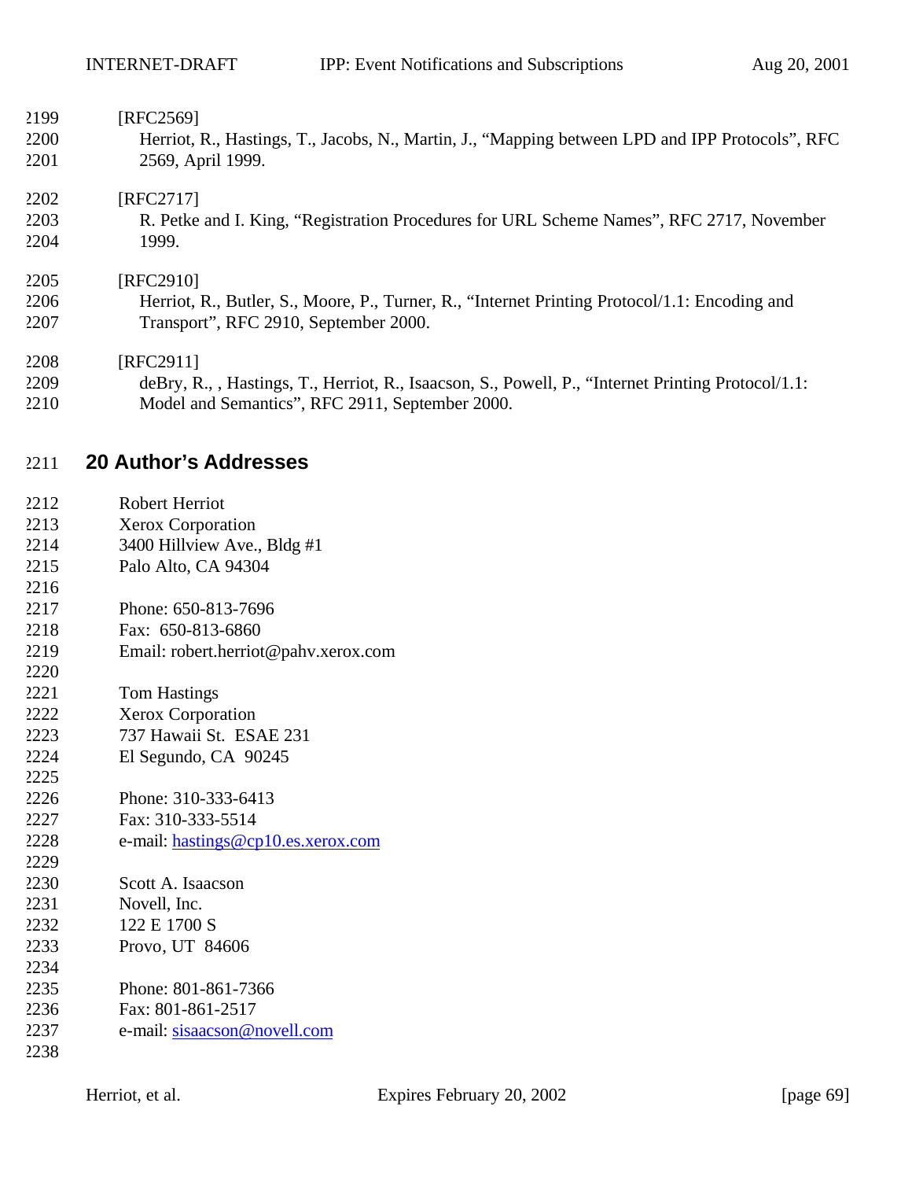[RFC2569]
Herriot, R., Hastings, T., Jacobs, N., Martin, J., “Mapping between LPD and IPP Protocols”, RFC 2569, April 1999.

[RFC2717]
R. Petke and I. King, “Registration Procedures for URL Scheme Names”, RFC 2717, November 1999.

[RFC2910]
Herriot, R., Butler, S., Moore, P., Turner, R., “Internet Printing Protocol/1.1: Encoding and Transport”, RFC 2910, September 2000.

[RFC2911]
deBry, R., , Hastings, T., Herriot, R., Isaacson, S., Powell, P., “Internet Printing Protocol/1.1: Model and Semantics”, RFC 2911, September 2000.

# 20 Author’s Addresses

Robert Herriot
Xerox Corporation
3400 Hillview Ave., Bldg #1
Palo Alto, CA 94304

Phone: 650-813-7696
Fax: 650-813-6860
Email: robert.herriot@pahv.xerox.com

Tom Hastings
Xerox Corporation
737 Hawaii St. ESAE 231
El Segundo, CA 90245

Phone: 310-333-6413
Fax: 310-333-5514
e-mail: hastings@cp10.es.xerox.com

Scott A. Isaacson
Novell, Inc.
122 E 1700 S
Provo, UT 84606

Phone: 801-861-7366
Fax: 801-861-2517
e-mail: sisaacson@novell.com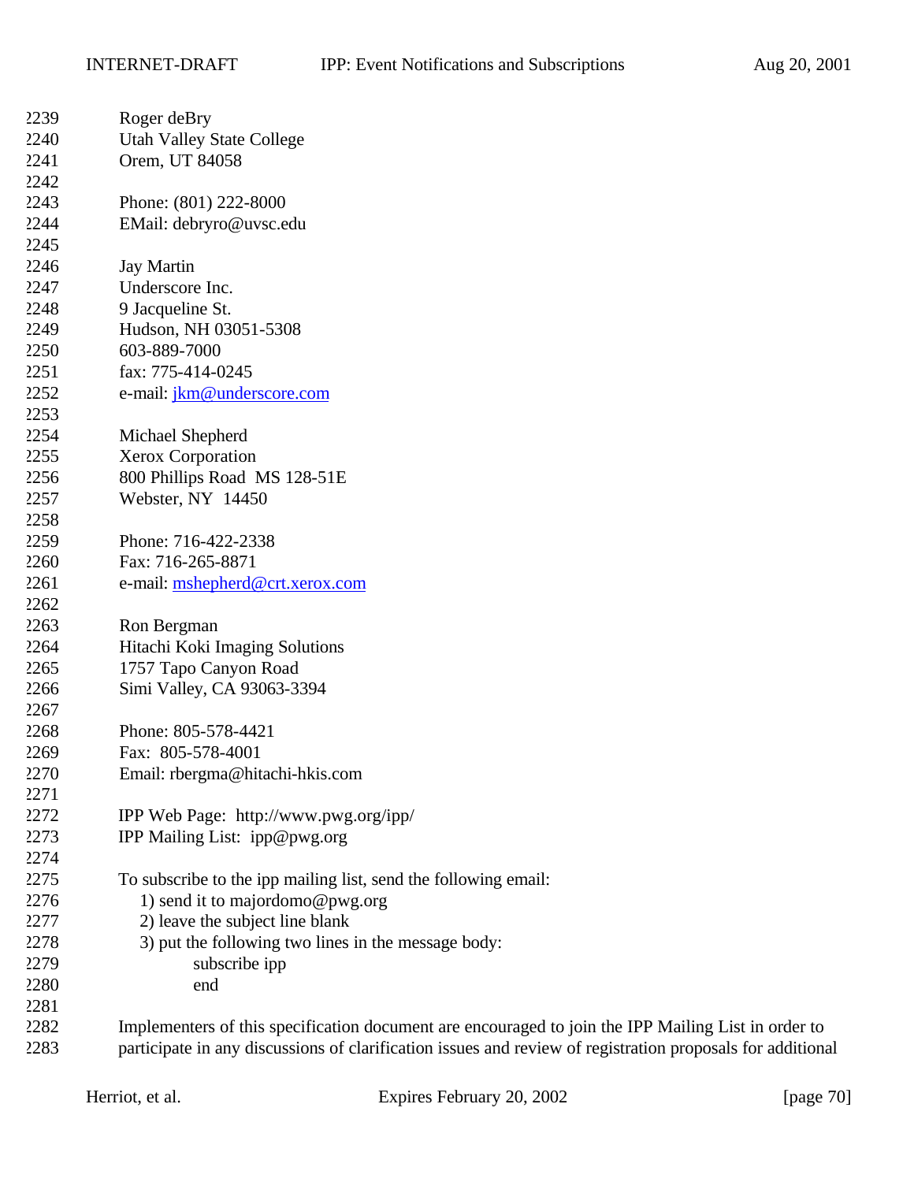Roger deBry
Utah Valley State College
Orem, UT 84058

Phone: (801) 222-8000
EMail: debryro@uvsc.edu

Jay Martin
Underscore Inc.
9 Jacqueline St.
Hudson, NH 03051-5308
603-889-7000
fax: 775-414-0245
e-mail: jkm@underscore.com

Michael Shepherd
Xerox Corporation
800 Phillips Road  MS 128-51E
Webster, NY  14450

Phone: 716-422-2338
Fax: 716-265-8871
e-mail: mshepherd@crt.xerox.com

Ron Bergman
Hitachi Koki Imaging Solutions
1757 Tapo Canyon Road
Simi Valley, CA 93063-3394

Phone: 805-578-4421
Fax:  805-578-4001
Email: rbergma@hitachi-hkis.com

IPP Web Page:  http://www.pwg.org/ipp/
IPP Mailing List:  ipp@pwg.org

To subscribe to the ipp mailing list, send the following email:

1) send it to majordomo@pwg.org
2) leave the subject line blank
3) put the following two lines in the message body:

```
subscribe ipp
end
```

Implementers of this specification document are encouraged to join the IPP Mailing List in order to participate in any discussions of clarification issues and review of registration proposals for additional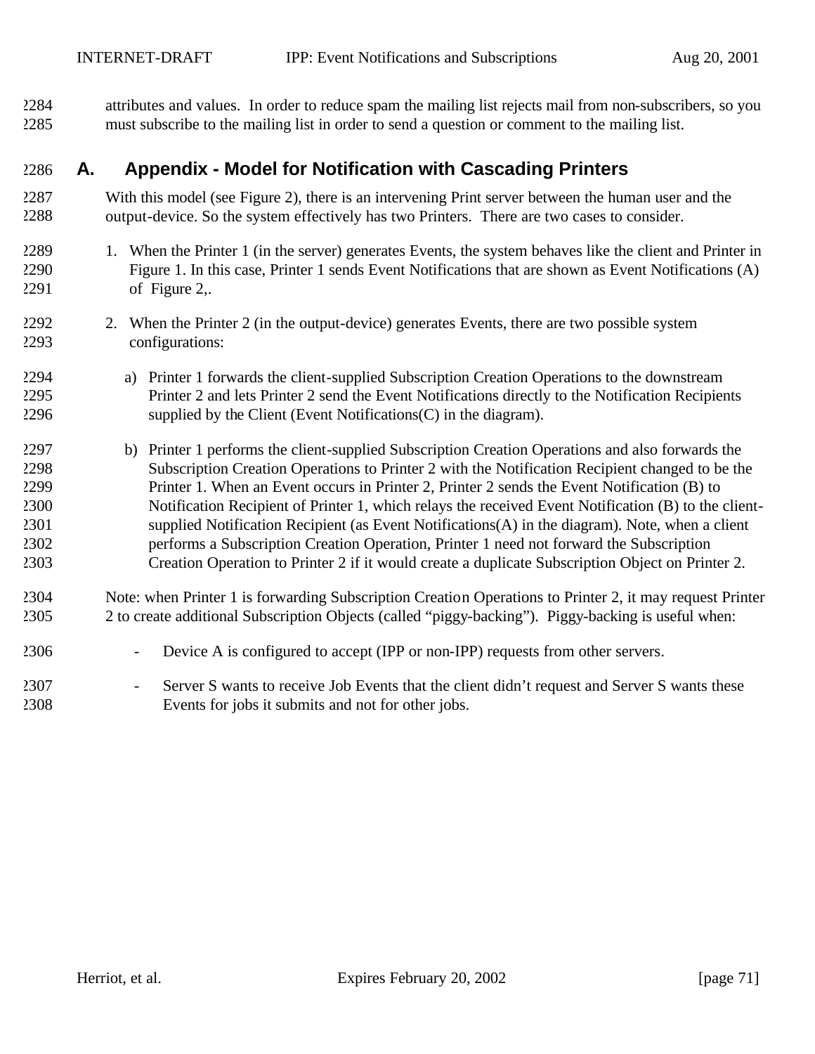attributes and values. In order to reduce spam the mailing list rejects mail from non-subscribers, so you must subscribe to the mailing list in order to send a question or comment to the mailing list.

# A. Appendix - Model for Notification with Cascading Printers

With this model (see Figure 2), there is an intervening Print server between the human user and the output-device. So the system effectively has two Printers. There are two cases to consider.

1. When the Printer 1 (in the server) generates Events, the system behaves like the client and Printer in Figure 1. In this case, Printer 1 sends Event Notifications that are shown as Event Notifications (A) of Figure 2,.

2. When the Printer 2 (in the output-device) generates Events, there are two possible system configurations:

   a) Printer 1 forwards the client-supplied Subscription Creation Operations to the downstream Printer 2 and lets Printer 2 send the Event Notifications directly to the Notification Recipients supplied by the Client (Event Notifications(C) in the diagram).

   b) Printer 1 performs the client-supplied Subscription Creation Operations and also forwards the Subscription Creation Operations to Printer 2 with the Notification Recipient changed to be the Printer 1. When an Event occurs in Printer 2, Printer 2 sends the Event Notification (B) to Notification Recipient of Printer 1, which relays the received Event Notification (B) to the client-supplied Notification Recipient (as Event Notifications(A) in the diagram). Note, when a client performs a Subscription Creation Operation, Printer 1 need not forward the Subscription Creation Operation to Printer 2 if it would create a duplicate Subscription Object on Printer 2.

Note: when Printer 1 is forwarding Subscription Creation Operations to Printer 2, it may request Printer 2 to create additional Subscription Objects (called "piggy-backing"). Piggy-backing is useful when:

- Device A is configured to accept (IPP or non-IPP) requests from other servers.

- Server S wants to receive Job Events that the client didn't request and Server S wants these Events for jobs it submits and not for other jobs.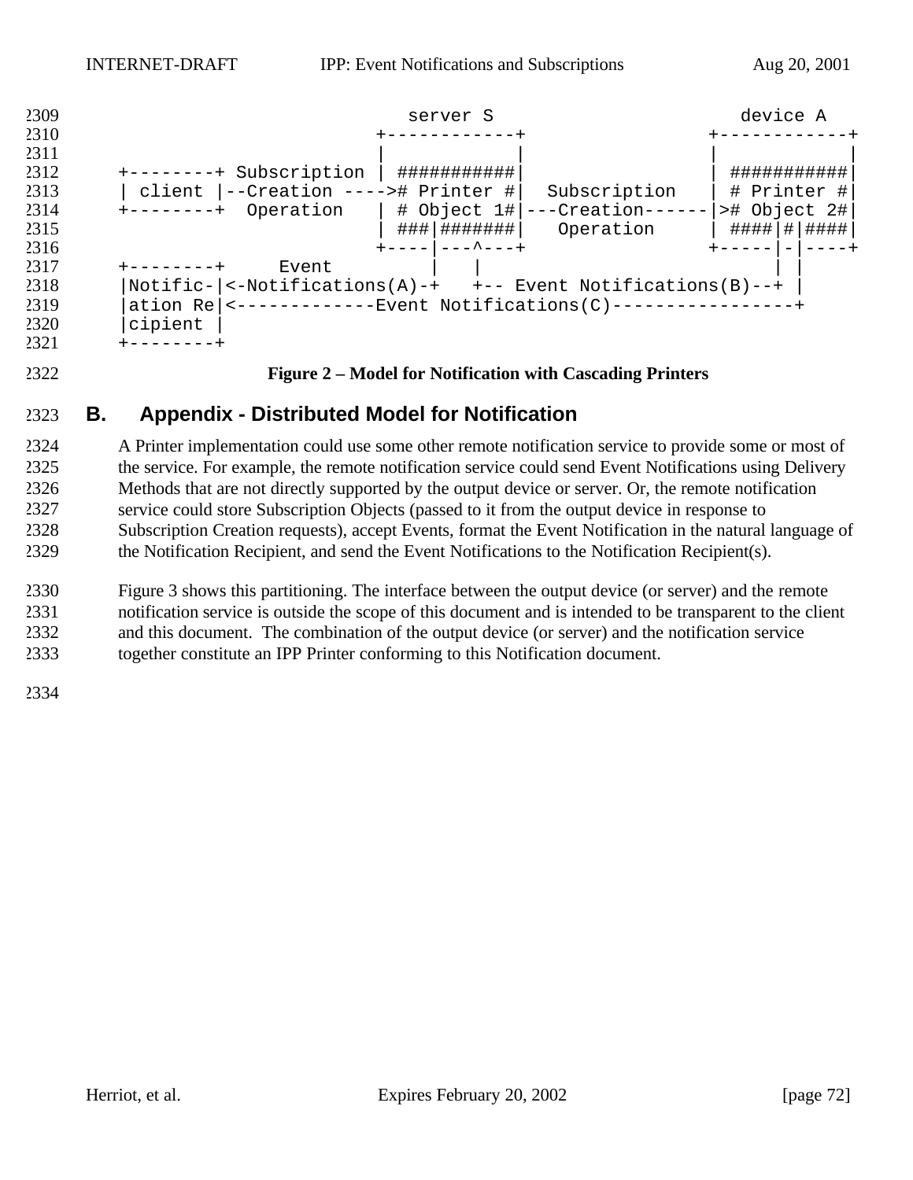```
                              server S                         device A
                           +------------+                 +------------+
                           |            |                 |            |
    +--------+ Subscription | ###########|                 | ###########|
    | client |--Creation ---->\# Printer #|  Subscription   | # Printer #|
    +--------+  Operation   | # Object 1#|---Creation------|># Object 2#|
                           | ###|#######|   Operation     | ####|#|####|
                           +----|---^---+                 +-----|-|----+
    +--------+     Event        |   |                           | |
    |Notific-|<-Notifications(A)-+   +-- Event Notifications(B)--+ |
    |ation Re|<-------------Event Notifications(C)-----------------+
    |cipient |
    +--------+
```

**Figure 2 – Model for Notification with Cascading Printers**

# B. Appendix - Distributed Model for Notification

A Printer implementation could use some other remote notification service to provide some or most of the service. For example, the remote notification service could send Event Notifications using Delivery Methods that are not directly supported by the output device or server. Or, the remote notification service could store Subscription Objects (passed to it from the output device in response to Subscription Creation requests), accept Events, format the Event Notification in the natural language of the Notification Recipient, and send the Event Notifications to the Notification Recipient(s).

Figure 3 shows this partitioning. The interface between the output device (or server) and the remote notification service is outside the scope of this document and is intended to be transparent to the client and this document. The combination of the output device (or server) and the notification service together constitute an IPP Printer conforming to this Notification document.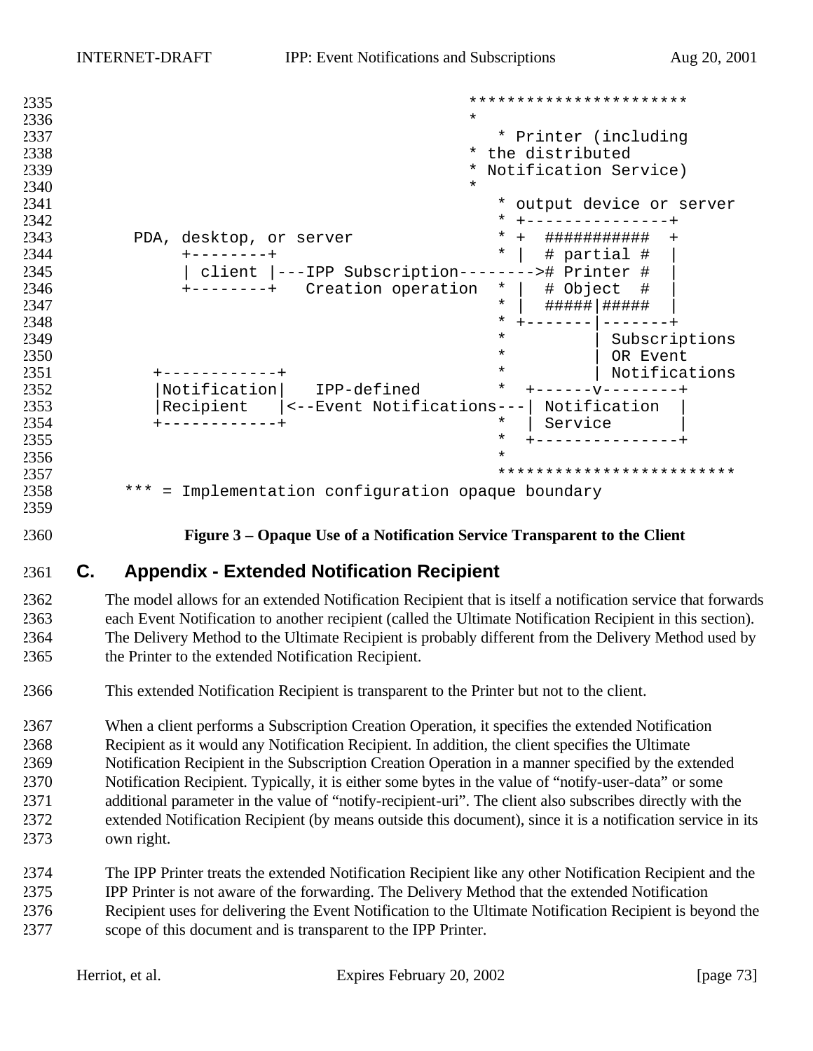```
                                                    ***********************
                                                    *
                                                       * Printer (including
                                                    * the distributed
                                                    * Notification Service)
                                                    *
                                                       * output device or server
                                                       * +---------------+
     PDA, desktop, or server                           * +  ###########  +
          +--------+                                   * |  # partial #  |
          | client |---IPP Subscription-------->#  Printer #  |
          +--------+   Creation operation      * |  # Object  #  |
                                                       * |  #####|#####  |
                                                       * +-------|-------+
                                                       *         | Subscriptions
                                                       *         | OR Event
       +------------+                                  *         | Notifications
       |Notification|   IPP-defined                    *  +------v--------+
       |Recipient   |<--Event Notifications---|  Notification  |
       +------------+                                  *  | Service       |
                                                       *  +---------------+
                                                       *
                                                       *************************
    *** = Implementation configuration opaque boundary
```

**Figure 3 – Opaque Use of a Notification Service Transparent to the Client**

## C. Appendix - Extended Notification Recipient

The model allows for an extended Notification Recipient that is itself a notification service that forwards each Event Notification to another recipient (called the Ultimate Notification Recipient in this section). The Delivery Method to the Ultimate Recipient is probably different from the Delivery Method used by the Printer to the extended Notification Recipient.

This extended Notification Recipient is transparent to the Printer but not to the client.

When a client performs a Subscription Creation Operation, it specifies the extended Notification Recipient as it would any Notification Recipient. In addition, the client specifies the Ultimate Notification Recipient in the Subscription Creation Operation in a manner specified by the extended Notification Recipient. Typically, it is either some bytes in the value of "notify-user-data" or some additional parameter in the value of "notify-recipient-uri". The client also subscribes directly with the extended Notification Recipient (by means outside this document), since it is a notification service in its own right.

The IPP Printer treats the extended Notification Recipient like any other Notification Recipient and the IPP Printer is not aware of the forwarding. The Delivery Method that the extended Notification Recipient uses for delivering the Event Notification to the Ultimate Notification Recipient is beyond the scope of this document and is transparent to the IPP Printer.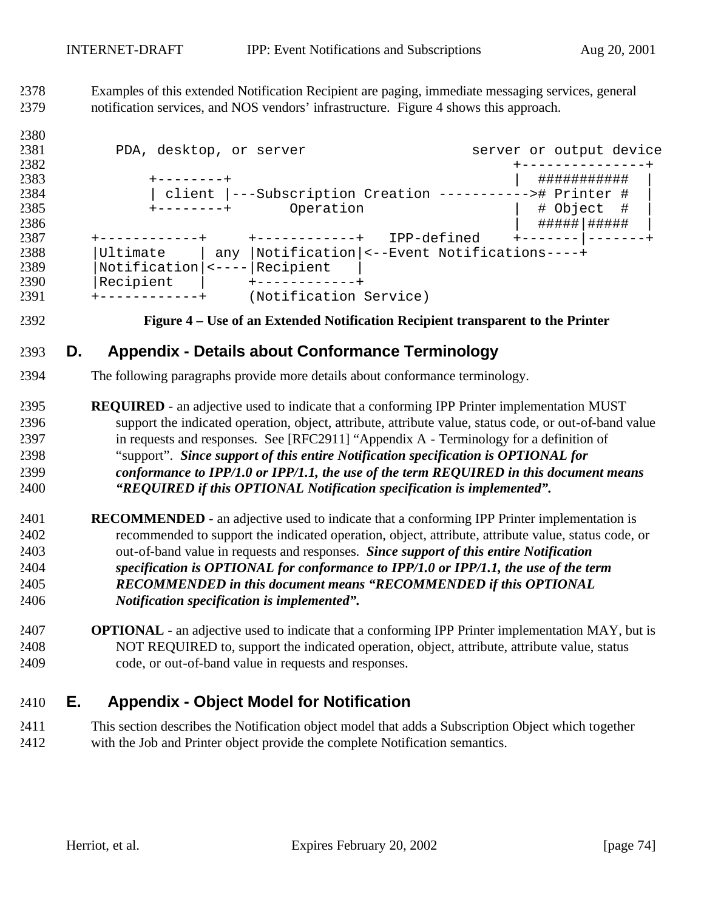Examples of this extended Notification Recipient are paging, immediate messaging services, general notification services, and NOS vendors' infrastructure. Figure 4 shows this approach.

```
     PDA, desktop, or server                     server or output device
                                                    +---------------+
         +--------+                                 |  ###########  |
         | client |---Subscription Creation ----------># Printer #  |
         +--------+       Operation                 |  # Object  #  |
                                                    |  #####|#####  |
 +------------+     +------------+   IPP-defined    +-------|-------+
 |Ultimate    | any |Notification|<--Event Notifications----+
 |Notification|<----|Recipient   |
 |Recipient   |     +------------+
 +------------+     (Notification Service)
```

**Figure 4 – Use of an Extended Notification Recipient transparent to the Printer**

# D. Appendix - Details about Conformance Terminology

The following paragraphs provide more details about conformance terminology.

**REQUIRED** - an adjective used to indicate that a conforming IPP Printer implementation MUST support the indicated operation, object, attribute, attribute value, status code, or out-of-band value in requests and responses. See [RFC2911] "Appendix A - Terminology for a definition of "support". ***Since support of this entire Notification specification is OPTIONAL for conformance to IPP/1.0 or IPP/1.1, the use of the term REQUIRED in this document means "REQUIRED if this OPTIONAL Notification specification is implemented".***

**RECOMMENDED** - an adjective used to indicate that a conforming IPP Printer implementation is recommended to support the indicated operation, object, attribute, attribute value, status code, or out-of-band value in requests and responses. ***Since support of this entire Notification specification is OPTIONAL for conformance to IPP/1.0 or IPP/1.1, the use of the term RECOMMENDED in this document means "RECOMMENDED if this OPTIONAL Notification specification is implemented".***

**OPTIONAL** - an adjective used to indicate that a conforming IPP Printer implementation MAY, but is NOT REQUIRED to, support the indicated operation, object, attribute, attribute value, status code, or out-of-band value in requests and responses.

# E. Appendix - Object Model for Notification

This section describes the Notification object model that adds a Subscription Object which together with the Job and Printer object provide the complete Notification semantics.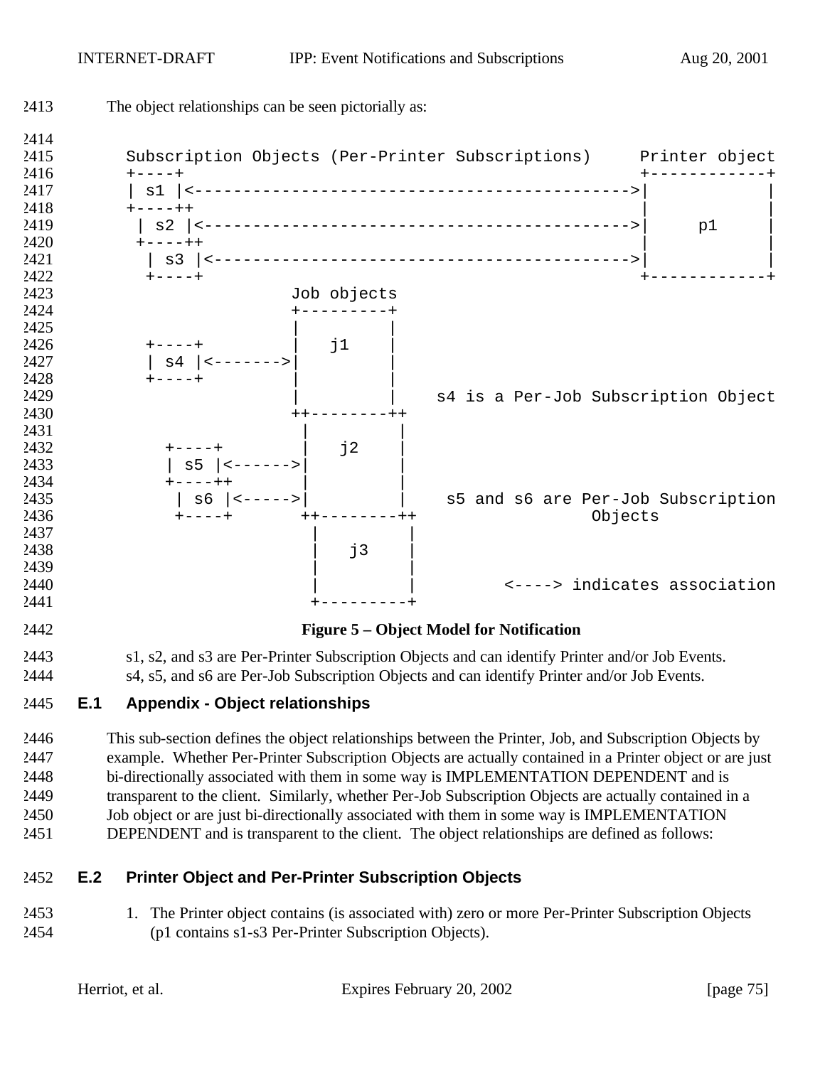The object relationships can be seen pictorially as:

```
Subscription Objects (Per-Printer Subscriptions)     Printer object
+----+                                               +------------+
| s1 |<--------------------------------------------->|            |
+----++                                              |            |
 | s2 |<-------------------------------------------->|     p1     |
 +----++                                             |            |
  | s3 |<------------------------------------------->|            |
  +----+                                             +------------+
                  Job objects
                  +---------+
                  |         |
  +----+          |   j1    |
  | s4 |<-------->|         |
  +----+          |         |
                  |         |    s4 is a Per-Job Subscription Object
                  ++--------++
                   |         |
    +----+         |   j2    |
    | s5 |<------->|         |
    +----++        |         |
     | s6 |<------>|         |    s5 and s6 are Per-Job Subscription
     +----+       ++--------++                 Objects
                   |         |
                   |   j3    |
                   |         |
                   |         |         <----> indicates association
                   +---------+
```

**Figure 5 – Object Model for Notification**

s1, s2, and s3 are Per-Printer Subscription Objects and can identify Printer and/or Job Events.
s4, s5, and s6 are Per-Job Subscription Objects and can identify Printer and/or Job Events.

## E.1 Appendix - Object relationships

This sub-section defines the object relationships between the Printer, Job, and Subscription Objects by example. Whether Per-Printer Subscription Objects are actually contained in a Printer object or are just bi-directionally associated with them in some way is IMPLEMENTATION DEPENDENT and is transparent to the client. Similarly, whether Per-Job Subscription Objects are actually contained in a Job object or are just bi-directionally associated with them in some way is IMPLEMENTATION DEPENDENT and is transparent to the client. The object relationships are defined as follows:

## E.2 Printer Object and Per-Printer Subscription Objects

1. The Printer object contains (is associated with) zero or more Per-Printer Subscription Objects (p1 contains s1-s3 Per-Printer Subscription Objects).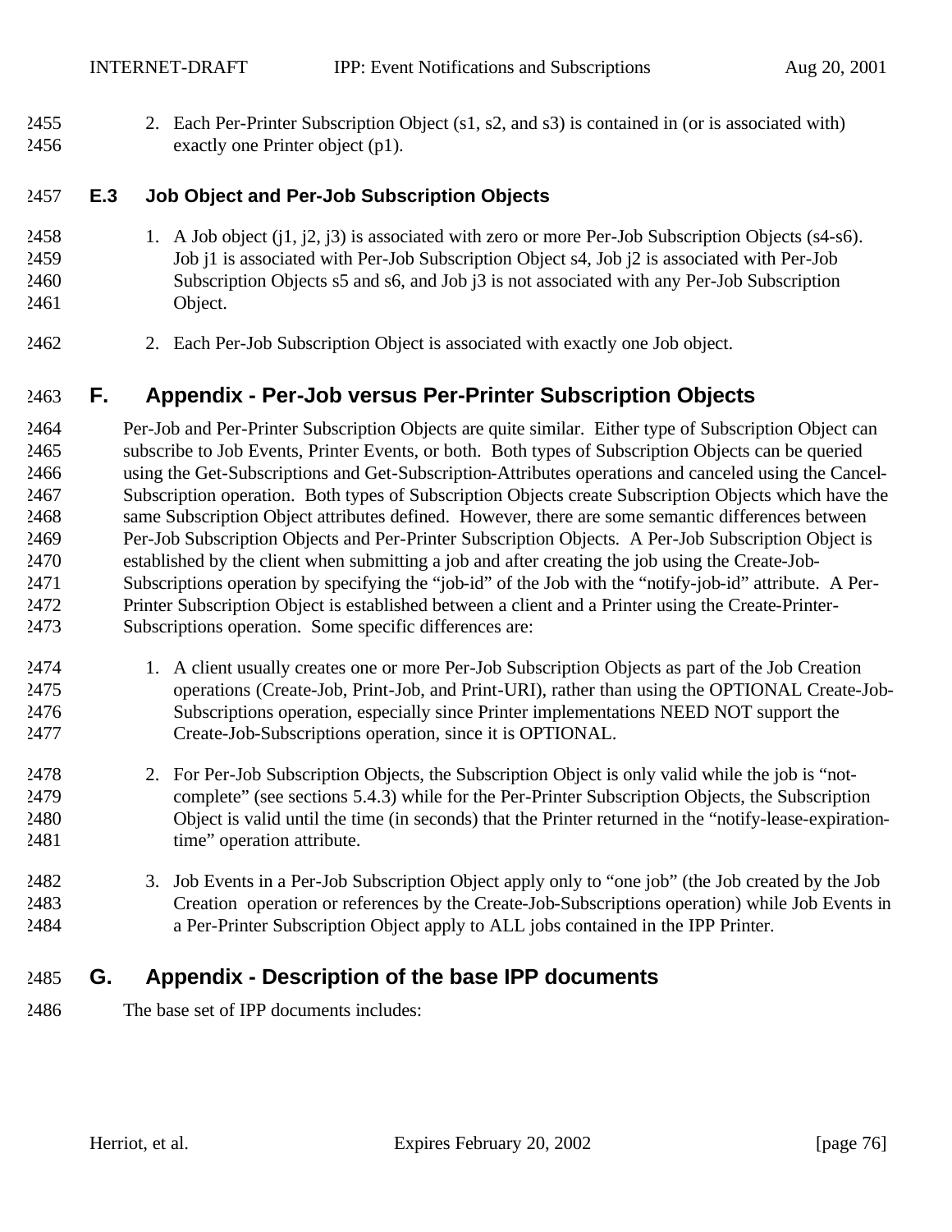2. Each Per-Printer Subscription Object (s1, s2, and s3) is contained in (or is associated with) exactly one Printer object (p1).

### E.3 Job Object and Per-Job Subscription Objects

1. A Job object (j1, j2, j3) is associated with zero or more Per-Job Subscription Objects (s4-s6). Job j1 is associated with Per-Job Subscription Object s4, Job j2 is associated with Per-Job Subscription Objects s5 and s6, and Job j3 is not associated with any Per-Job Subscription Object.

2. Each Per-Job Subscription Object is associated with exactly one Job object.

## F. Appendix - Per-Job versus Per-Printer Subscription Objects

Per-Job and Per-Printer Subscription Objects are quite similar. Either type of Subscription Object can subscribe to Job Events, Printer Events, or both. Both types of Subscription Objects can be queried using the Get-Subscriptions and Get-Subscription-Attributes operations and canceled using the Cancel-Subscription operation. Both types of Subscription Objects create Subscription Objects which have the same Subscription Object attributes defined. However, there are some semantic differences between Per-Job Subscription Objects and Per-Printer Subscription Objects. A Per-Job Subscription Object is established by the client when submitting a job and after creating the job using the Create-Job-Subscriptions operation by specifying the "job-id" of the Job with the "notify-job-id" attribute. A Per-Printer Subscription Object is established between a client and a Printer using the Create-Printer-Subscriptions operation. Some specific differences are:

1. A client usually creates one or more Per-Job Subscription Objects as part of the Job Creation operations (Create-Job, Print-Job, and Print-URI), rather than using the OPTIONAL Create-Job-Subscriptions operation, especially since Printer implementations NEED NOT support the Create-Job-Subscriptions operation, since it is OPTIONAL.

2. For Per-Job Subscription Objects, the Subscription Object is only valid while the job is "not-complete" (see sections 5.4.3) while for the Per-Printer Subscription Objects, the Subscription Object is valid until the time (in seconds) that the Printer returned in the "notify-lease-expiration-time" operation attribute.

3. Job Events in a Per-Job Subscription Object apply only to "one job" (the Job created by the Job Creation operation or references by the Create-Job-Subscriptions operation) while Job Events in a Per-Printer Subscription Object apply to ALL jobs contained in the IPP Printer.

## G. Appendix - Description of the base IPP documents

The base set of IPP documents includes: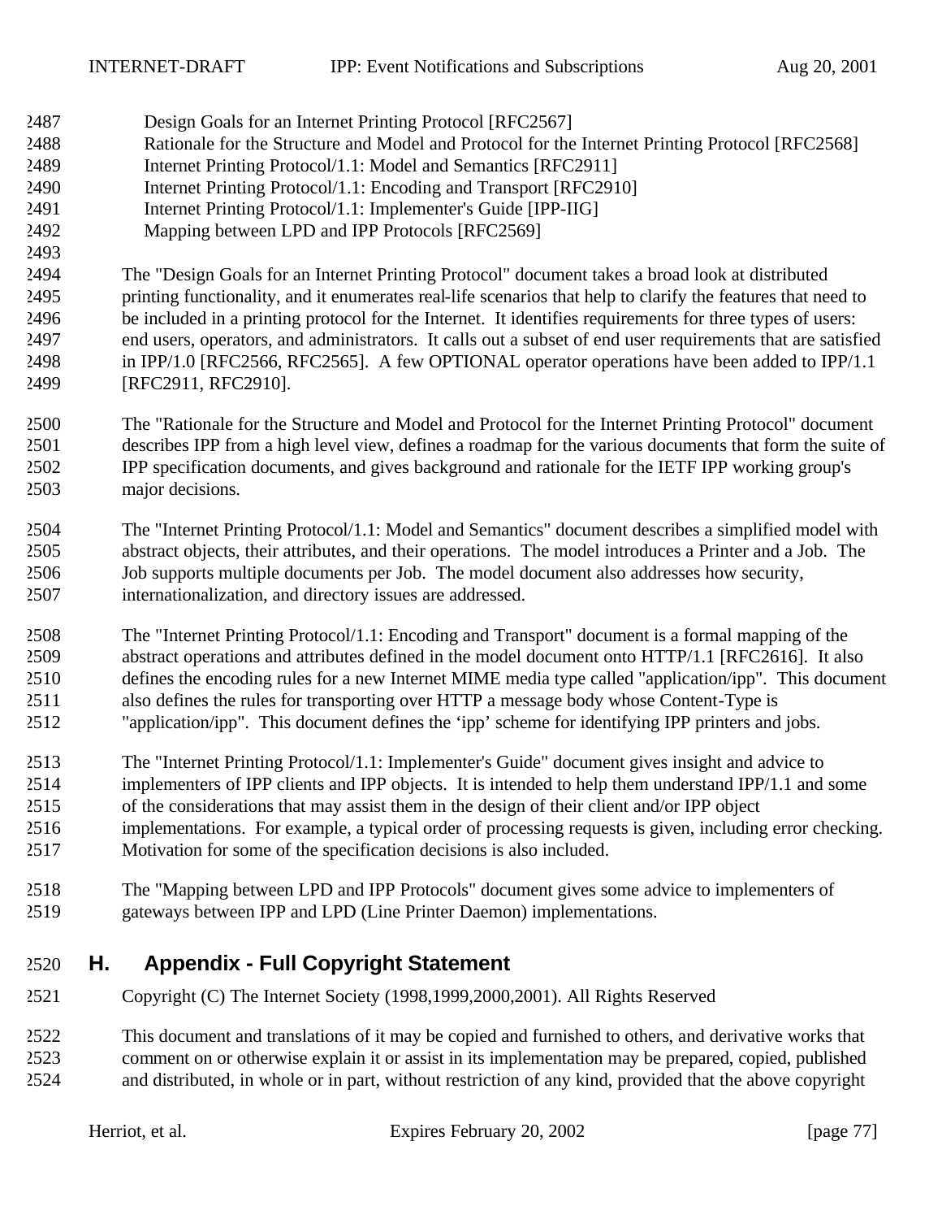Design Goals for an Internet Printing Protocol [RFC2567]
Rationale for the Structure and Model and Protocol for the Internet Printing Protocol [RFC2568]
Internet Printing Protocol/1.1: Model and Semantics [RFC2911]
Internet Printing Protocol/1.1: Encoding and Transport [RFC2910]
Internet Printing Protocol/1.1: Implementer's Guide [IPP-IIG]
Mapping between LPD and IPP Protocols [RFC2569]

The "Design Goals for an Internet Printing Protocol" document takes a broad look at distributed printing functionality, and it enumerates real-life scenarios that help to clarify the features that need to be included in a printing protocol for the Internet. It identifies requirements for three types of users: end users, operators, and administrators. It calls out a subset of end user requirements that are satisfied in IPP/1.0 [RFC2566, RFC2565]. A few OPTIONAL operator operations have been added to IPP/1.1 [RFC2911, RFC2910].

The "Rationale for the Structure and Model and Protocol for the Internet Printing Protocol" document describes IPP from a high level view, defines a roadmap for the various documents that form the suite of IPP specification documents, and gives background and rationale for the IETF IPP working group's major decisions.

The "Internet Printing Protocol/1.1: Model and Semantics" document describes a simplified model with abstract objects, their attributes, and their operations. The model introduces a Printer and a Job. The Job supports multiple documents per Job. The model document also addresses how security, internationalization, and directory issues are addressed.

The "Internet Printing Protocol/1.1: Encoding and Transport" document is a formal mapping of the abstract operations and attributes defined in the model document onto HTTP/1.1 [RFC2616]. It also defines the encoding rules for a new Internet MIME media type called "application/ipp". This document also defines the rules for transporting over HTTP a message body whose Content-Type is "application/ipp". This document defines the 'ipp' scheme for identifying IPP printers and jobs.

The "Internet Printing Protocol/1.1: Implementer's Guide" document gives insight and advice to implementers of IPP clients and IPP objects. It is intended to help them understand IPP/1.1 and some of the considerations that may assist them in the design of their client and/or IPP object implementations. For example, a typical order of processing requests is given, including error checking. Motivation for some of the specification decisions is also included.

The "Mapping between LPD and IPP Protocols" document gives some advice to implementers of gateways between IPP and LPD (Line Printer Daemon) implementations.

# H. Appendix - Full Copyright Statement

Copyright (C) The Internet Society (1998,1999,2000,2001). All Rights Reserved

This document and translations of it may be copied and furnished to others, and derivative works that comment on or otherwise explain it or assist in its implementation may be prepared, copied, published and distributed, in whole or in part, without restriction of any kind, provided that the above copyright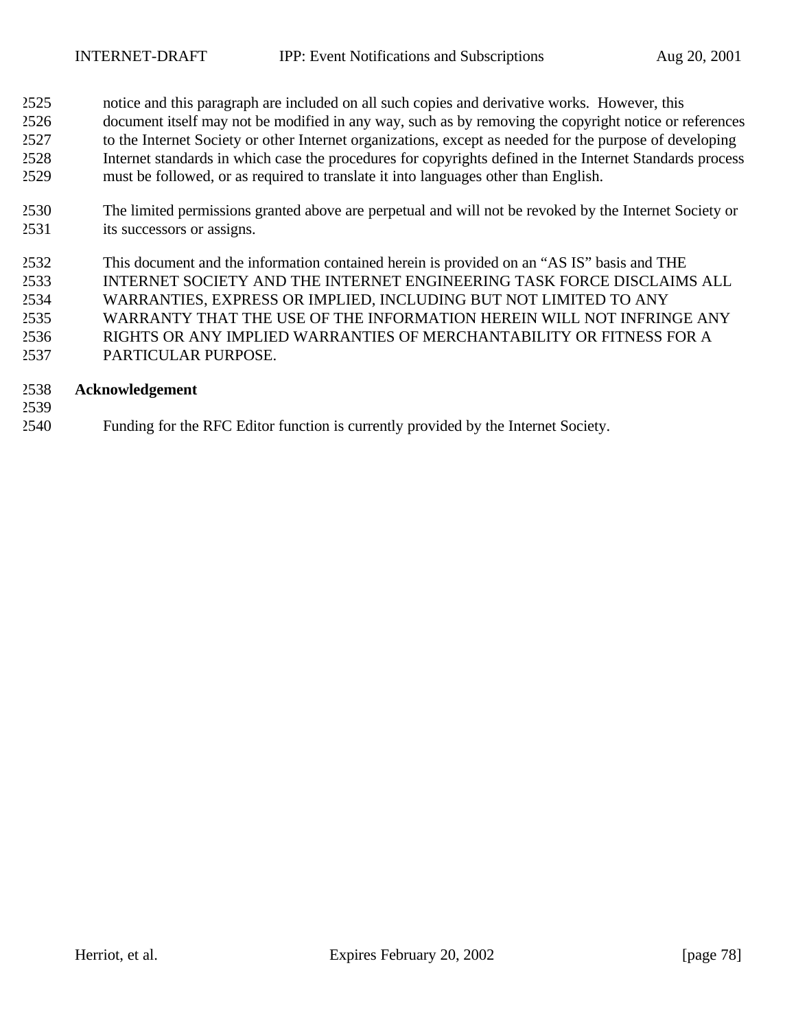notice and this paragraph are included on all such copies and derivative works. However, this document itself may not be modified in any way, such as by removing the copyright notice or references to the Internet Society or other Internet organizations, except as needed for the purpose of developing Internet standards in which case the procedures for copyrights defined in the Internet Standards process must be followed, or as required to translate it into languages other than English.

The limited permissions granted above are perpetual and will not be revoked by the Internet Society or its successors or assigns.

This document and the information contained herein is provided on an "AS IS" basis and THE INTERNET SOCIETY AND THE INTERNET ENGINEERING TASK FORCE DISCLAIMS ALL WARRANTIES, EXPRESS OR IMPLIED, INCLUDING BUT NOT LIMITED TO ANY WARRANTY THAT THE USE OF THE INFORMATION HEREIN WILL NOT INFRINGE ANY RIGHTS OR ANY IMPLIED WARRANTIES OF MERCHANTABILITY OR FITNESS FOR A PARTICULAR PURPOSE.

**Acknowledgement**

Funding for the RFC Editor function is currently provided by the Internet Society.